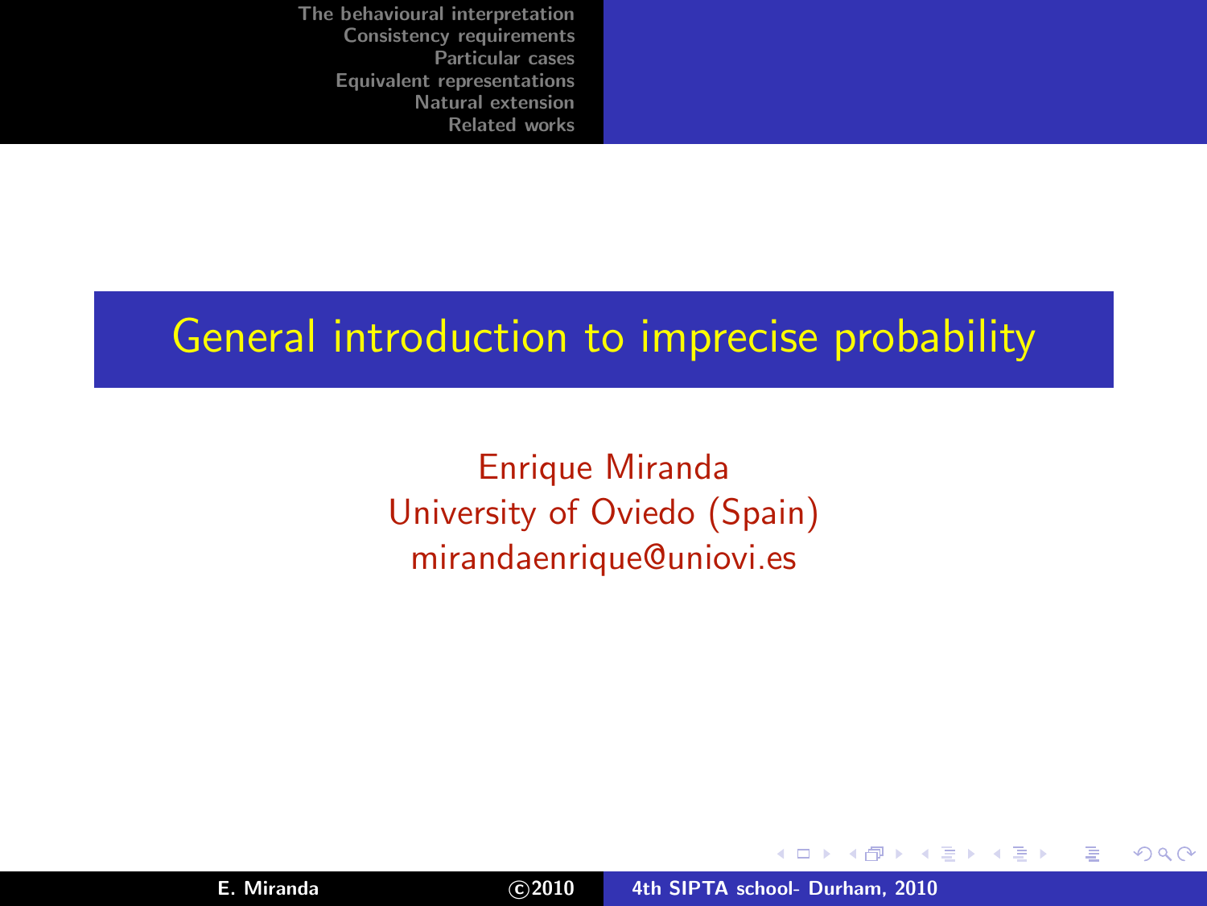# General introduction to imprecise probability

Enrique Miranda
University of Oviedo (Spain)
mirandaenrique@uniovi.es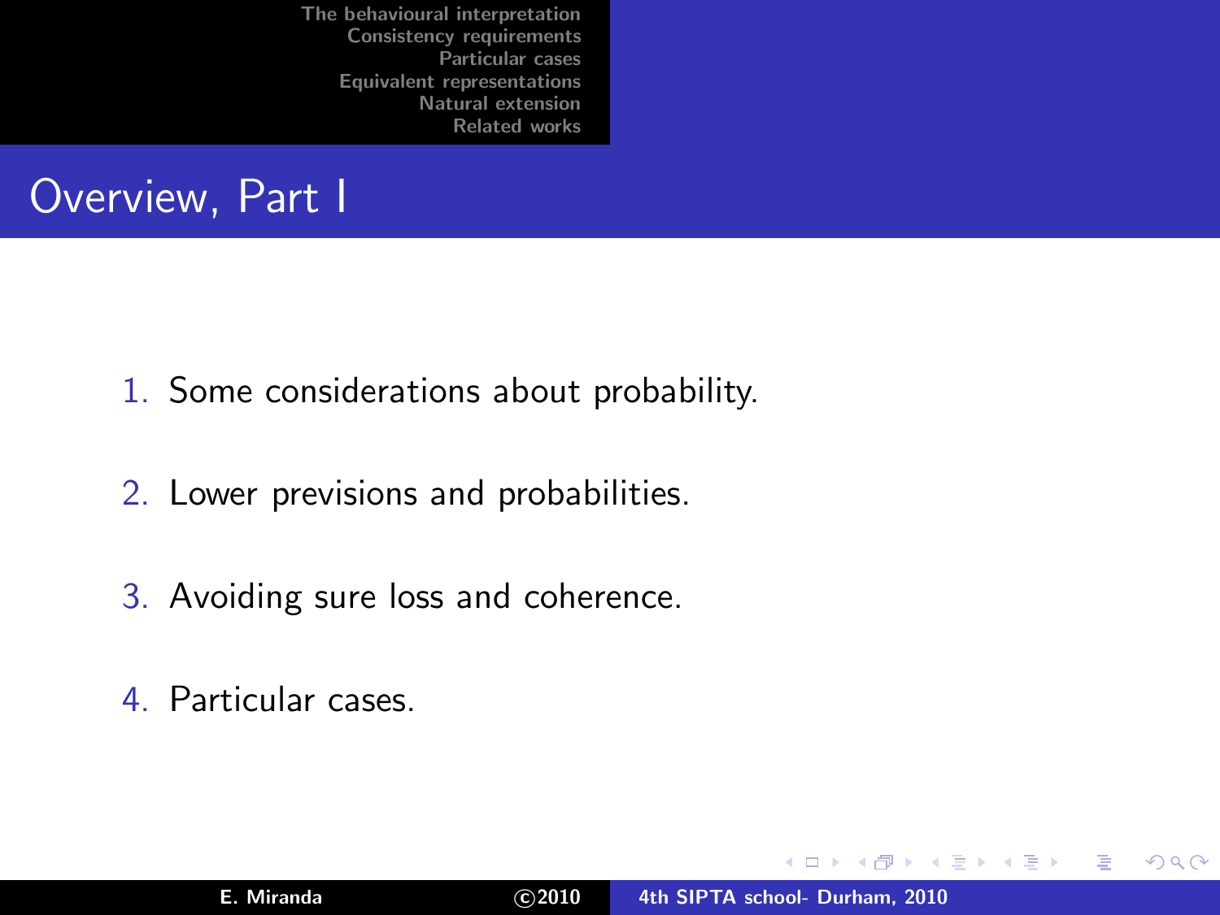# Overview, Part I

1. Some considerations about probability.
2. Lower previsions and probabilities.
3. Avoiding sure loss and coherence.
4. Particular cases.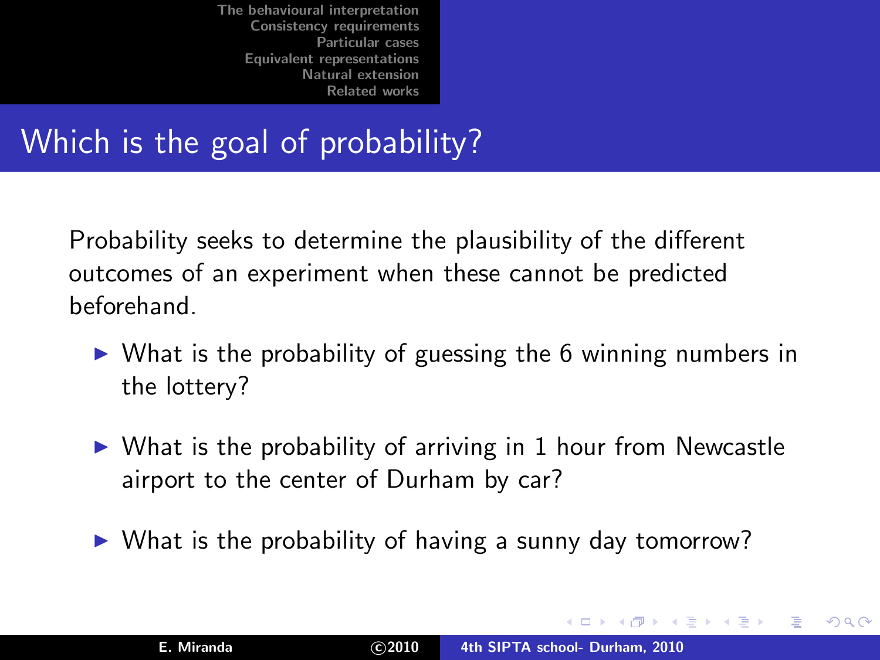# Which is the goal of probability?

Probability seeks to determine the plausibility of the different outcomes of an experiment when these cannot be predicted beforehand.

- What is the probability of guessing the 6 winning numbers in the lottery?
- What is the probability of arriving in 1 hour from Newcastle airport to the center of Durham by car?
- What is the probability of having a sunny day tomorrow?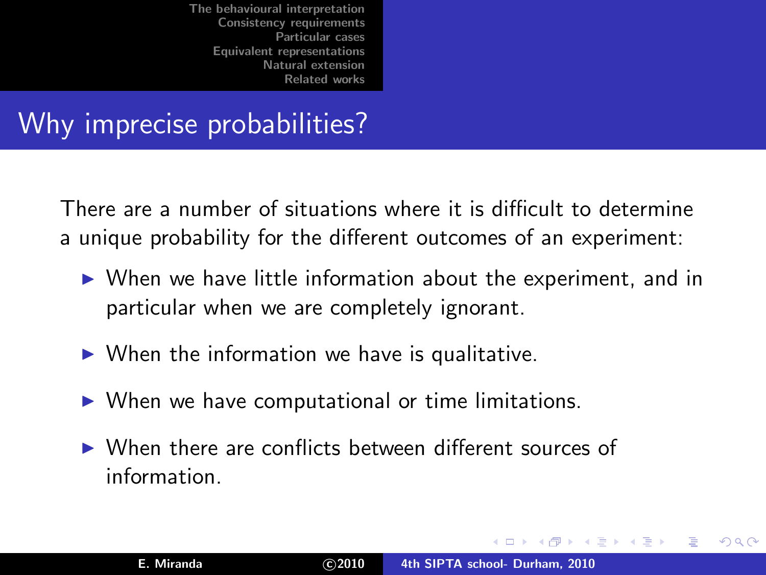## Why imprecise probabilities?

There are a number of situations where it is difficult to determine a unique probability for the different outcomes of an experiment:

- When we have little information about the experiment, and in particular when we are completely ignorant.
- When the information we have is qualitative.
- When we have computational or time limitations.
- When there are conflicts between different sources of information.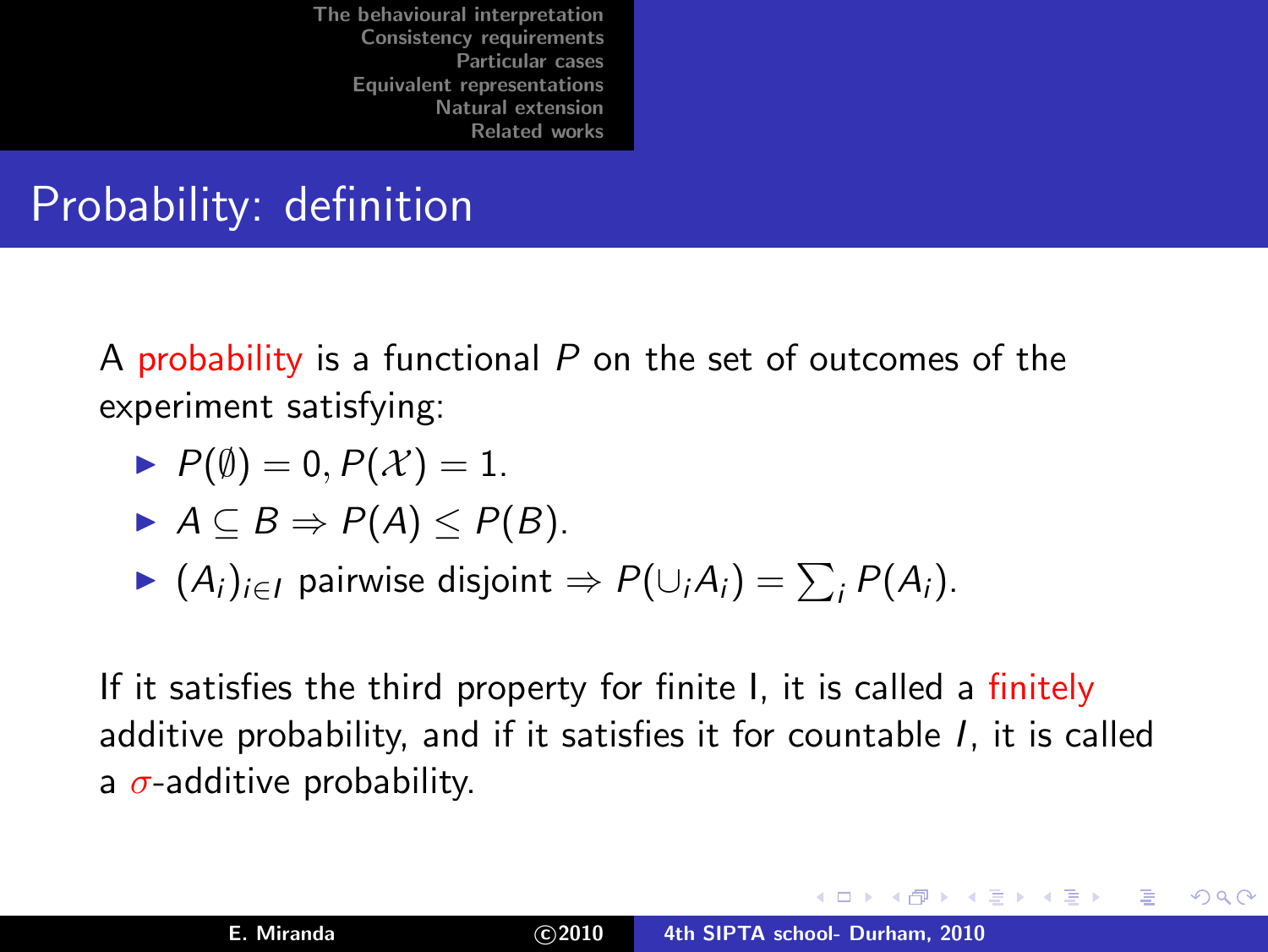# Probability: definition

A probability is a functional $P$ on the set of outcomes of the experiment satisfying:

- $P(\emptyset) = 0, P(\mathcal{X}) = 1.$
- $A \subseteq B \Rightarrow P(A) \leq P(B).$
- $(A_i)_{i \in I}$ pairwise disjoint $\Rightarrow P(\cup_i A_i) = \sum_i P(A_i).$

If it satisfies the third property for finite I, it is called a finitely additive probability, and if it satisfies it for countable $I$, it is called a $\sigma$-additive probability.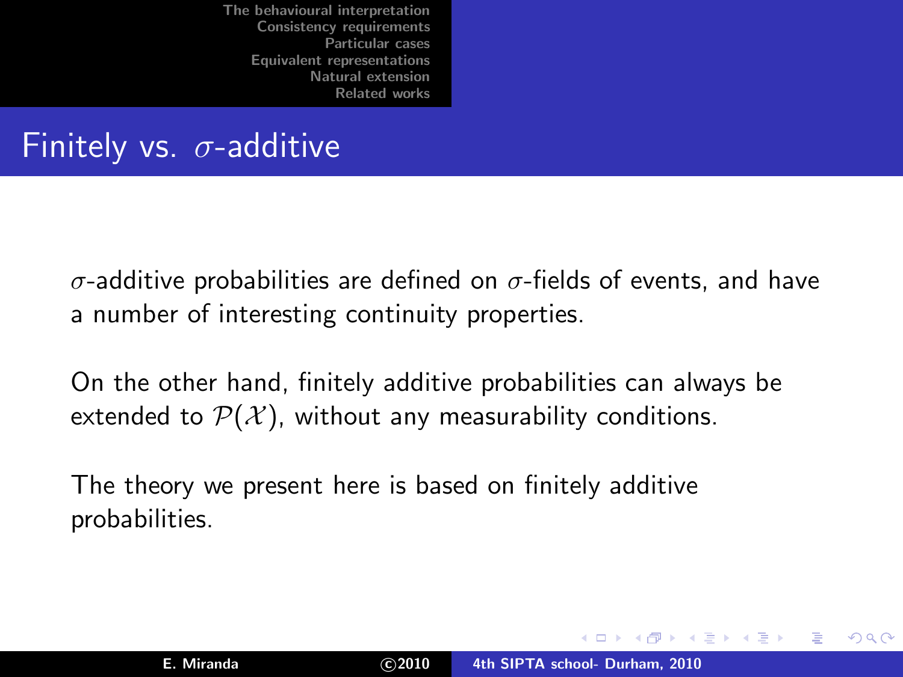# Finitely vs. $\sigma$-additive

$\sigma$-additive probabilities are defined on $\sigma$-fields of events, and have a number of interesting continuity properties.

On the other hand, finitely additive probabilities can always be extended to $\mathcal{P}(\mathcal{X})$, without any measurability conditions.

The theory we present here is based on finitely additive probabilities.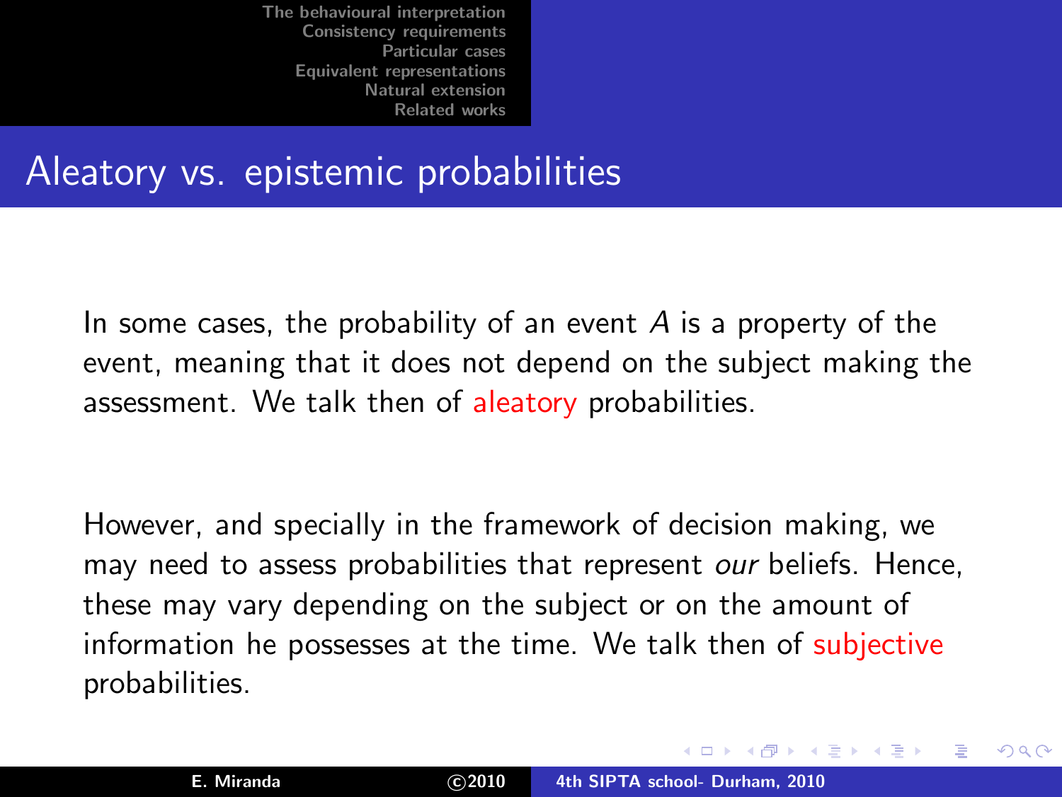# Aleatory vs. epistemic probabilities

In some cases, the probability of an event $A$ is a property of the event, meaning that it does not depend on the subject making the assessment. We talk then of aleatory probabilities.

However, and specially in the framework of decision making, we may need to assess probabilities that represent *our* beliefs. Hence, these may vary depending on the subject or on the amount of information he possesses at the time. We talk then of subjective probabilities.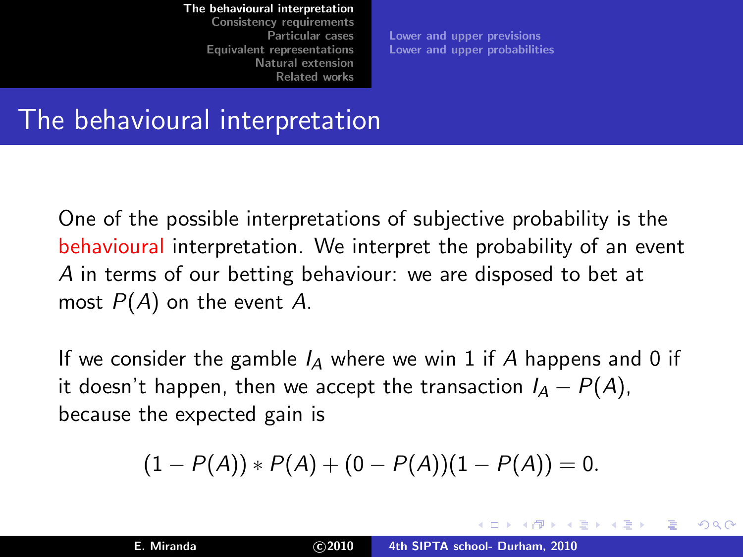# The behavioural interpretation

One of the possible interpretations of subjective probability is the behavioural interpretation. We interpret the probability of an event $A$ in terms of our betting behaviour: we are disposed to bet at most $P(A)$ on the event $A$.

If we consider the gamble $I_A$ where we win 1 if $A$ happens and 0 if it doesn't happen, then we accept the transaction $I_A - P(A)$, because the expected gain is

$$(1 - P(A)) * P(A) + (0 - P(A))(1 - P(A)) = 0.$$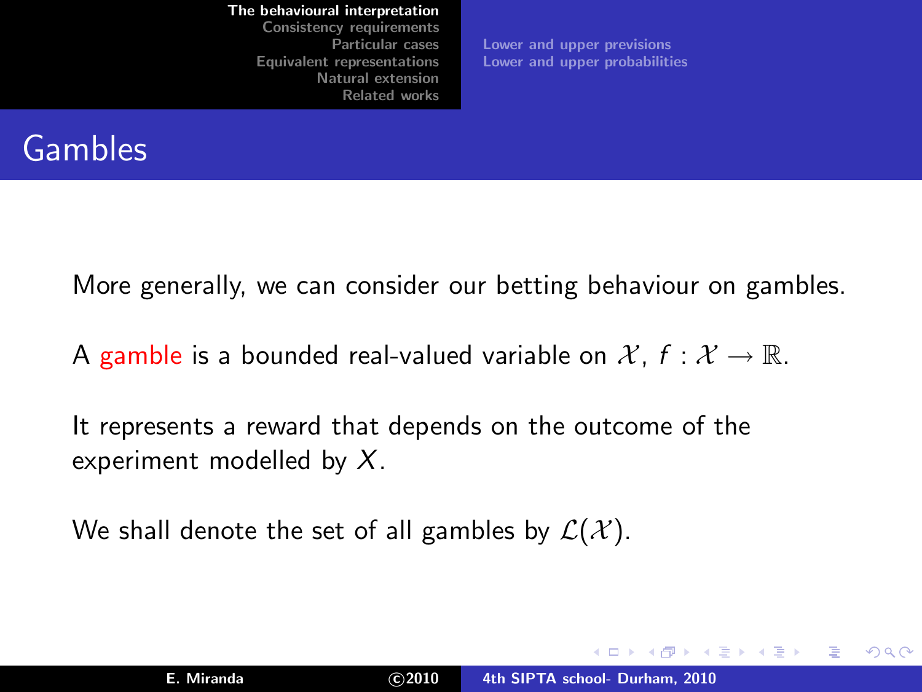# Gambles

More generally, we can consider our betting behaviour on gambles.

A gamble is a bounded real-valued variable on $\mathcal{X}$, $f : \mathcal{X} \to \mathbb{R}$.

It represents a reward that depends on the outcome of the experiment modelled by $X$.

We shall denote the set of all gambles by $\mathcal{L}(\mathcal{X})$.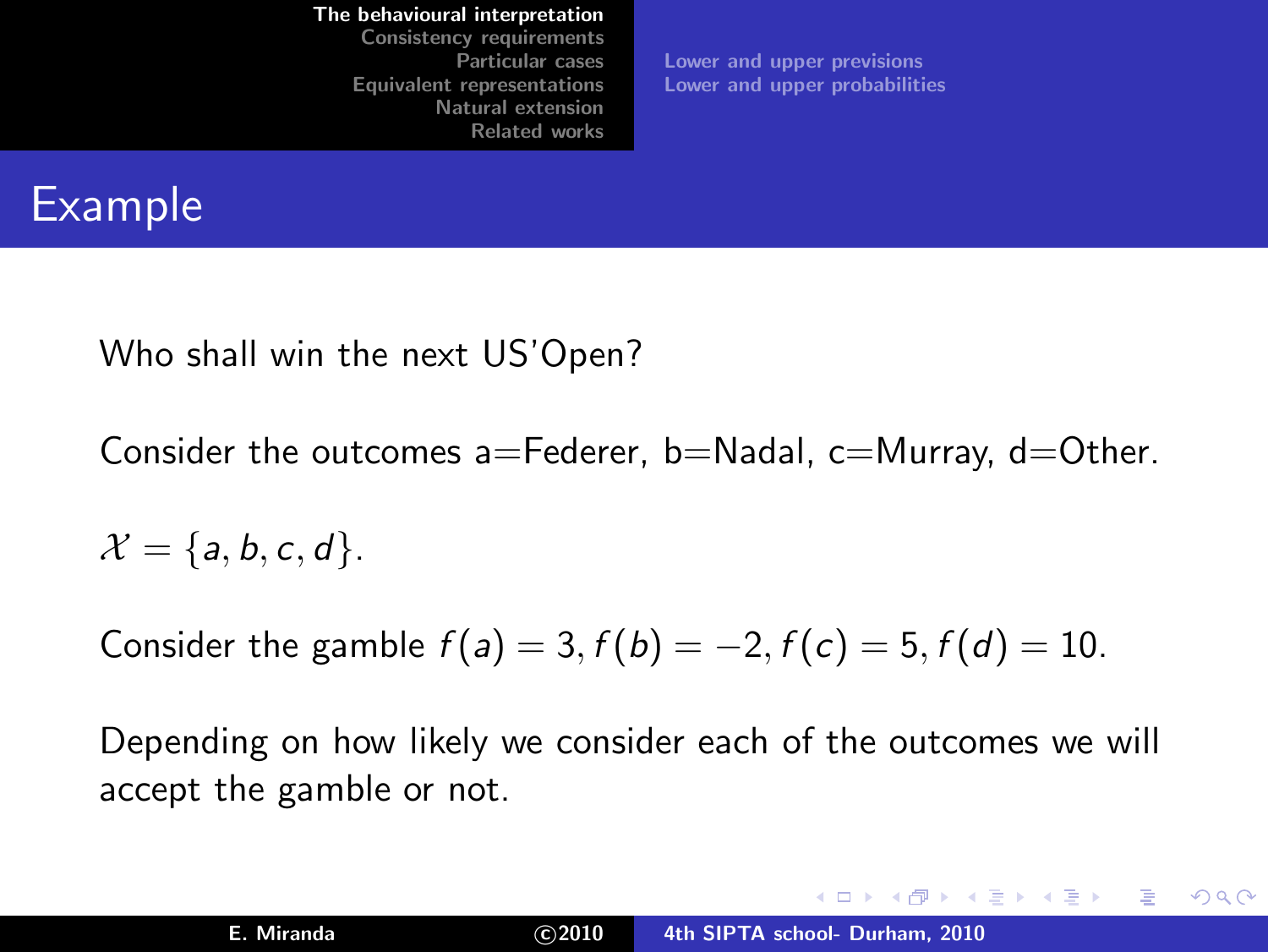# Example

Who shall win the next US'Open?

Consider the outcomes a=Federer, b=Nadal, c=Murray, d=Other.

$\mathcal{X} = \{a, b, c, d\}$.

Consider the gamble $f(a) = 3, f(b) = -2, f(c) = 5, f(d) = 10$.

Depending on how likely we consider each of the outcomes we will accept the gamble or not.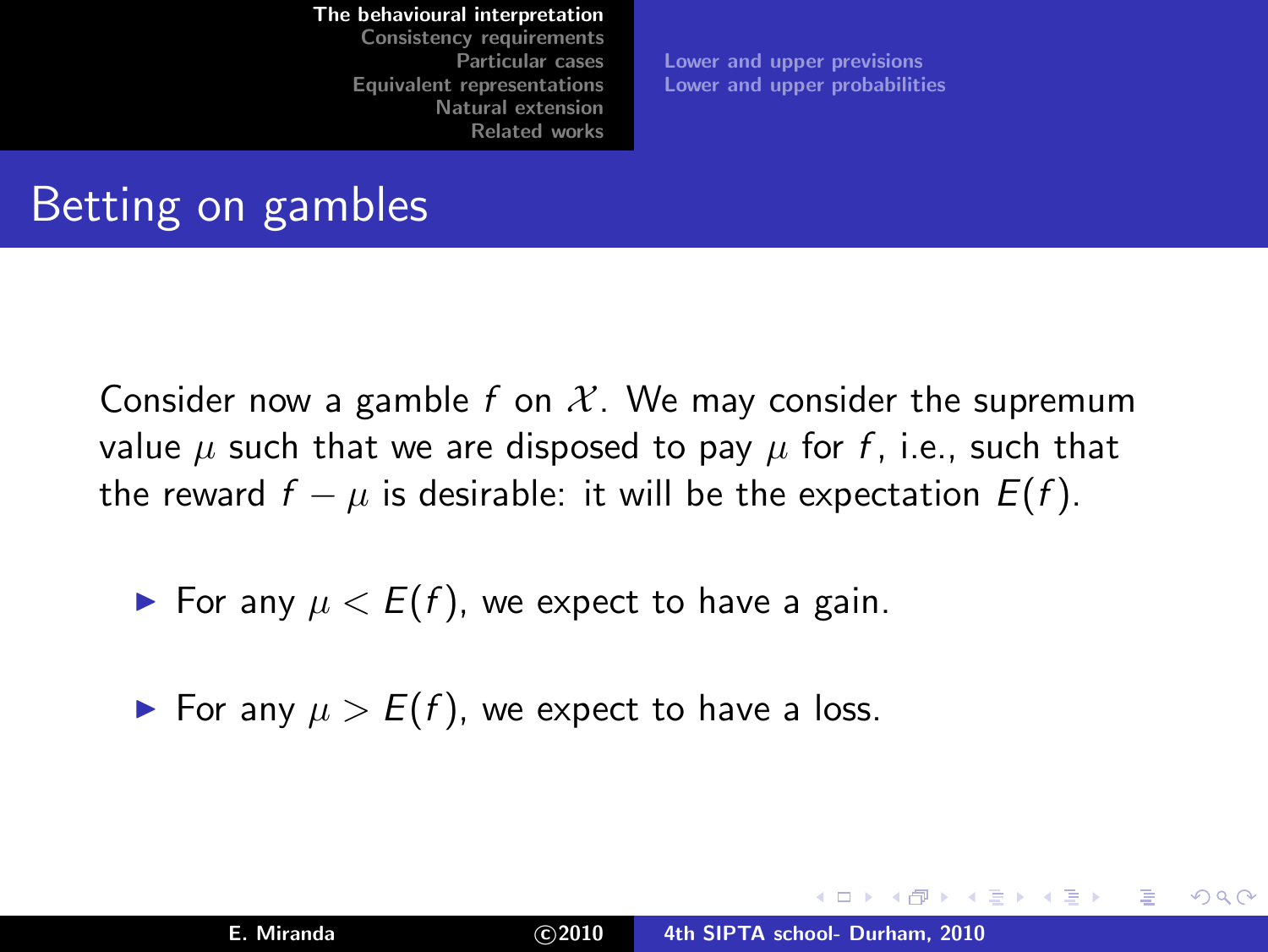# Betting on gambles

Consider now a gamble $f$ on $\mathcal{X}$. We may consider the supremum value $\mu$ such that we are disposed to pay $\mu$ for $f$, i.e., such that the reward $f - \mu$ is desirable: it will be the expectation $E(f)$.

- For any $\mu < E(f)$, we expect to have a gain.
- For any $\mu > E(f)$, we expect to have a loss.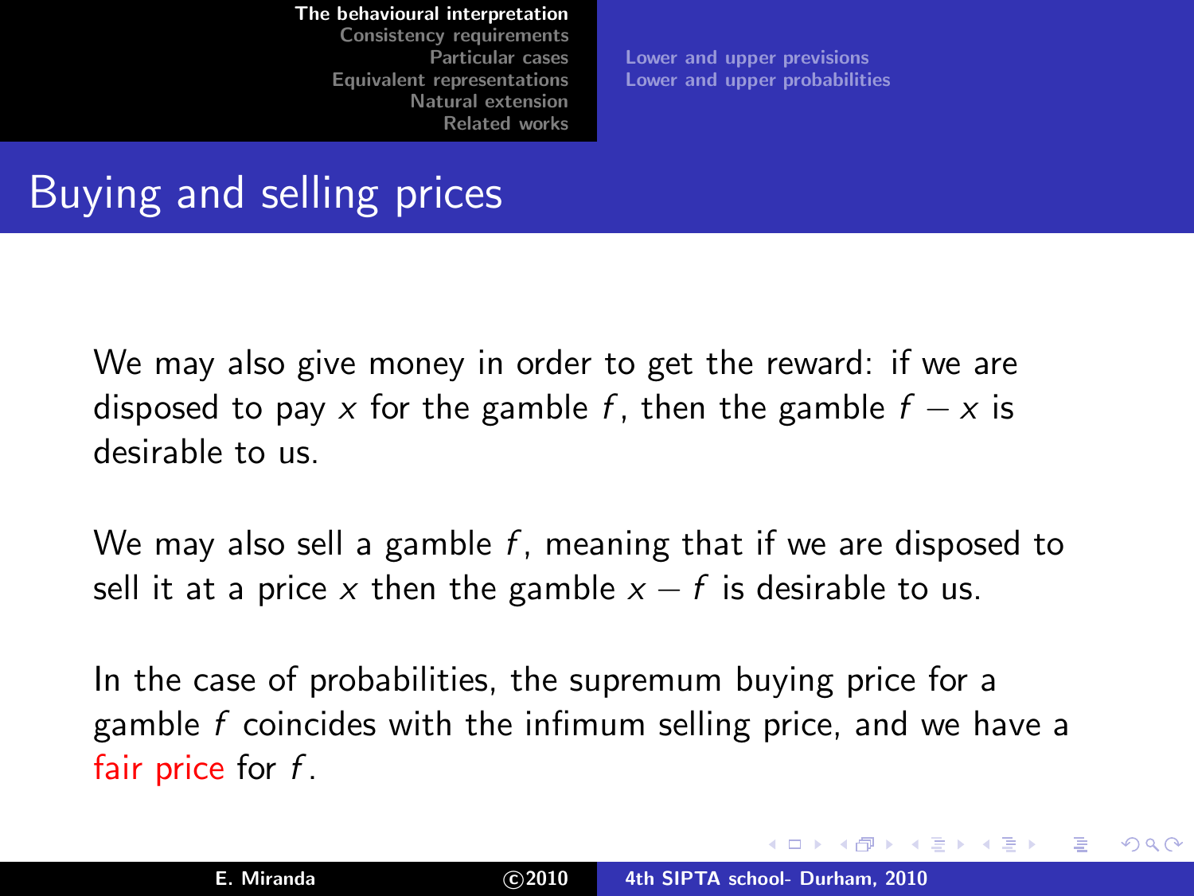# Buying and selling prices

We may also give money in order to get the reward: if we are disposed to pay $x$ for the gamble $f$, then the gamble $f - x$ is desirable to us.

We may also sell a gamble $f$, meaning that if we are disposed to sell it at a price $x$ then the gamble $x - f$ is desirable to us.

In the case of probabilities, the supremum buying price for a gamble $f$ coincides with the infimum selling price, and we have a fair price for $f$.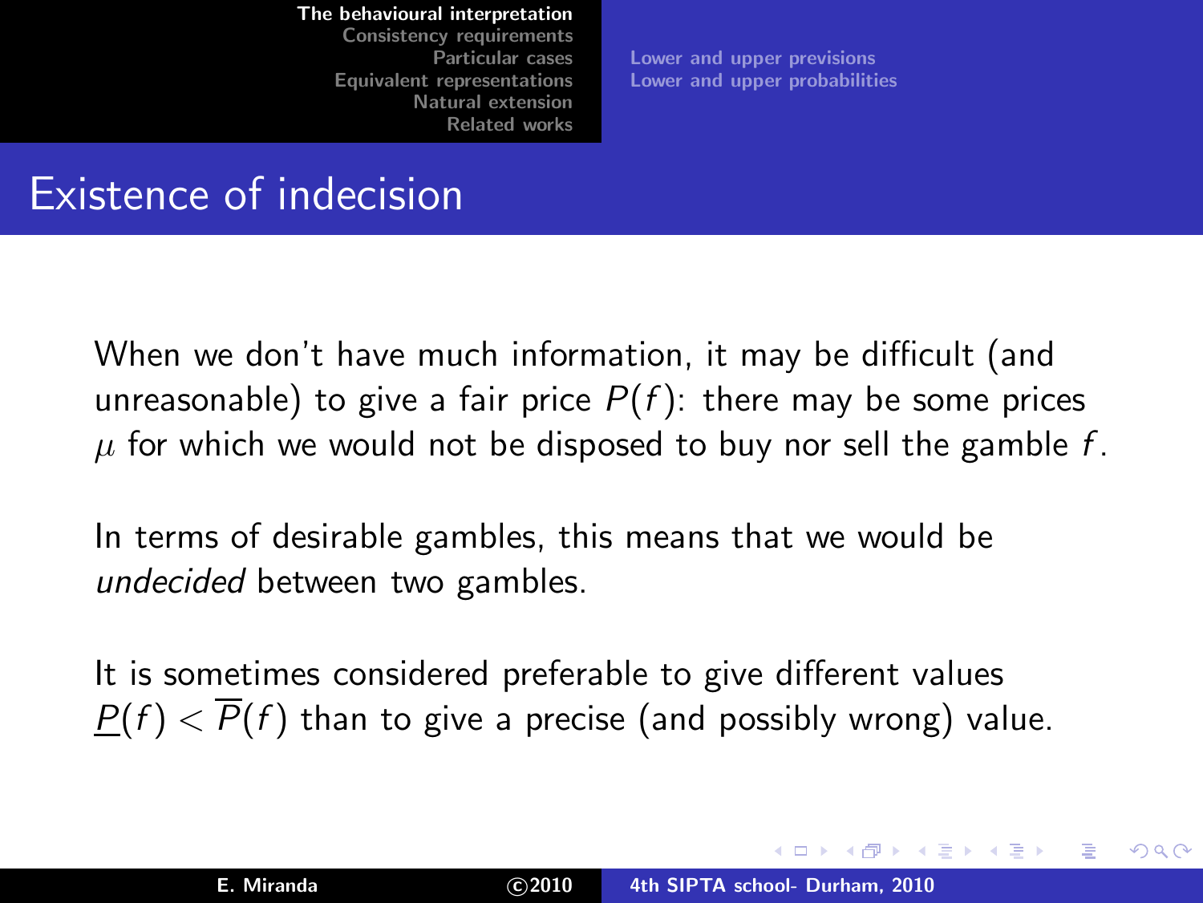# Existence of indecision

When we don't have much information, it may be difficult (and unreasonable) to give a fair price $P(f)$: there may be some prices $\mu$ for which we would not be disposed to buy nor sell the gamble $f$.

In terms of desirable gambles, this means that we would be *undecided* between two gambles.

It is sometimes considered preferable to give different values $\underline{P}(f) < \overline{P}(f)$ than to give a precise (and possibly wrong) value.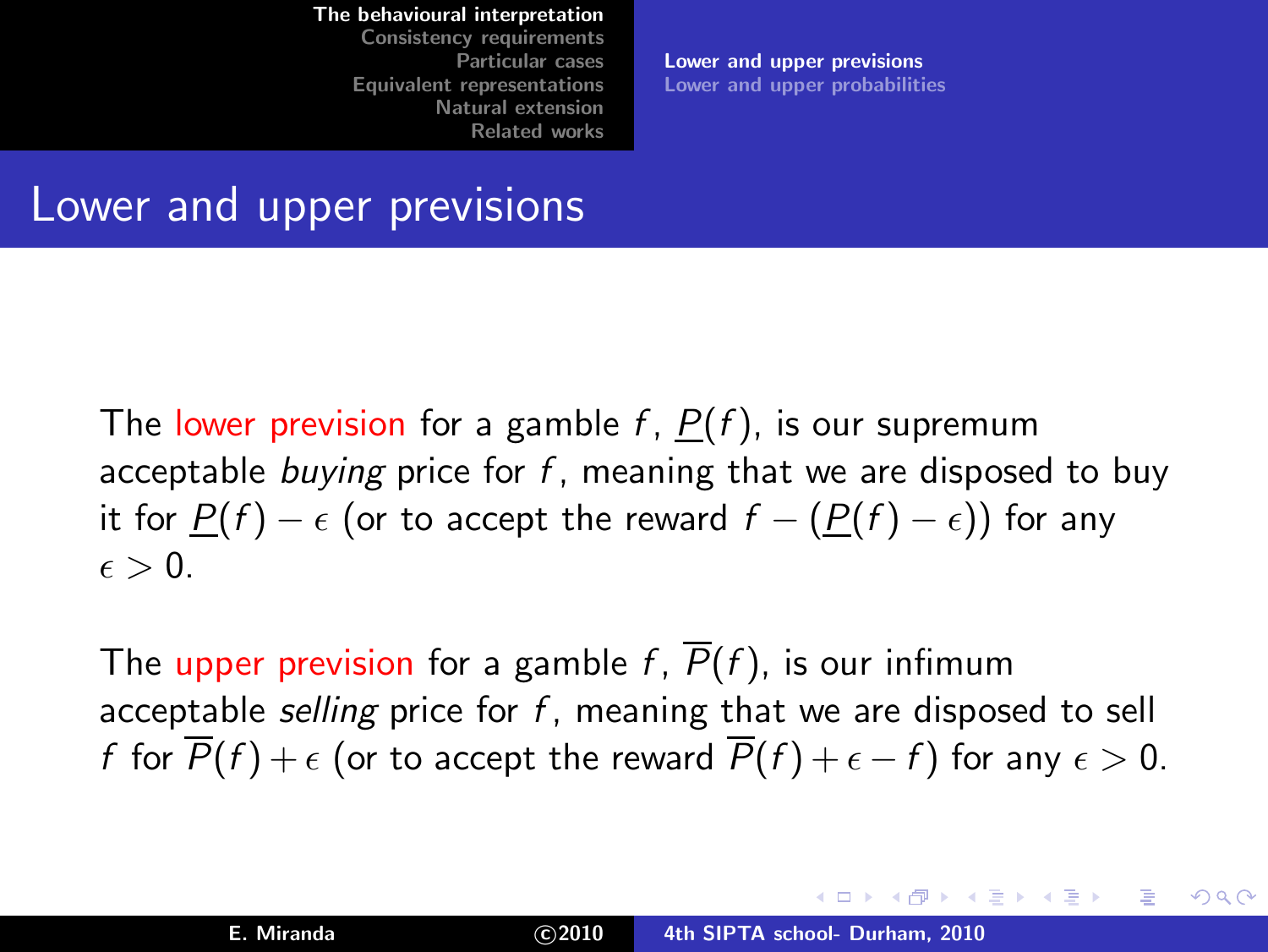# Lower and upper previsions

The lower prevision for a gamble $f$, $\underline{P}(f)$, is our supremum acceptable *buying* price for $f$, meaning that we are disposed to buy it for $\underline{P}(f) - \epsilon$ (or to accept the reward $f - (\underline{P}(f) - \epsilon)$) for any $\epsilon > 0$.

The upper prevision for a gamble $f$, $\overline{P}(f)$, is our infimum acceptable *selling* price for $f$, meaning that we are disposed to sell $f$ for $\overline{P}(f) + \epsilon$ (or to accept the reward $\overline{P}(f) + \epsilon - f$) for any $\epsilon > 0$.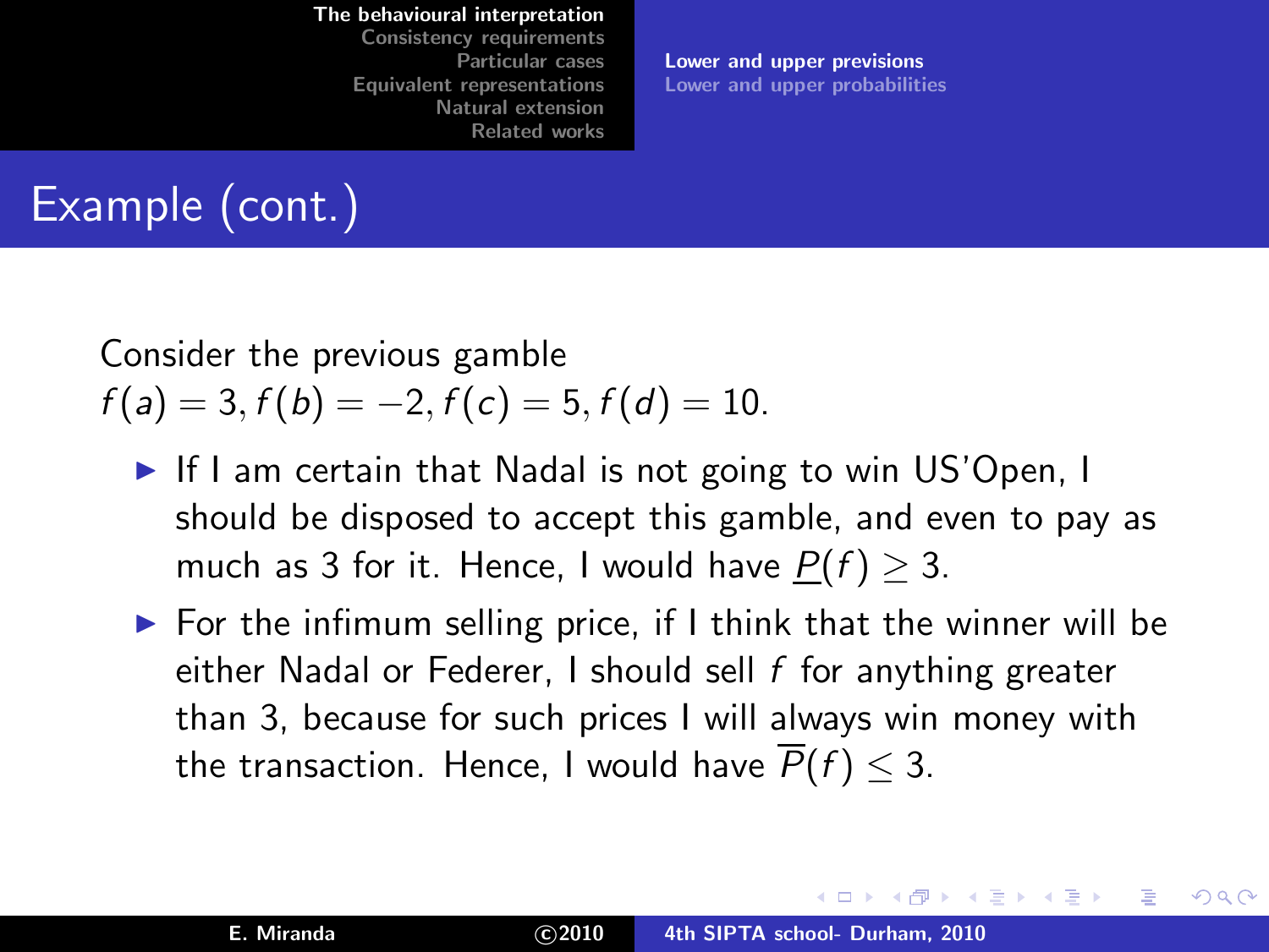# Example (cont.)

Consider the previous gamble
$f(a) = 3, f(b) = -2, f(c) = 5, f(d) = 10.$

- If I am certain that Nadal is not going to win US'Open, I should be disposed to accept this gamble, and even to pay as much as 3 for it. Hence, I would have $\underline{P}(f) \geq 3$.
- For the infimum selling price, if I think that the winner will be either Nadal or Federer, I should sell $f$ for anything greater than 3, because for such prices I will always win money with the transaction. Hence, I would have $\overline{P}(f) \leq 3$.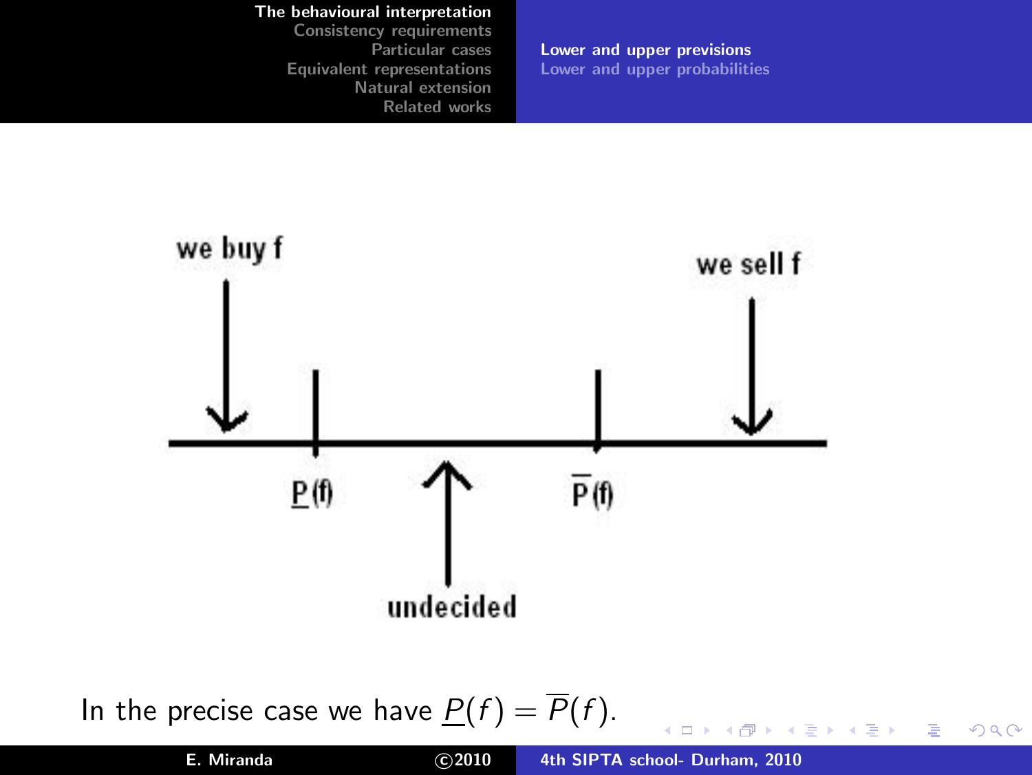we buy f

we sell f

$\underline{P}(f)$

$\overline{P}(f)$

undecided

In the precise case we have $\underline{P}(f) = \overline{P}(f)$.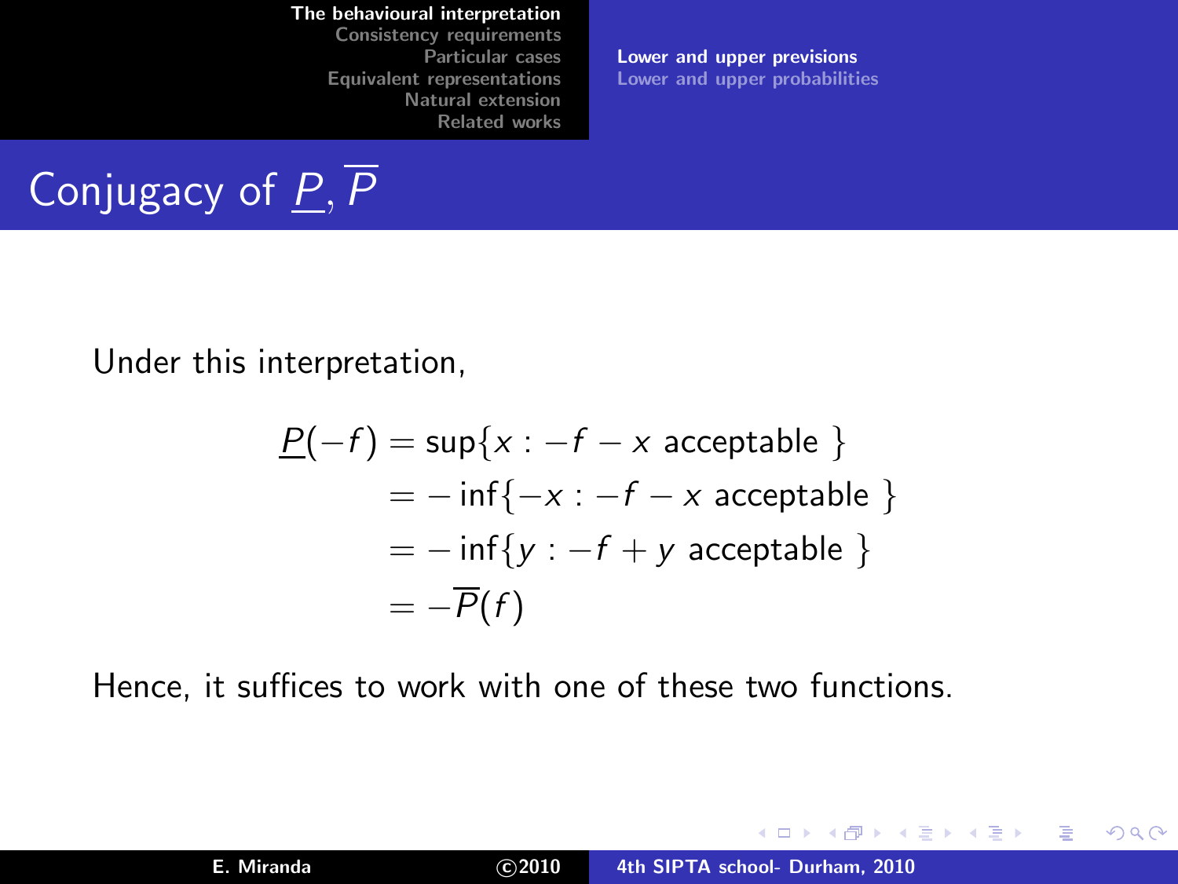# Conjugacy of $\underline{P}, \overline{P}$

Under this interpretation,

$$
\begin{aligned}
\underline{P}(-f) &= \sup\{x : -f - x \text{ acceptable }\} \\
&= -\inf\{-x : -f - x \text{ acceptable }\} \\
&= -\inf\{y : -f + y \text{ acceptable }\} \\
&= -\overline{P}(f)
\end{aligned}
$$

Hence, it suffices to work with one of these two functions.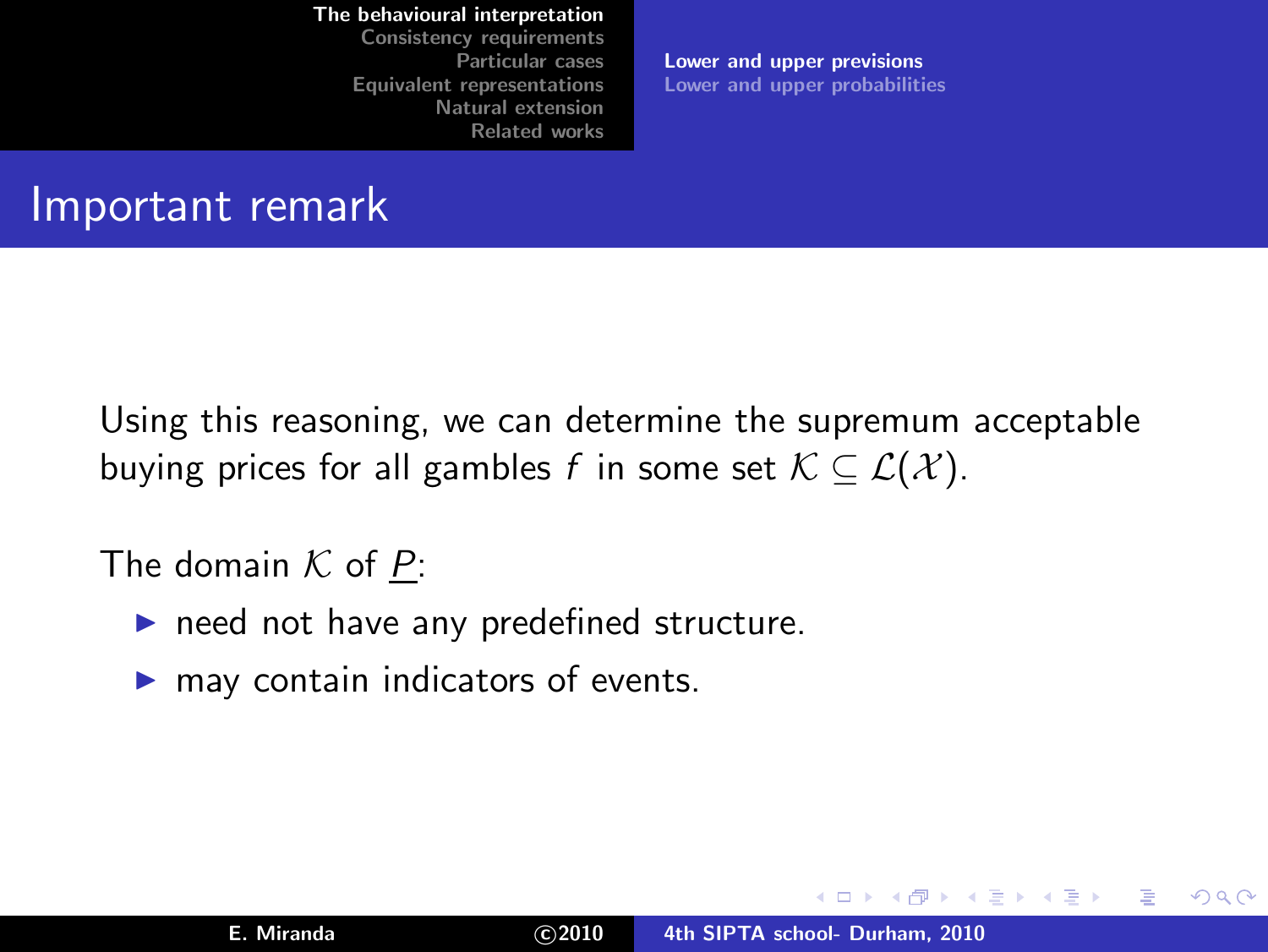# Important remark

Using this reasoning, we can determine the supremum acceptable buying prices for all gambles $f$ in some set $\mathcal{K} \subseteq \mathcal{L}(\mathcal{X})$.

The domain $\mathcal{K}$ of $\underline{P}$:

- need not have any predefined structure.
- may contain indicators of events.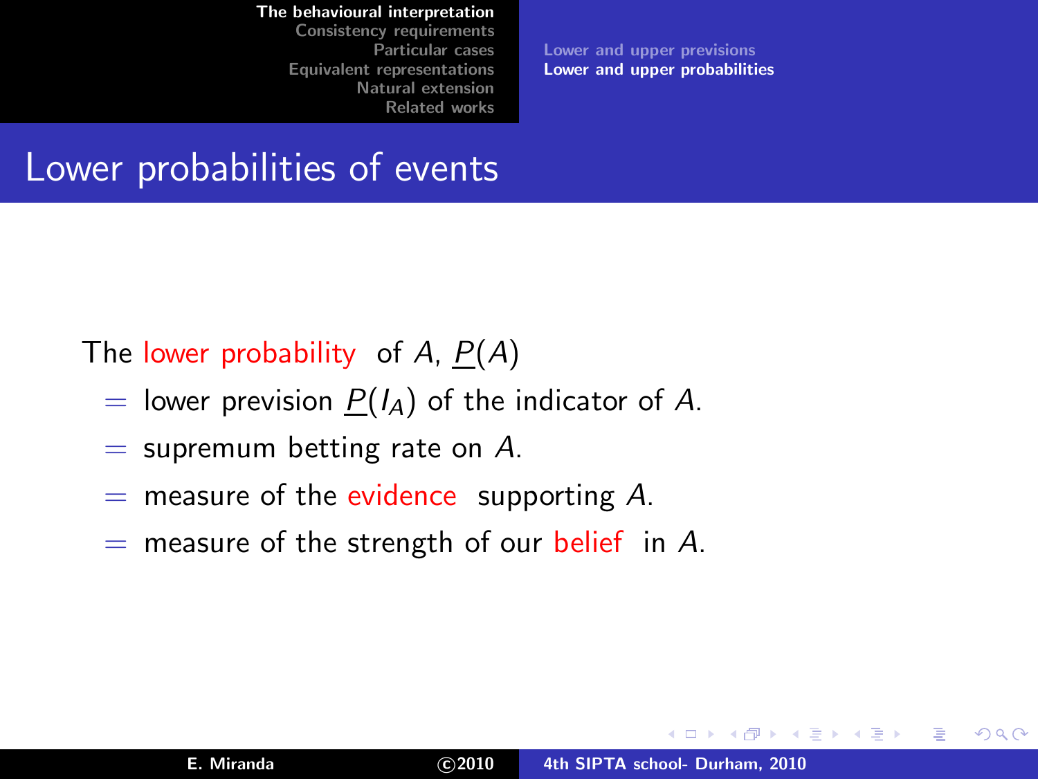# Lower probabilities of events

The lower probability of $A$, $\underline{P}(A)$

= lower prevision $\underline{P}(I_A)$ of the indicator of $A$.

= supremum betting rate on $A$.

= measure of the evidence supporting $A$.

= measure of the strength of our belief in $A$.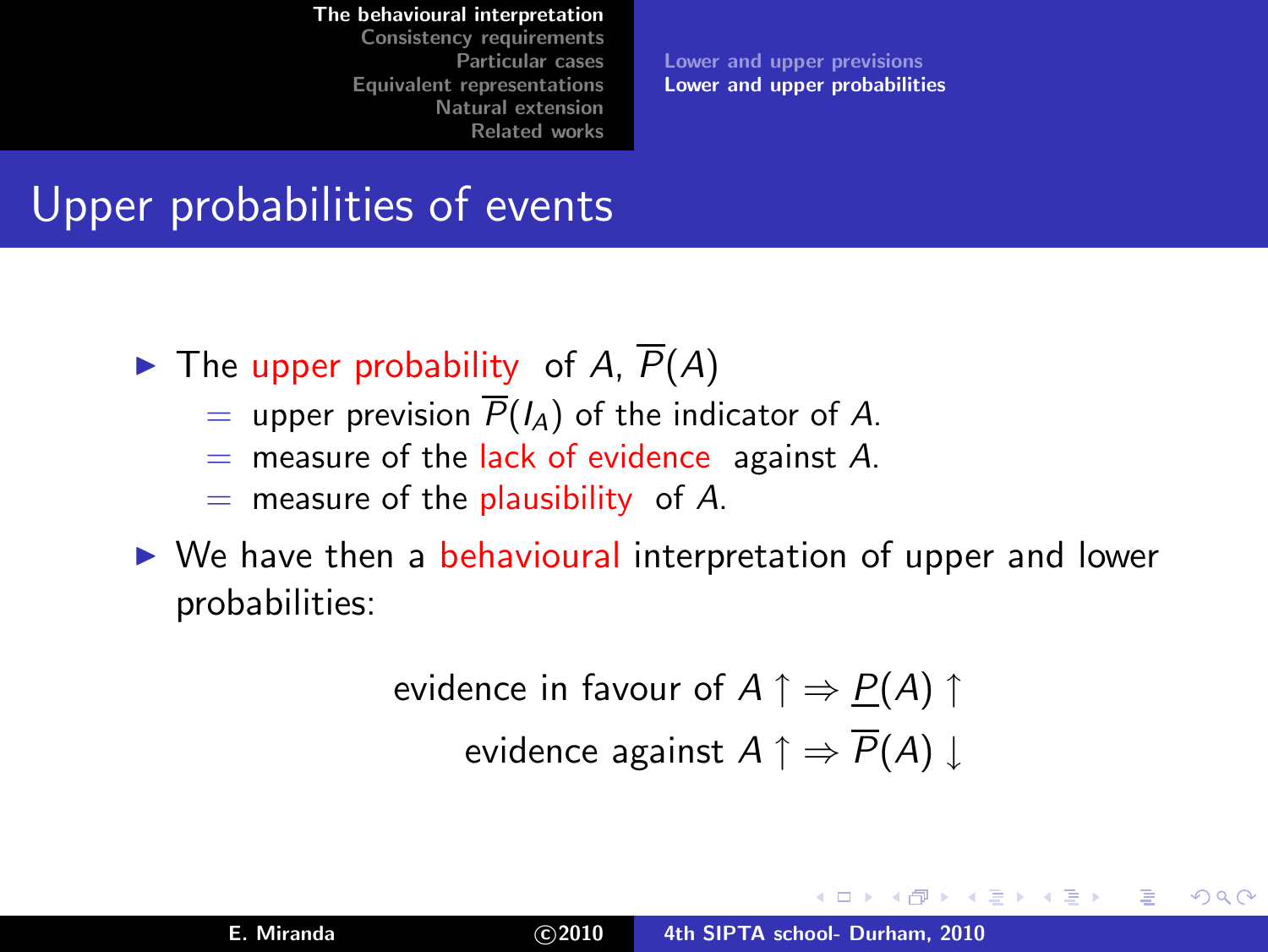# Upper probabilities of events

- The upper probability of $A$, $\overline{P}(A)$
  - $=$ upper prevision $\overline{P}(I_A)$ of the indicator of $A$.
  - $=$ measure of the lack of evidence against $A$.
  - $=$ measure of the plausibility of $A$.
- We have then a behavioural interpretation of upper and lower probabilities:

$$\text{evidence in favour of } A \uparrow \Rightarrow \underline{P}(A) \uparrow$$

$$\text{evidence against } A \uparrow \Rightarrow \overline{P}(A) \downarrow$$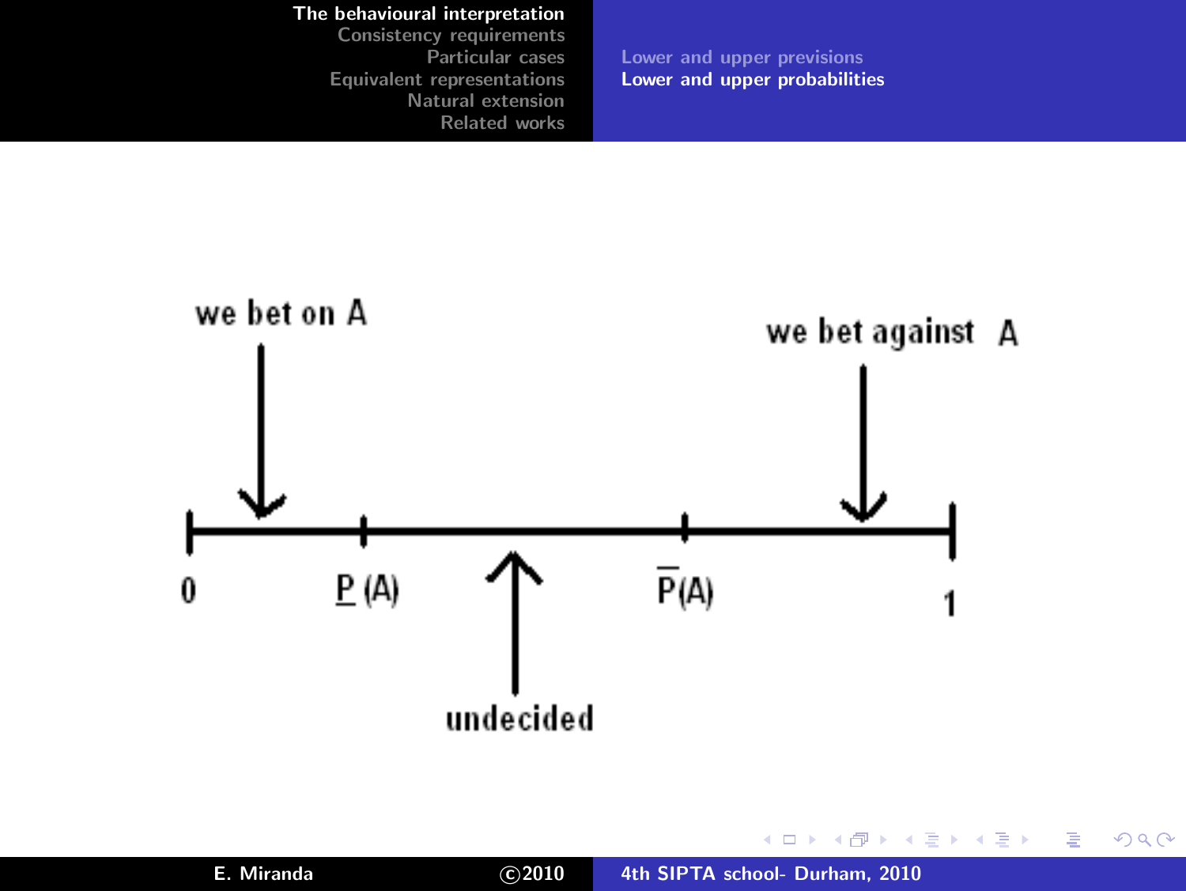we bet on A

we bet against A

0

$\underline{P}(A)$

$\overline{P}(A)$

1

undecided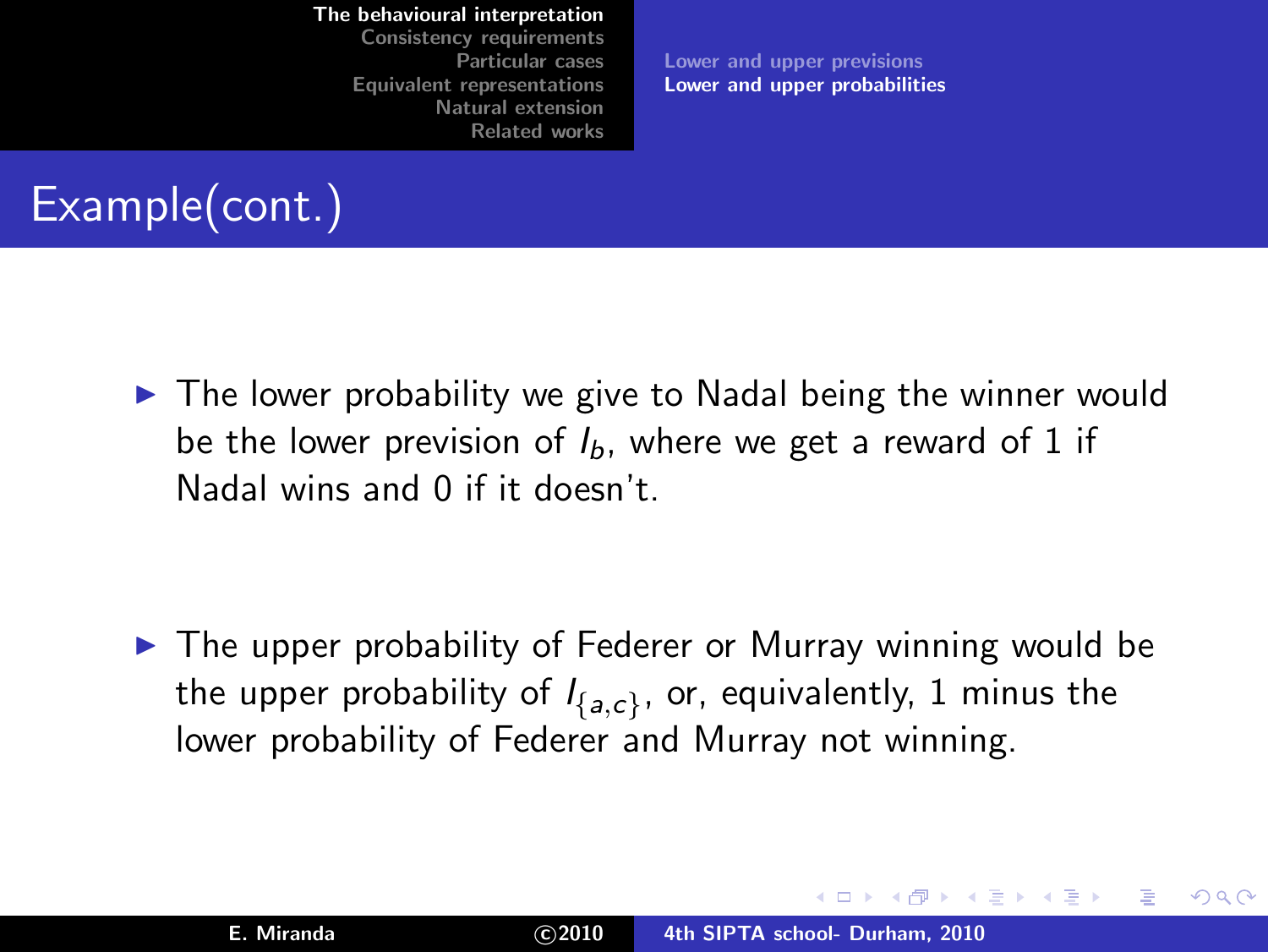## Example(cont.)

- The lower probability we give to Nadal being the winner would be the lower prevision of $I_b$, where we get a reward of 1 if Nadal wins and 0 if it doesn't.

- The upper probability of Federer or Murray winning would be the upper probability of $I_{\{a,c\}}$, or, equivalently, 1 minus the lower probability of Federer and Murray not winning.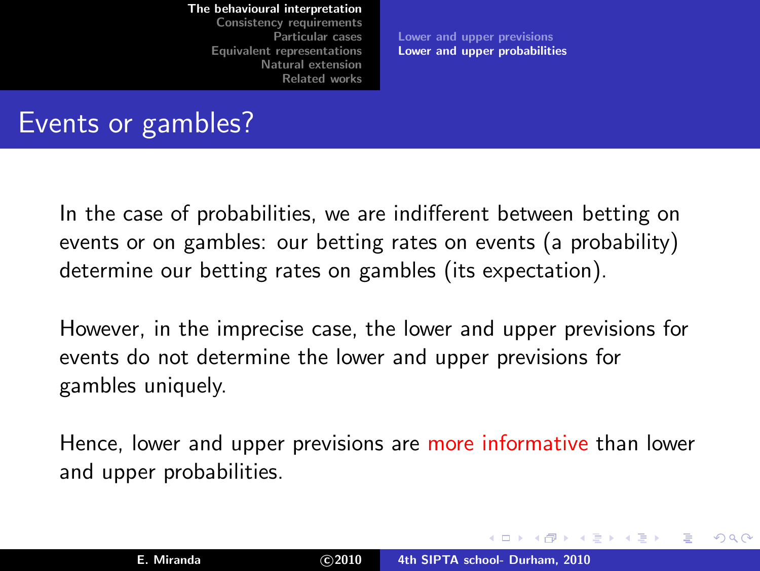# Events or gambles?

In the case of probabilities, we are indifferent between betting on events or on gambles: our betting rates on events (a probability) determine our betting rates on gambles (its expectation).

However, in the imprecise case, the lower and upper previsions for events do not determine the lower and upper previsions for gambles uniquely.

Hence, lower and upper previsions are more informative than lower and upper probabilities.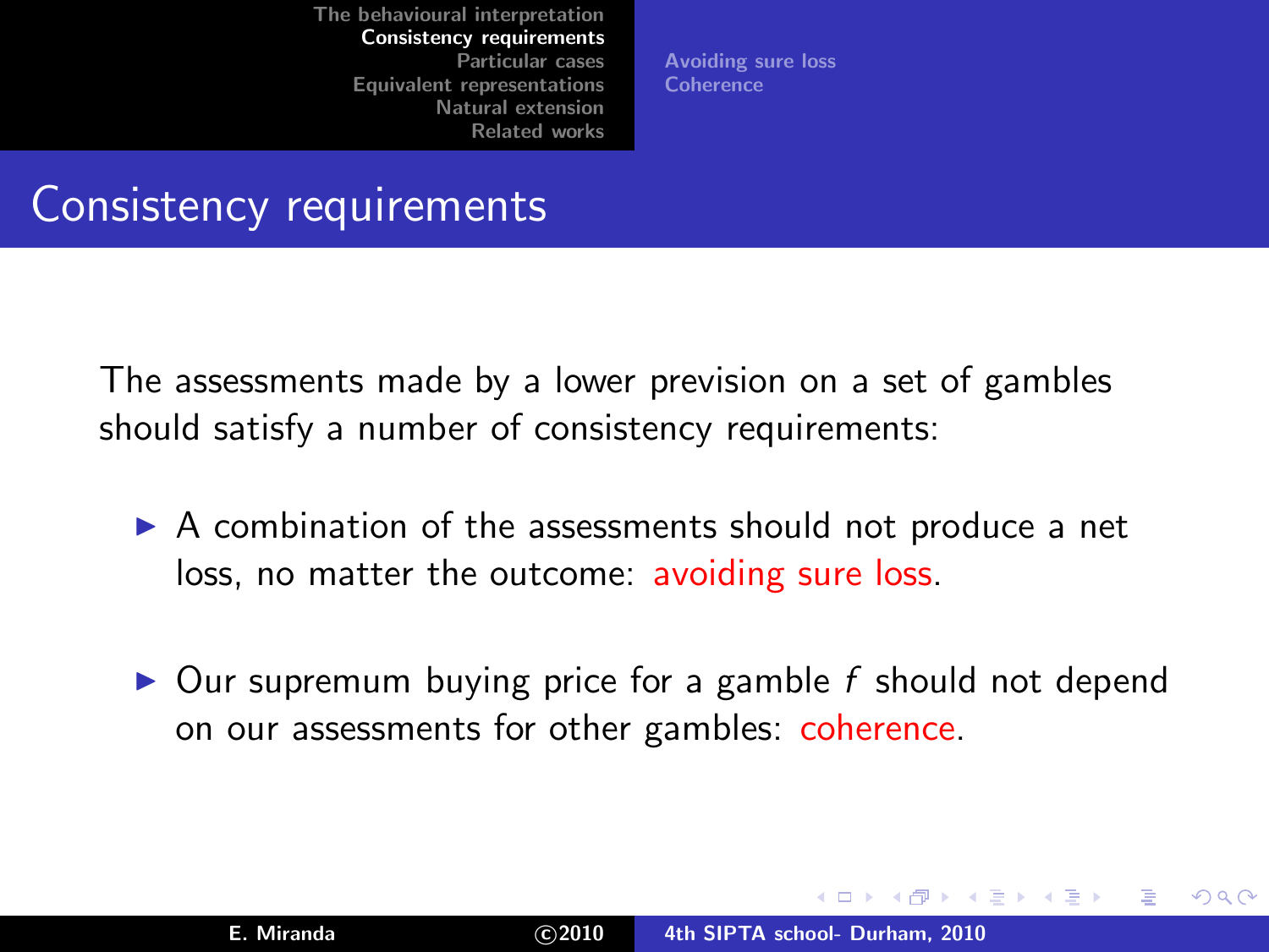# Consistency requirements

The assessments made by a lower prevision on a set of gambles should satisfy a number of consistency requirements:

- A combination of the assessments should not produce a net loss, no matter the outcome: avoiding sure loss.
- Our supremum buying price for a gamble $f$ should not depend on our assessments for other gambles: coherence.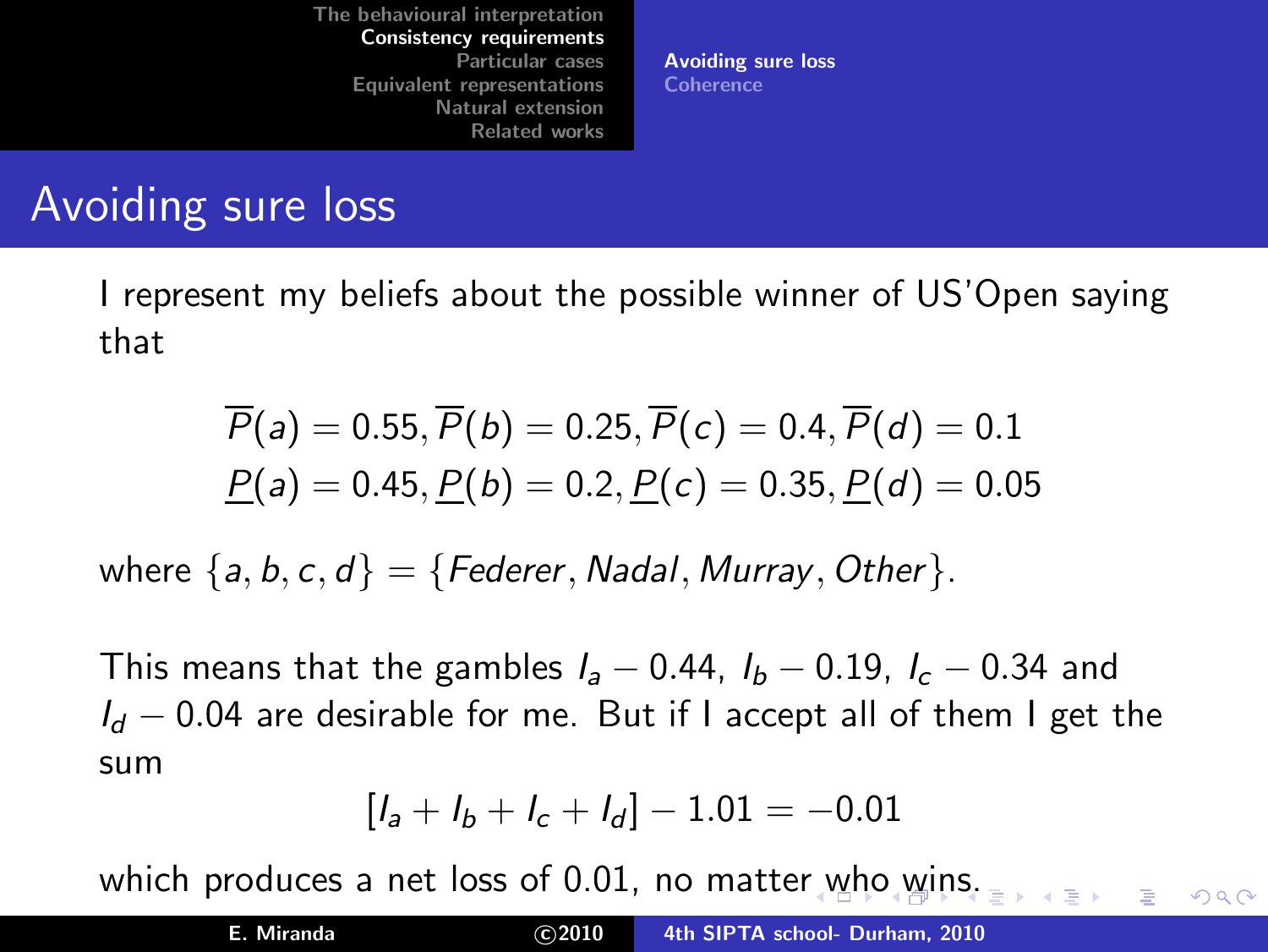# Avoiding sure loss

I represent my beliefs about the possible winner of US'Open saying that

$$\overline{P}(a) = 0.55, \overline{P}(b) = 0.25, \overline{P}(c) = 0.4, \overline{P}(d) = 0.1$$
$$\underline{P}(a) = 0.45, \underline{P}(b) = 0.2, \underline{P}(c) = 0.35, \underline{P}(d) = 0.05$$

where $\{a, b, c, d\} = \{Federer, Nadal, Murray, Other\}$.

This means that the gambles $I_a - 0.44$, $I_b - 0.19$, $I_c - 0.34$ and $I_d - 0.04$ are desirable for me. But if I accept all of them I get the sum

$$[I_a + I_b + I_c + I_d] - 1.01 = -0.01$$

which produces a net loss of 0.01, no matter who wins.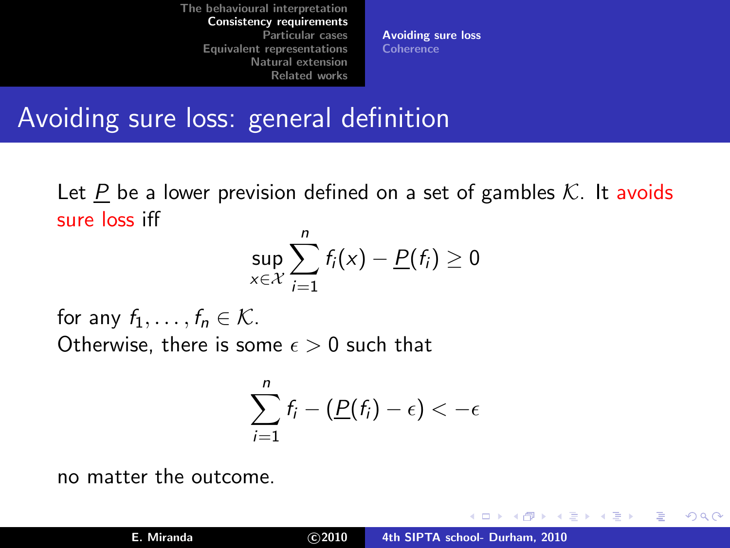# Avoiding sure loss: general definition

Let $\underline{P}$ be a lower prevision defined on a set of gambles $\mathcal{K}$. It avoids sure loss iff

$$\sup_{x \in \mathcal{X}} \sum_{i=1}^{n} f_i(x) - \underline{P}(f_i) \geq 0$$

for any $f_1, \ldots, f_n \in \mathcal{K}$.

Otherwise, there is some $\epsilon > 0$ such that

$$\sum_{i=1}^{n} f_i - (\underline{P}(f_i) - \epsilon) < -\epsilon$$

no matter the outcome.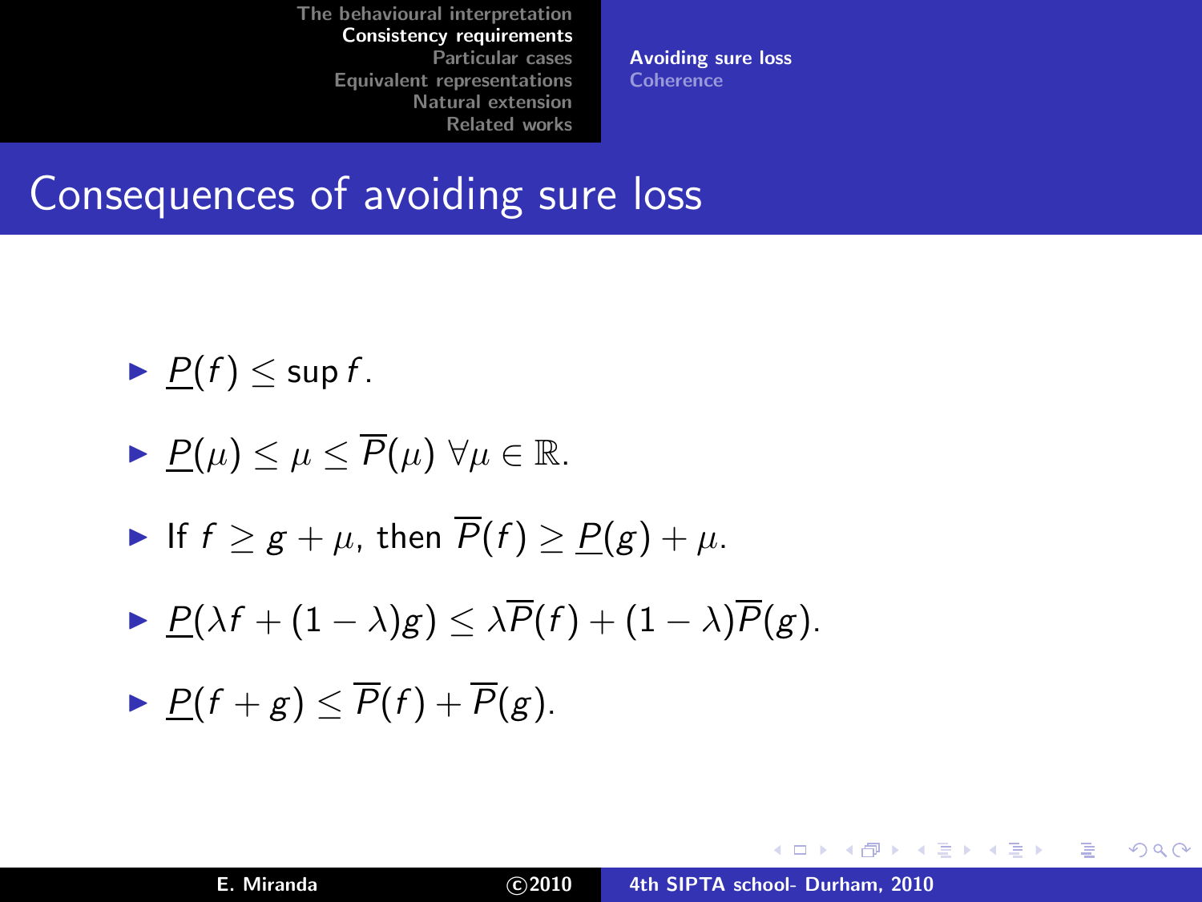# Consequences of avoiding sure loss

- $\underline{P}(f) \leq \sup f$.
- $\underline{P}(\mu) \leq \mu \leq \overline{P}(\mu) \ \forall \mu \in \mathbb{R}$.
- If $f \geq g + \mu$, then $\overline{P}(f) \geq \underline{P}(g) + \mu$.
- $\underline{P}(\lambda f + (1 - \lambda)g) \leq \lambda \overline{P}(f) + (1 - \lambda)\overline{P}(g)$.
- $\underline{P}(f + g) \leq \overline{P}(f) + \overline{P}(g)$.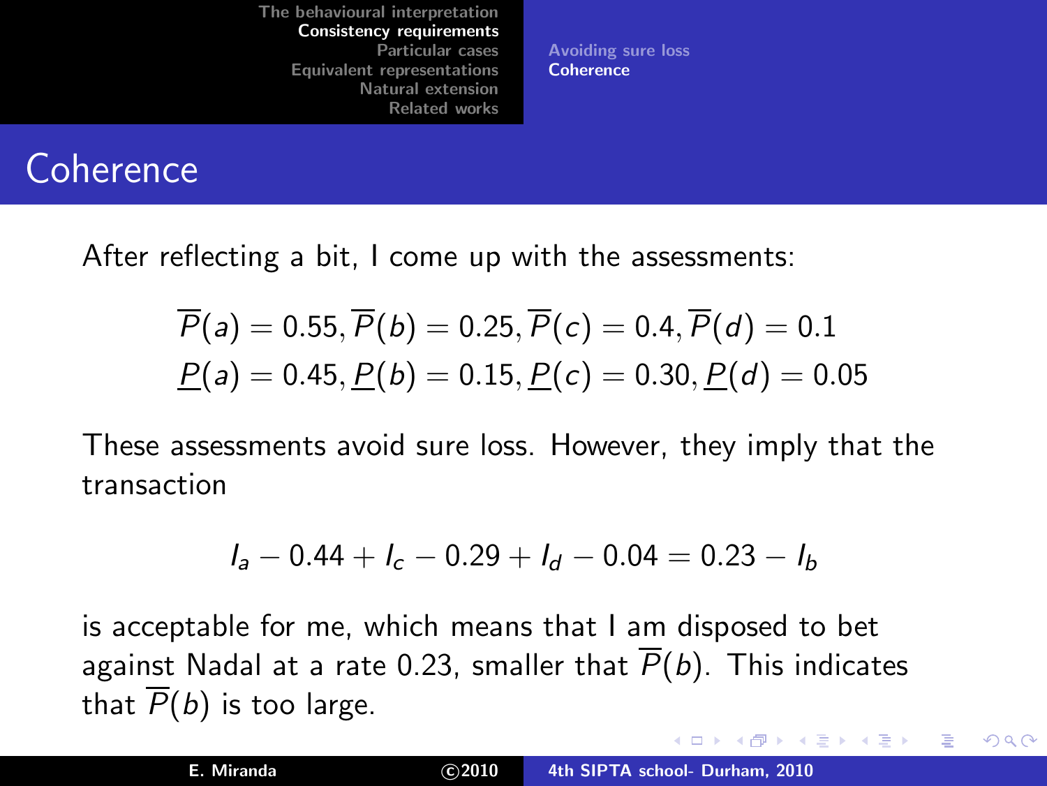# Coherence

After reflecting a bit, I come up with the assessments:

$$\overline{P}(a) = 0.55, \overline{P}(b) = 0.25, \overline{P}(c) = 0.4, \overline{P}(d) = 0.1$$
$$\underline{P}(a) = 0.45, \underline{P}(b) = 0.15, \underline{P}(c) = 0.30, \underline{P}(d) = 0.05$$

These assessments avoid sure loss. However, they imply that the transaction

$$I_a - 0.44 + I_c - 0.29 + I_d - 0.04 = 0.23 - I_b$$

is acceptable for me, which means that I am disposed to bet against Nadal at a rate 0.23, smaller that $\overline{P}(b)$. This indicates that $\overline{P}(b)$ is too large.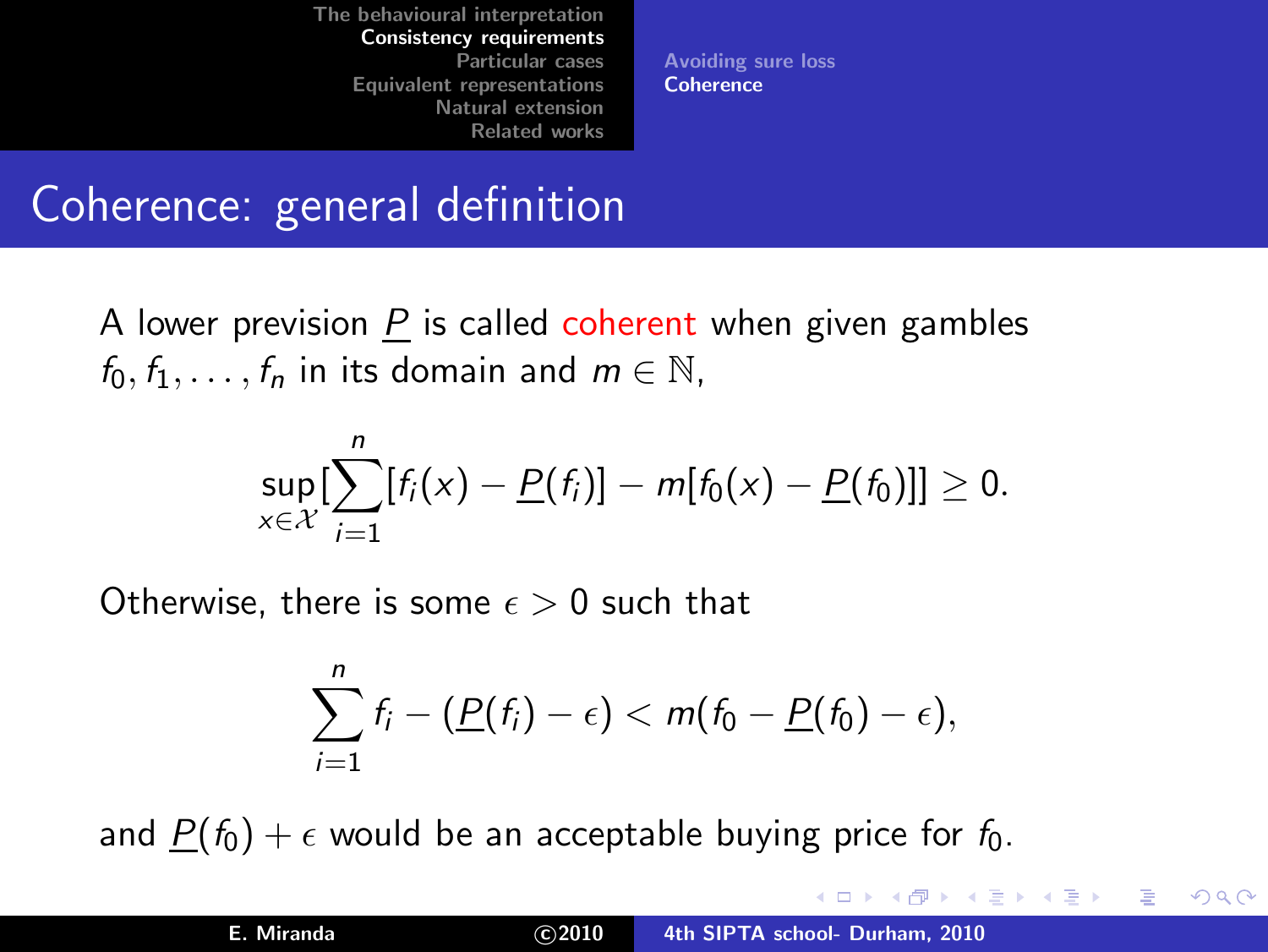# Coherence: general definition

A lower prevision $\underline{P}$ is called coherent when given gambles $f_0, f_1, \ldots, f_n$ in its domain and $m \in \mathbb{N}$,

$$\sup_{x \in \mathcal{X}} [\sum_{i=1}^{n} [f_i(x) - \underline{P}(f_i)] - m[f_0(x) - \underline{P}(f_0)]] \geq 0.$$

Otherwise, there is some $\epsilon > 0$ such that

$$\sum_{i=1}^{n} f_i - (\underline{P}(f_i) - \epsilon) < m(f_0 - \underline{P}(f_0) - \epsilon),$$

and $\underline{P}(f_0) + \epsilon$ would be an acceptable buying price for $f_0$.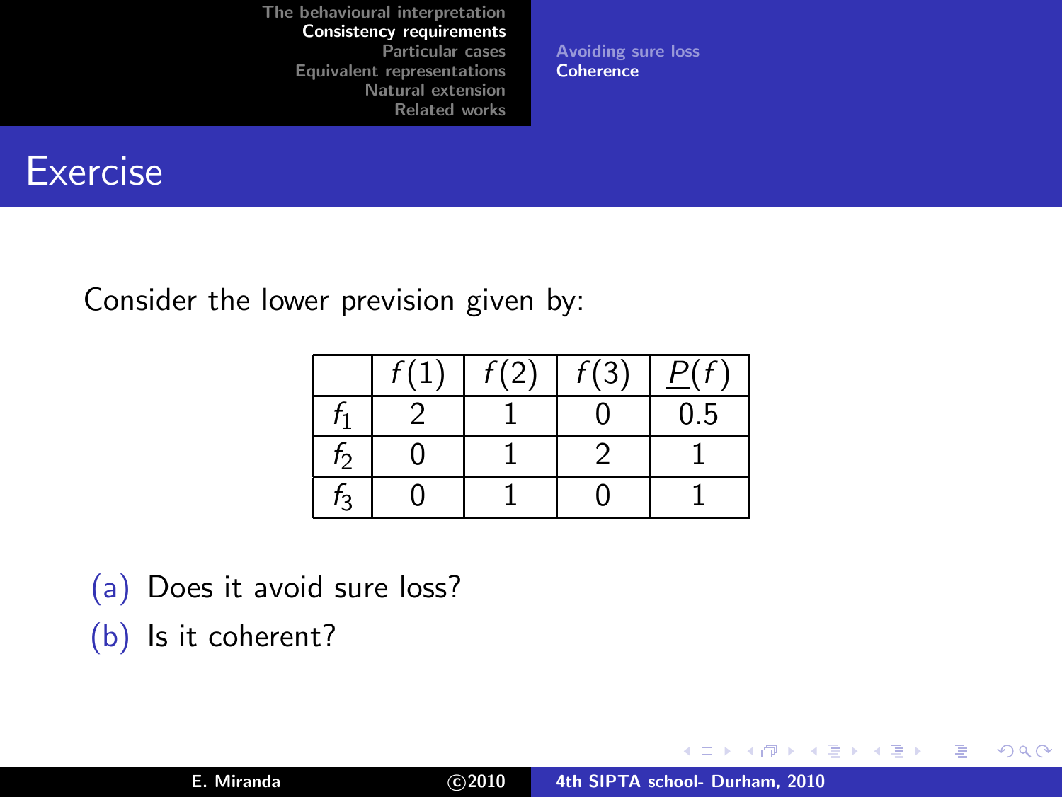# Exercise

Consider the lower prevision given by:

| | $f(1)$ | $f(2)$ | $f(3)$ | $\underline{P}(f)$ |
|---|---|---|---|---|
| $f_1$ | 2 | 1 | 0 | 0.5 |
| $f_2$ | 0 | 1 | 2 | 1 |
| $f_3$ | 0 | 1 | 0 | 1 |

(a) Does it avoid sure loss?

(b) Is it coherent?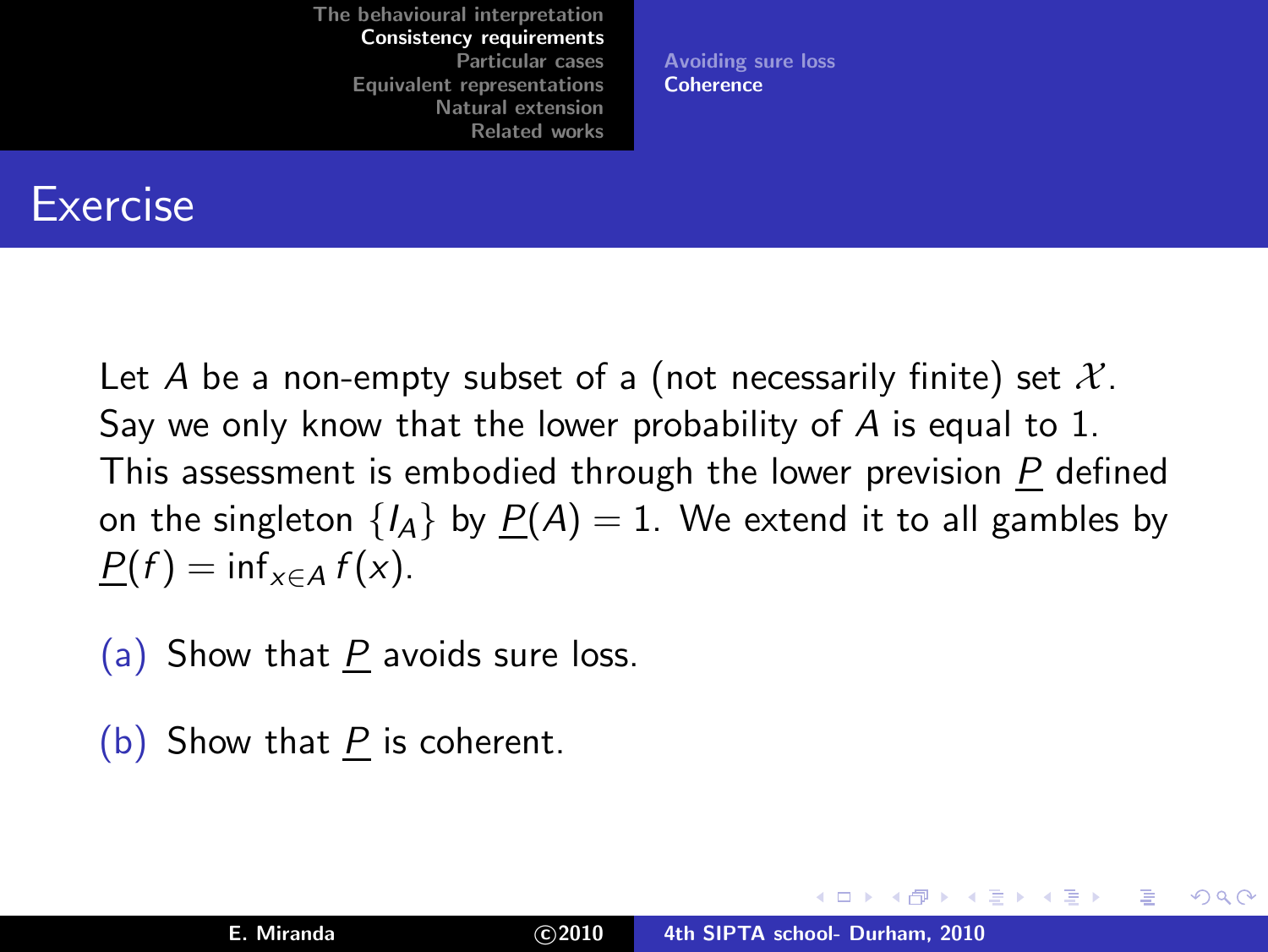# Exercise

Let $A$ be a non-empty subset of a (not necessarily finite) set $\mathcal{X}$. Say we only know that the lower probability of $A$ is equal to 1. This assessment is embodied through the lower prevision $\underline{P}$ defined on the singleton $\{I_A\}$ by $\underline{P}(A) = 1$. We extend it to all gambles by $\underline{P}(f) = \inf_{x \in A} f(x)$.

(a) Show that $\underline{P}$ avoids sure loss.

(b) Show that $\underline{P}$ is coherent.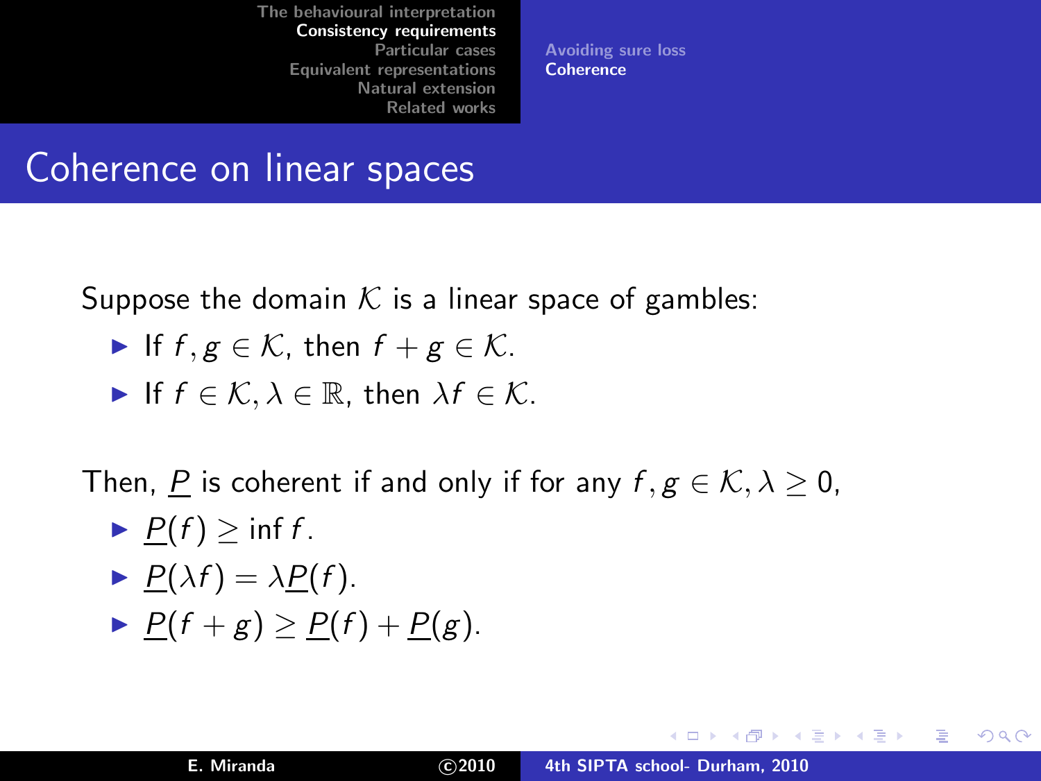# Coherence on linear spaces

Suppose the domain $\mathcal{K}$ is a linear space of gambles:

- If $f, g \in \mathcal{K}$, then $f + g \in \mathcal{K}$.
- If $f \in \mathcal{K}, \lambda \in \mathbb{R}$, then $\lambda f \in \mathcal{K}$.

Then, $\underline{P}$ is coherent if and only if for any $f, g \in \mathcal{K}, \lambda \geq 0$,

- $\underline{P}(f) \geq \inf f$.
- $\underline{P}(\lambda f) = \lambda \underline{P}(f)$.
- $\underline{P}(f + g) \geq \underline{P}(f) + \underline{P}(g)$.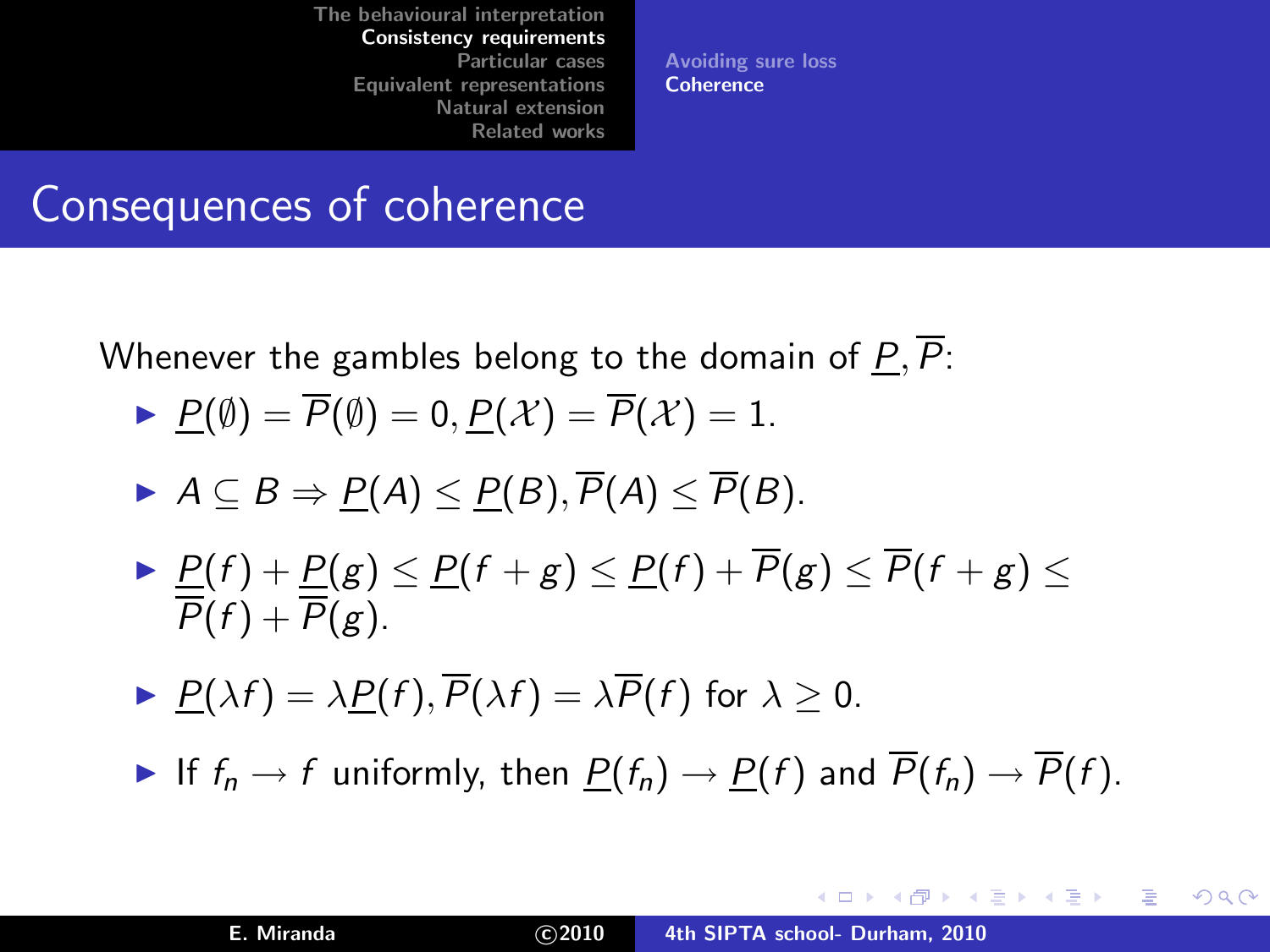## Consequences of coherence

Whenever the gambles belong to the domain of $\underline{P}, \overline{P}$:

- $\underline{P}(\emptyset) = \overline{P}(\emptyset) = 0, \underline{P}(\mathcal{X}) = \overline{P}(\mathcal{X}) = 1$.
- $A \subseteq B \Rightarrow \underline{P}(A) \leq \underline{P}(B), \overline{P}(A) \leq \overline{P}(B)$.
- $\underline{P}(f) + \underline{P}(g) \leq \underline{P}(f+g) \leq \underline{P}(f) + \overline{P}(g) \leq \overline{P}(f+g) \leq \overline{P}(f) + \overline{P}(g)$.
- $\underline{P}(\lambda f) = \lambda \underline{P}(f), \overline{P}(\lambda f) = \lambda \overline{P}(f)$ for $\lambda \geq 0$.
- If $f_n \to f$ uniformly, then $\underline{P}(f_n) \to \underline{P}(f)$ and $\overline{P}(f_n) \to \overline{P}(f)$.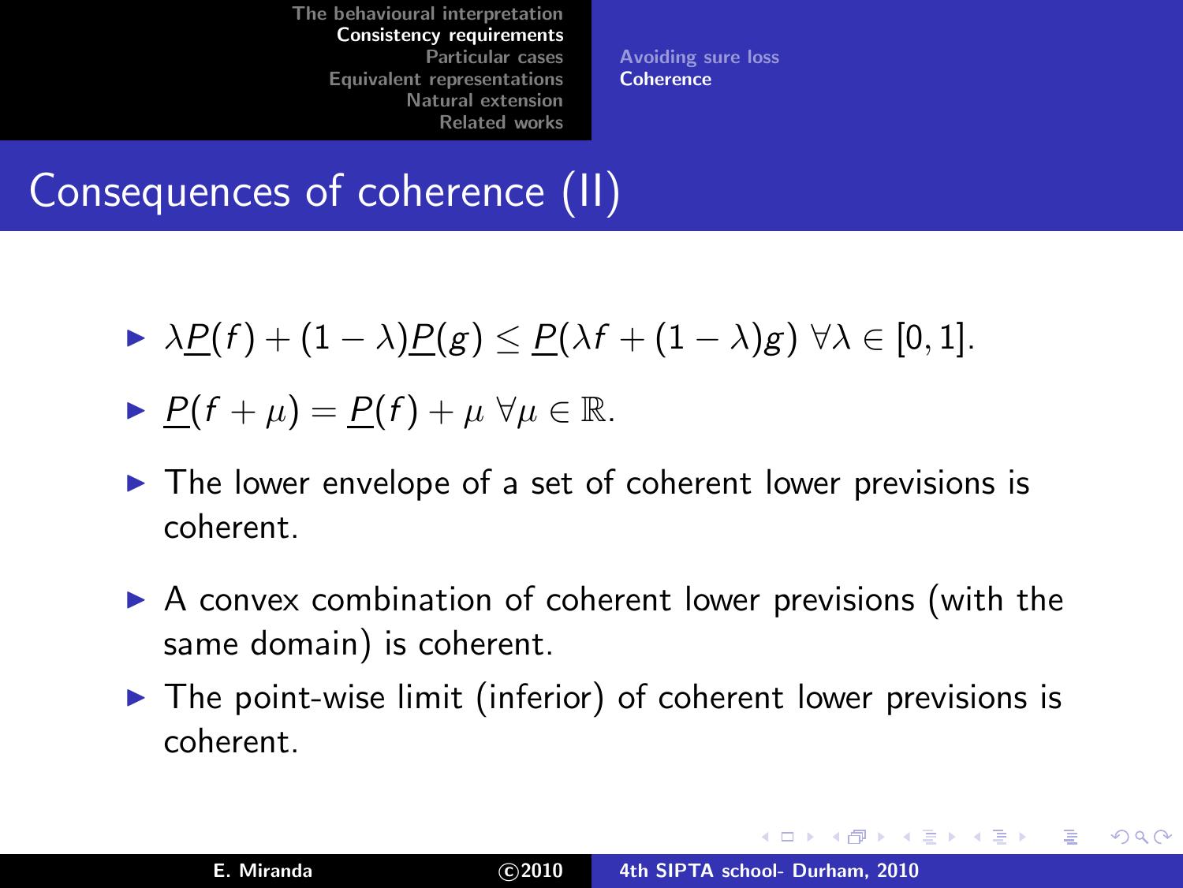# Consequences of coherence (II)

- $\lambda \underline{P}(f) + (1-\lambda)\underline{P}(g) \leq \underline{P}(\lambda f + (1-\lambda) g) \; \forall \lambda \in [0,1]$.
- $\underline{P}(f+\mu) = \underline{P}(f) + \mu \; \forall \mu \in \mathbb{R}$.
- The lower envelope of a set of coherent lower previsions is coherent.
- A convex combination of coherent lower previsions (with the same domain) is coherent.
- The point-wise limit (inferior) of coherent lower previsions is coherent.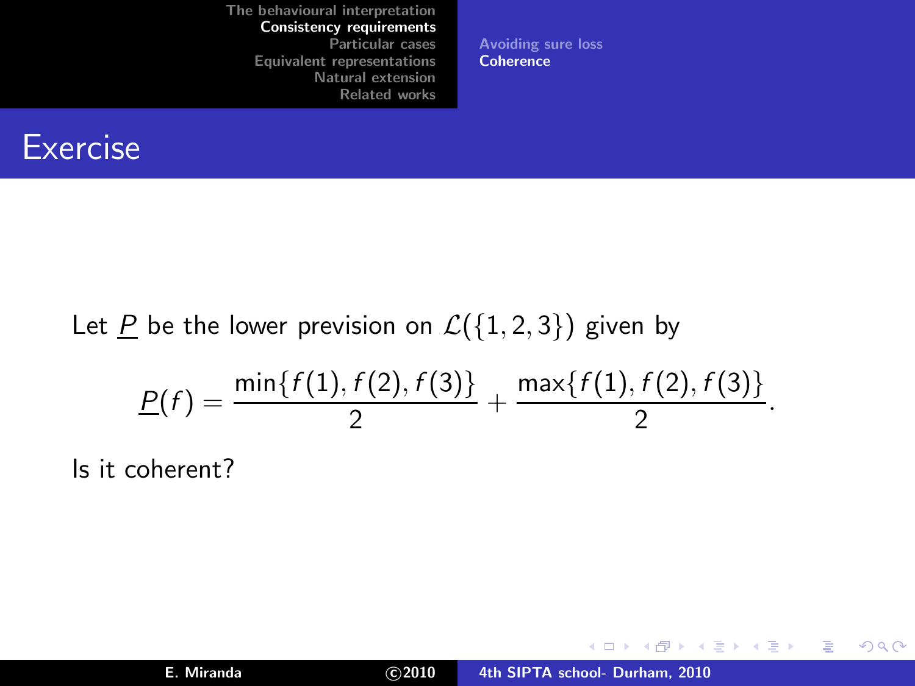# Exercise

Let $\underline{P}$ be the lower prevision on $\mathcal{L}(\{1,2,3\})$ given by

$$\underline{P}(f) = \frac{\min\{f(1), f(2), f(3)\}}{2} + \frac{\max\{f(1), f(2), f(3)\}}{2}.$$

Is it coherent?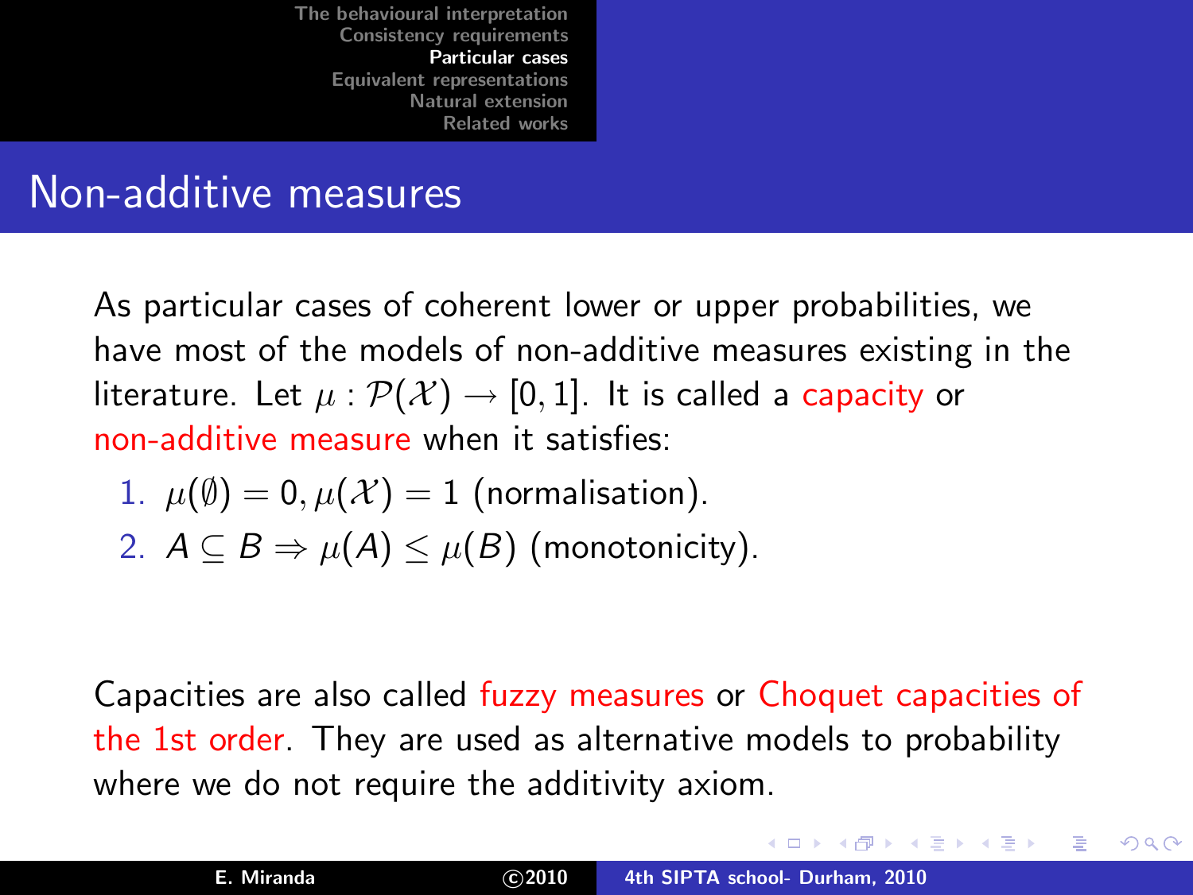# Non-additive measures

As particular cases of coherent lower or upper probabilities, we have most of the models of non-additive measures existing in the literature. Let $\mu : \mathcal{P}(\mathcal{X}) \to [0,1]$. It is called a capacity or non-additive measure when it satisfies:

1. $\mu(\emptyset) = 0, \mu(\mathcal{X}) = 1$ (normalisation).
2. $A \subseteq B \Rightarrow \mu(A) \leq \mu(B)$ (monotonicity).

Capacities are also called fuzzy measures or Choquet capacities of the 1st order. They are used as alternative models to probability where we do not require the additivity axiom.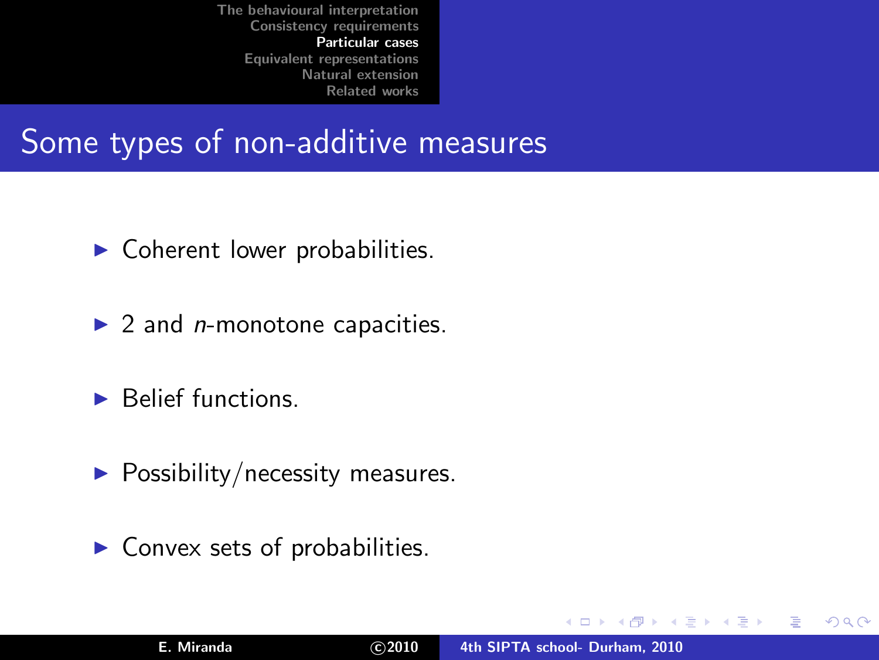## Some types of non-additive measures

- Coherent lower probabilities.
- 2 and $n$-monotone capacities.
- Belief functions.
- Possibility/necessity measures.
- Convex sets of probabilities.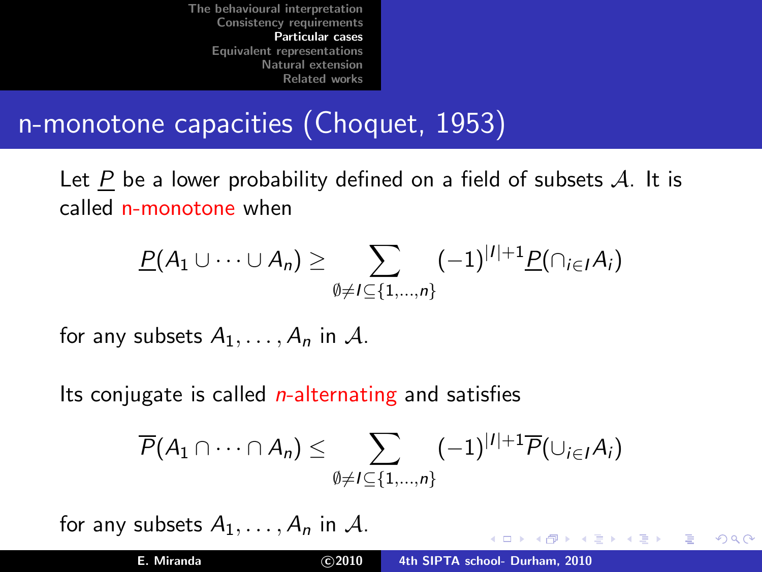# n-monotone capacities (Choquet, 1953)

Let $\underline{P}$ be a lower probability defined on a field of subsets $\mathcal{A}$. It is called n-monotone when

$$\underline{P}(A_1 \cup \cdots \cup A_n) \geq \sum_{\emptyset \neq I \subseteq \{1,\ldots,n\}} (-1)^{|I|+1} \underline{P}(\cap_{i \in I} A_i)$$

for any subsets $A_1, \ldots, A_n$ in $\mathcal{A}$.

Its conjugate is called *n*-alternating and satisfies

$$\overline{P}(A_1 \cap \cdots \cap A_n) \leq \sum_{\emptyset \neq I \subseteq \{1,\ldots,n\}} (-1)^{|I|+1} \overline{P}(\cup_{i \in I} A_i)$$

for any subsets $A_1, \ldots, A_n$ in $\mathcal{A}$.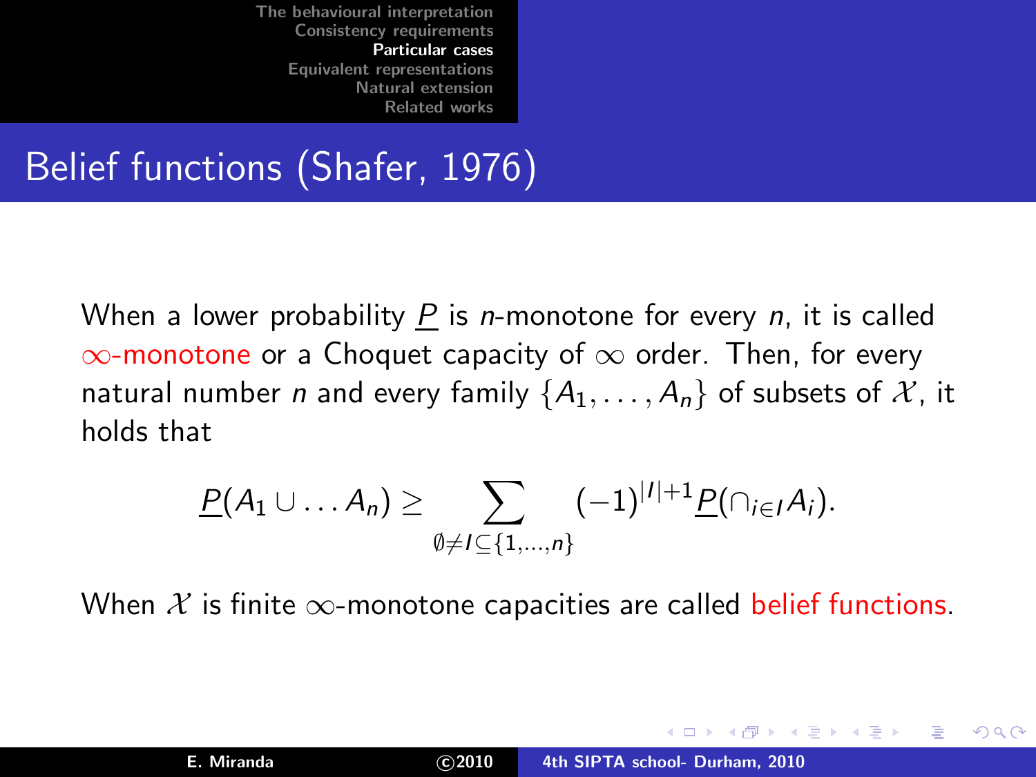# Belief functions (Shafer, 1976)

When a lower probability $\underline{P}$ is $n$-monotone for every $n$, it is called $\infty$-monotone or a Choquet capacity of $\infty$ order. Then, for every natural number $n$ and every family $\{A_1, \dots, A_n\}$ of subsets of $\mathcal{X}$, it holds that

$$\underline{P}(A_1 \cup \dots A_n) \geq \sum_{\emptyset \neq I \subseteq \{1,\dots,n\}} (-1)^{|I|+1} \underline{P}(\cap_{i \in I} A_i).$$

When $\mathcal{X}$ is finite $\infty$-monotone capacities are called belief functions.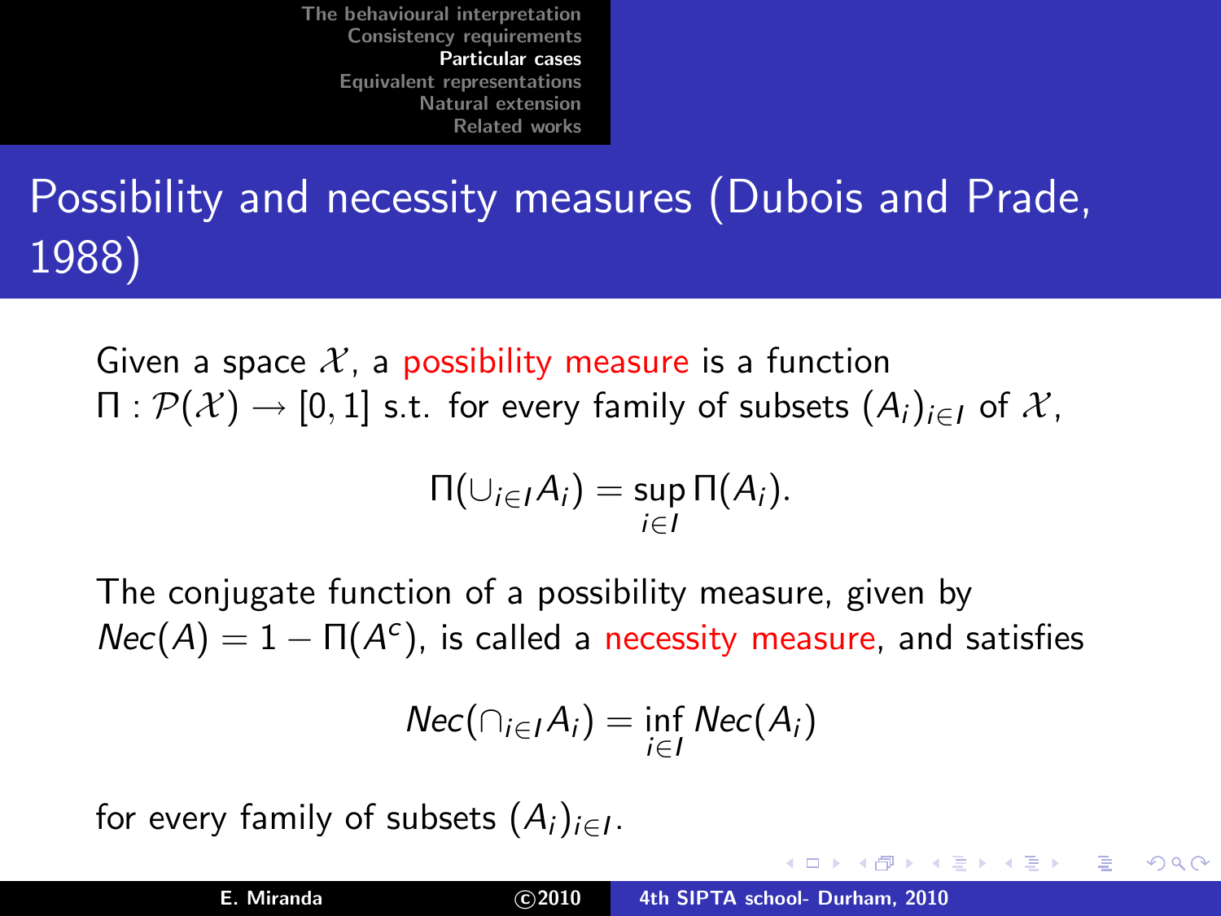# Possibility and necessity measures (Dubois and Prade, 1988)

Given a space $\mathcal{X}$, a possibility measure is a function $\Pi : \mathcal{P}(\mathcal{X}) \to [0,1]$ s.t. for every family of subsets $(A_i)_{i \in I}$ of $\mathcal{X}$,

$$\Pi(\cup_{i \in I} A_i) = \sup_{i \in I} \Pi(A_i).$$

The conjugate function of a possibility measure, given by $Nec(A) = 1 - \Pi(A^c)$, is called a necessity measure, and satisfies

$$Nec(\cap_{i \in I} A_i) = \inf_{i \in I} Nec(A_i)$$

for every family of subsets $(A_i)_{i \in I}$.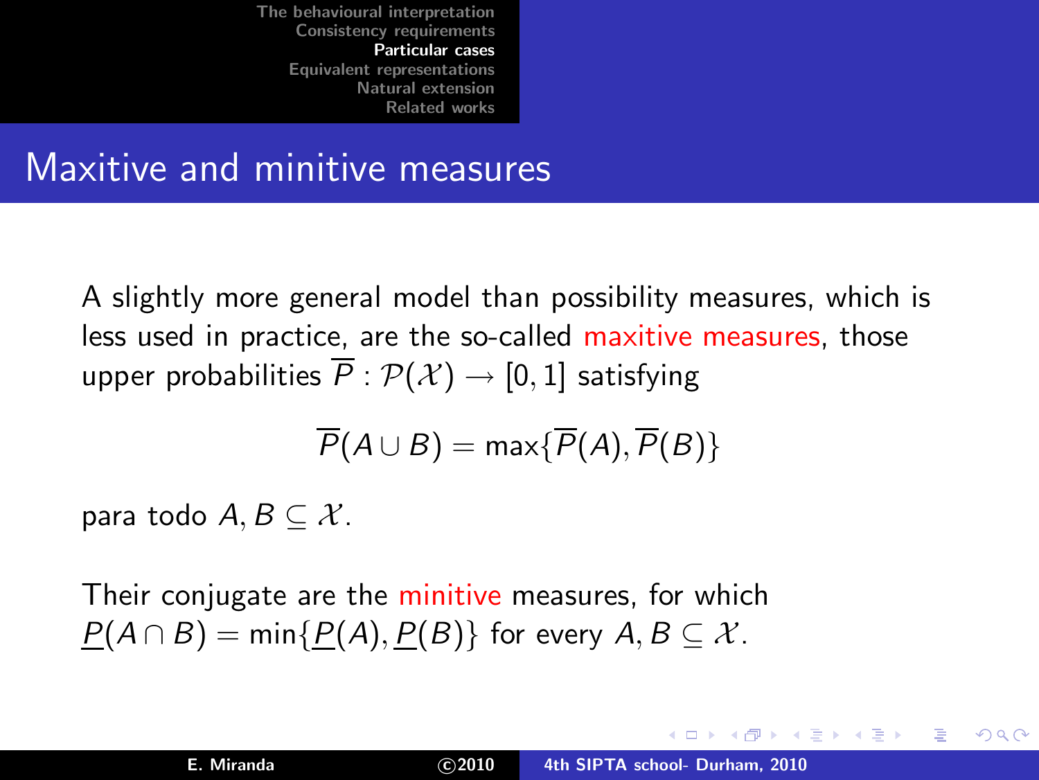# Maxitive and minitive measures

A slightly more general model than possibility measures, which is less used in practice, are the so-called maxitive measures, those upper probabilities $\overline{P} : \mathcal{P}(\mathcal{X}) \to [0, 1]$ satisfying

$$\overline{P}(A \cup B) = \max\{\overline{P}(A), \overline{P}(B)\}$$

para todo $A, B \subseteq \mathcal{X}$.

Their conjugate are the minitive measures, for which $\underline{P}(A \cap B) = \min\{\underline{P}(A), \underline{P}(B)\}$ for every $A, B \subseteq \mathcal{X}$.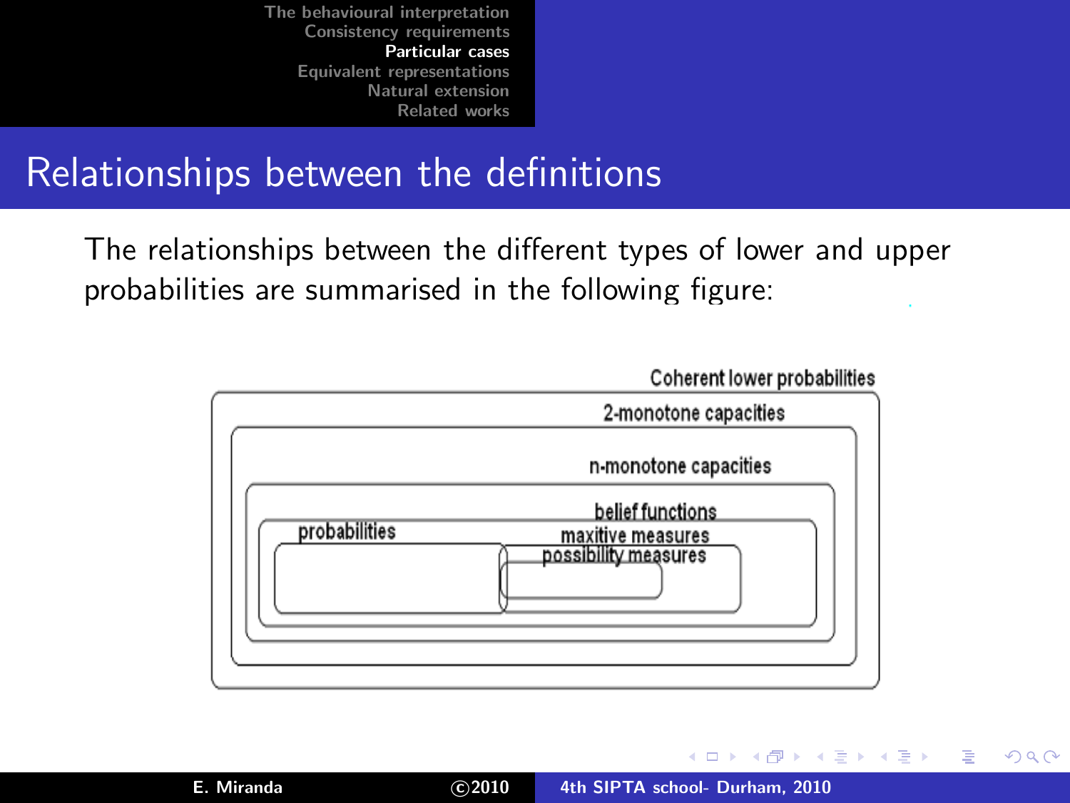## Relationships between the definitions

The relationships between the different types of lower and upper probabilities are summarised in the following figure:

Coherent lower probabilities

2-monotone capacities

n-monotone capacities

belief functions

probabilities

maxitive measures

possibility measures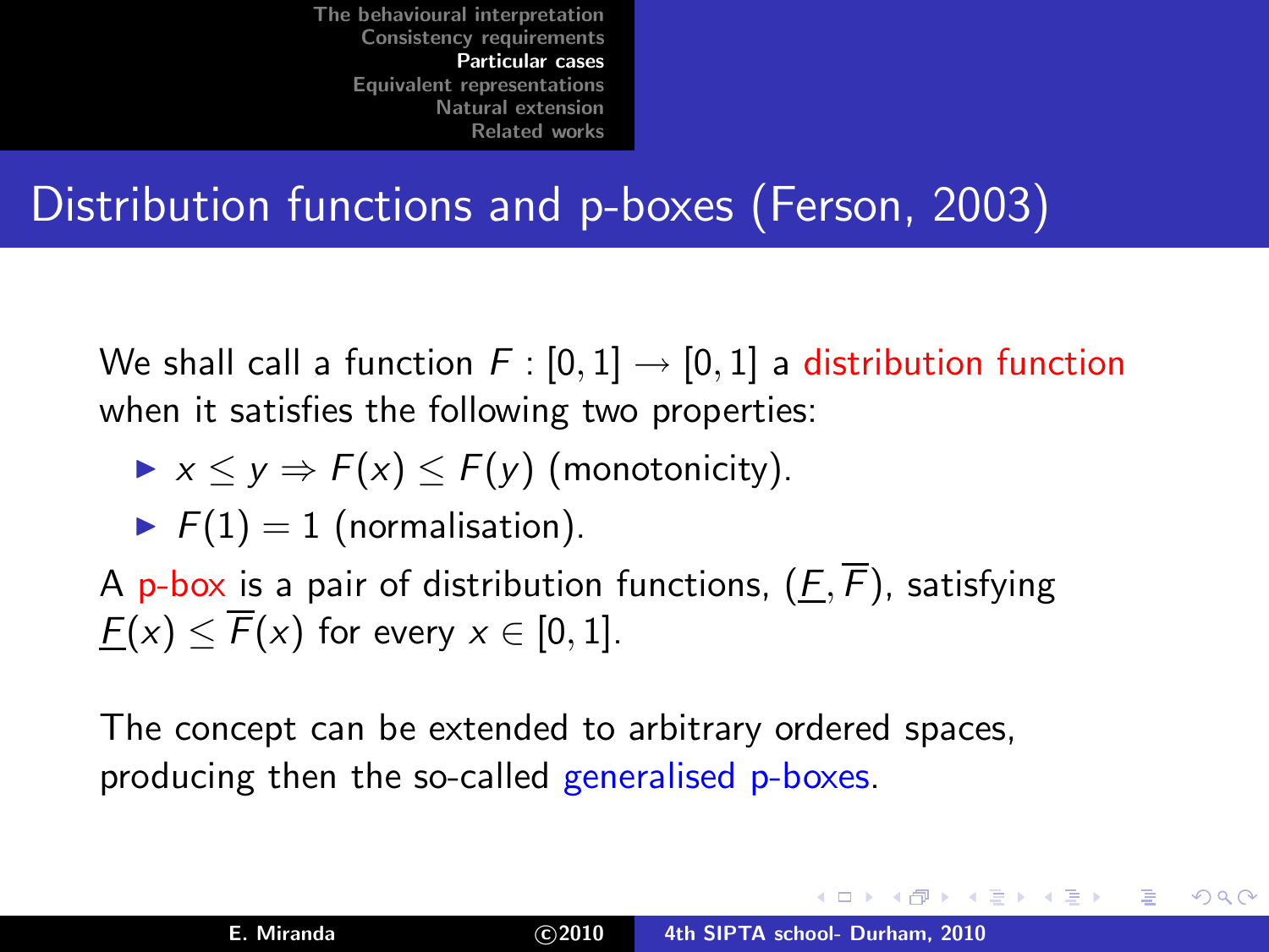## Distribution functions and p-boxes (Ferson, 2003)

We shall call a function $F : [0,1] \to [0,1]$ a distribution function when it satisfies the following two properties:

- $x \leq y \Rightarrow F(x) \leq F(y)$ (monotonicity).
- $F(1) = 1$ (normalisation).

A p-box is a pair of distribution functions, $(\underline{F}, \overline{F})$, satisfying $\underline{F}(x) \leq \overline{F}(x)$ for every $x \in [0,1]$.

The concept can be extended to arbitrary ordered spaces, producing then the so-called generalised p-boxes.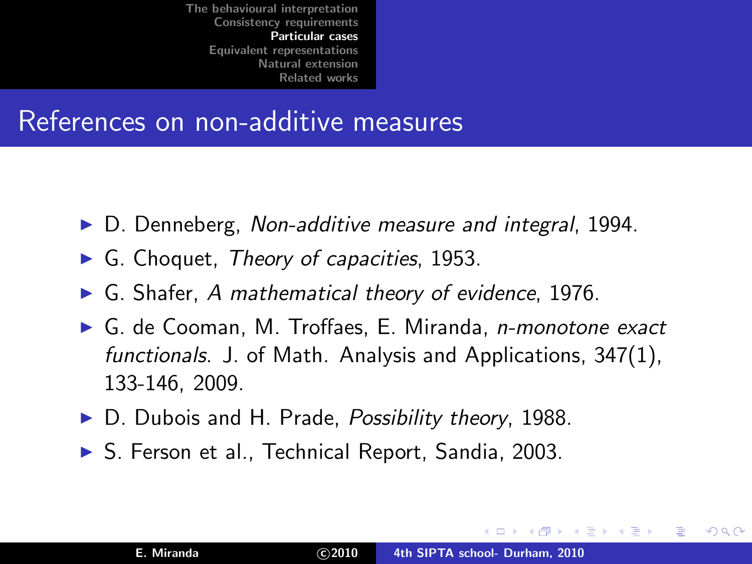# References on non-additive measures

- D. Denneberg, *Non-additive measure and integral*, 1994.
- G. Choquet, *Theory of capacities*, 1953.
- G. Shafer, *A mathematical theory of evidence*, 1976.
- G. de Cooman, M. Troffaes, E. Miranda, *n-monotone exact functionals*. J. of Math. Analysis and Applications, 347(1), 133-146, 2009.
- D. Dubois and H. Prade, *Possibility theory*, 1988.
- S. Ferson et al., Technical Report, Sandia, 2003.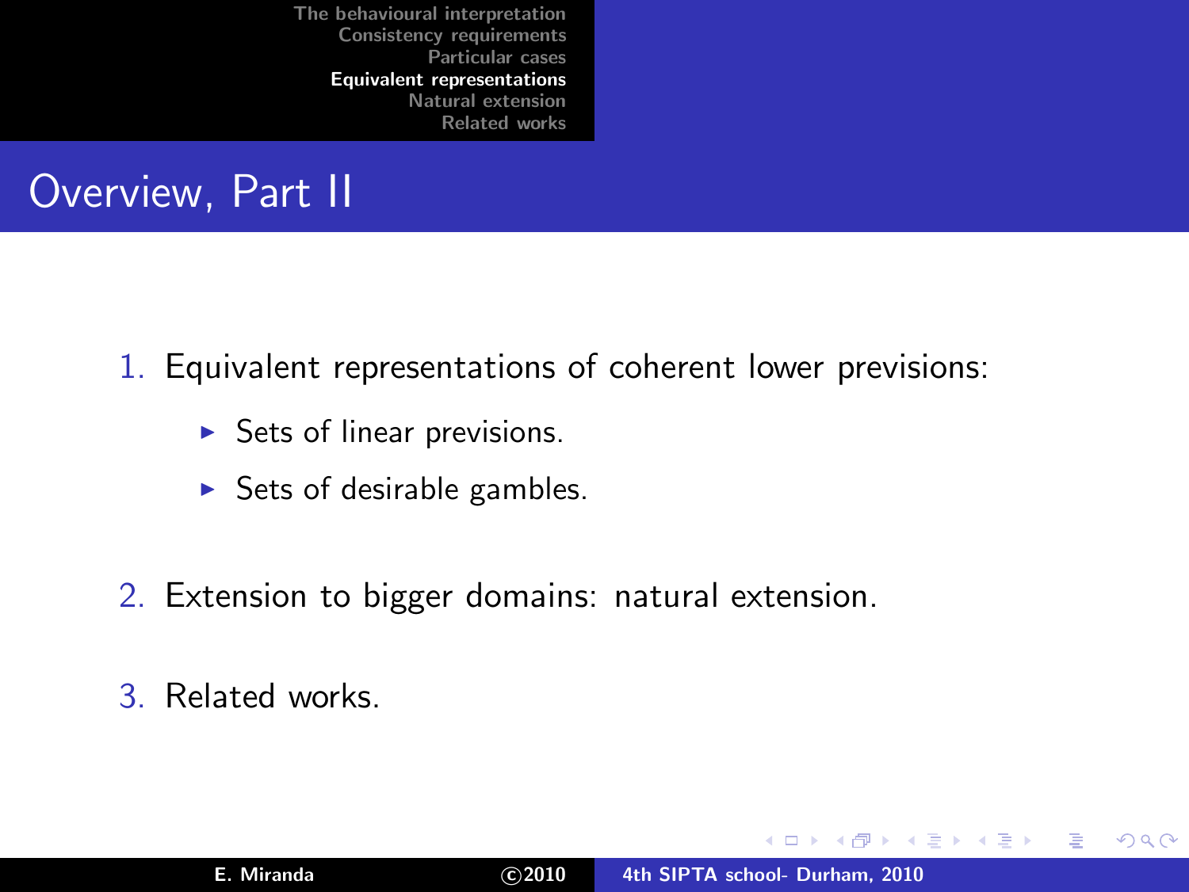# Overview, Part II

1. Equivalent representations of coherent lower previsions:
   - Sets of linear previsions.
   - Sets of desirable gambles.
2. Extension to bigger domains: natural extension.
3. Related works.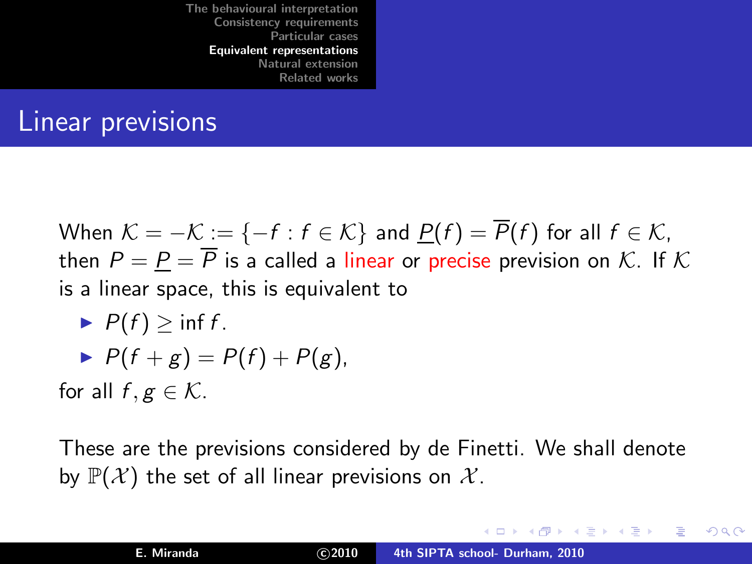## Linear previsions

When $\mathcal{K} = -\mathcal{K} := \{-f : f \in \mathcal{K}\}$ and $\underline{P}(f) = \overline{P}(f)$ for all $f \in \mathcal{K}$, then $P = \underline{P} = \overline{P}$ is a called a linear or precise prevision on $\mathcal{K}$. If $\mathcal{K}$ is a linear space, this is equivalent to

- $P(f) \geq \inf f$.
- $P(f+g) = P(f) + P(g)$,

for all $f, g \in \mathcal{K}$.

These are the previsions considered by de Finetti. We shall denote by $\mathbb{P}(\mathcal{X})$ the set of all linear previsions on $\mathcal{X}$.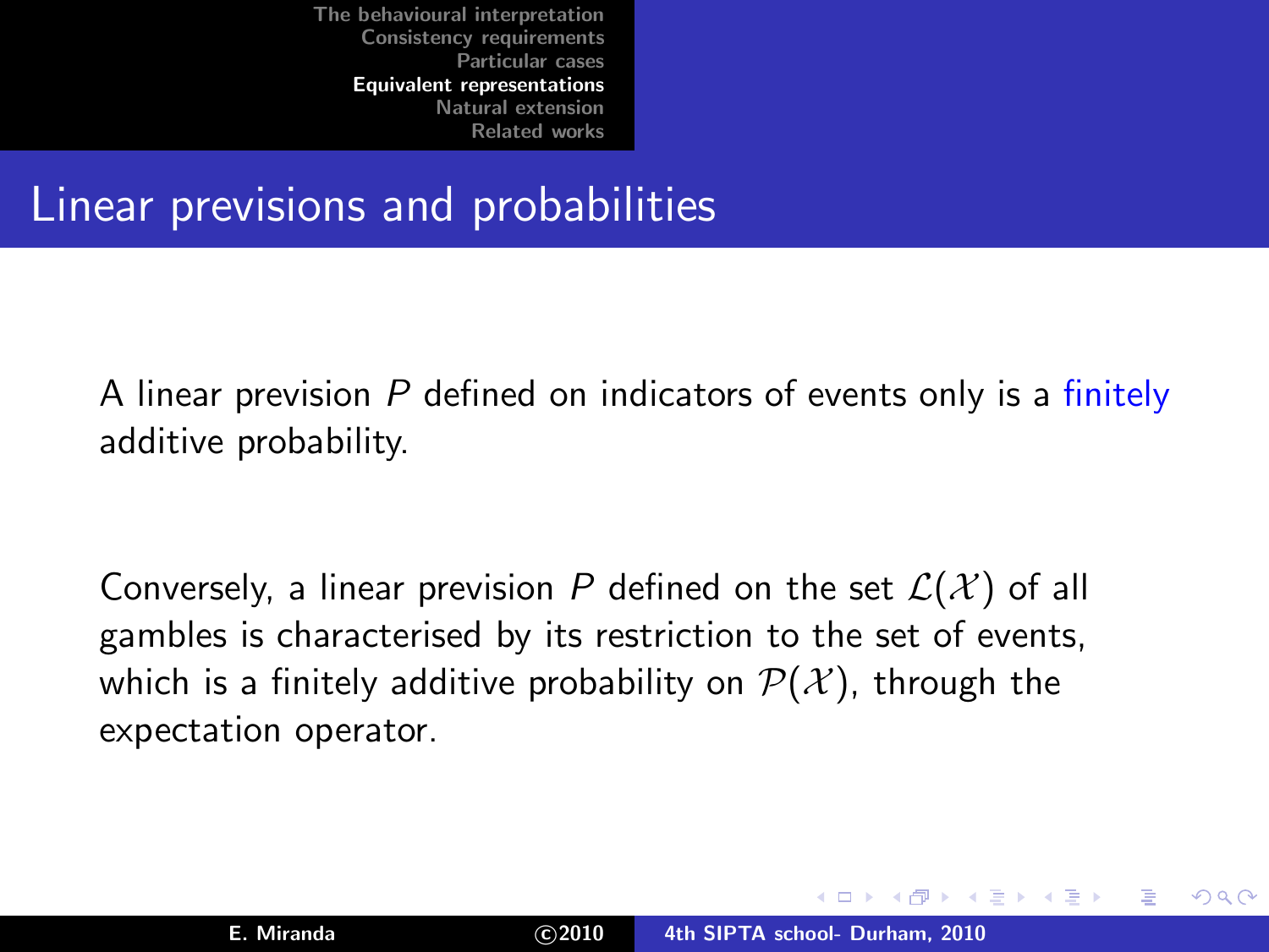# Linear previsions and probabilities

A linear prevision $P$ defined on indicators of events only is a finitely additive probability.

Conversely, a linear prevision $P$ defined on the set $\mathcal{L}(\mathcal{X})$ of all gambles is characterised by its restriction to the set of events, which is a finitely additive probability on $\mathcal{P}(\mathcal{X})$, through the expectation operator.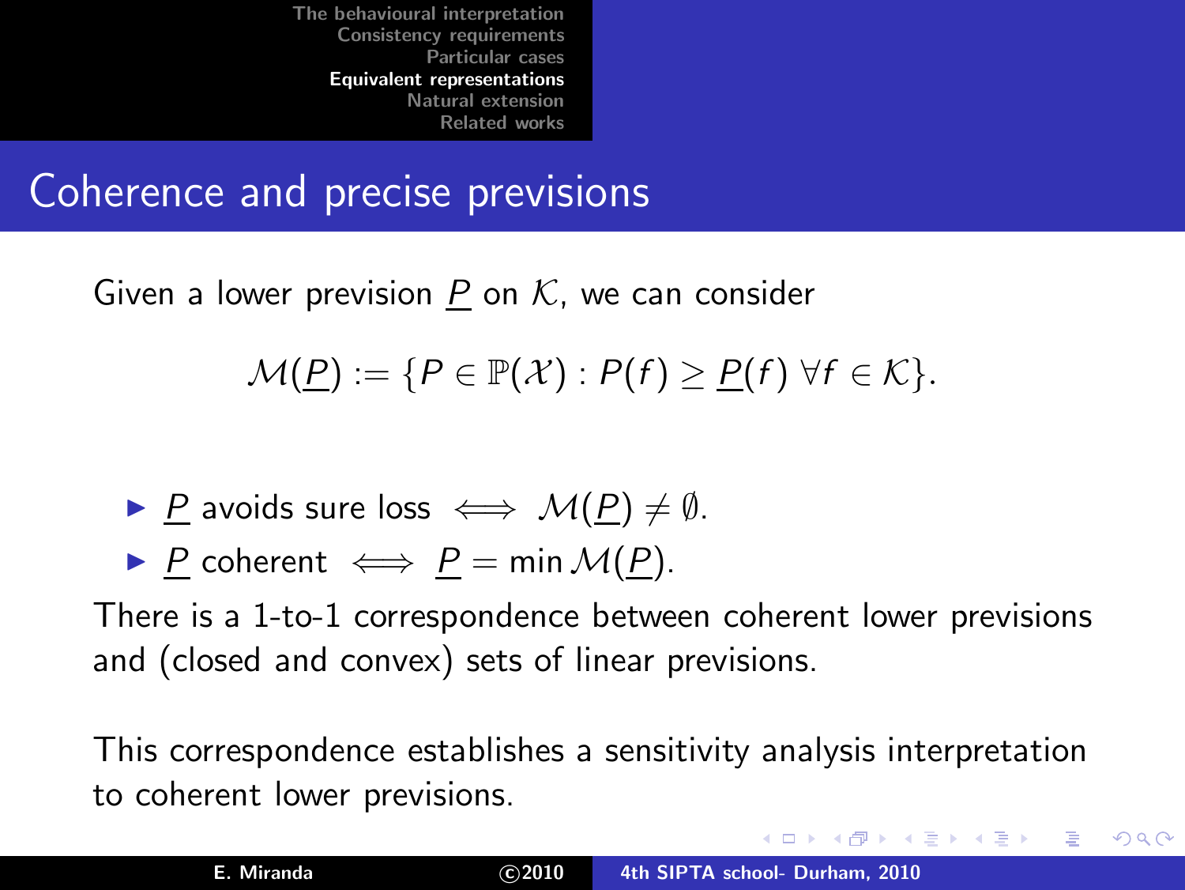## Coherence and precise previsions

Given a lower prevision $\underline{P}$ on $\mathcal{K}$, we can consider

$$\mathcal{M}(\underline{P}) := \{P \in \mathbb{P}(\mathcal{X}) : P(f) \geq \underline{P}(f) \ \forall f \in \mathcal{K}\}.$$

- $\underline{P}$ avoids sure loss $\iff \mathcal{M}(\underline{P}) \neq \emptyset$.
- $\underline{P}$ coherent $\iff \underline{P} = \min \mathcal{M}(\underline{P})$.

There is a 1-to-1 correspondence between coherent lower previsions and (closed and convex) sets of linear previsions.

This correspondence establishes a sensitivity analysis interpretation to coherent lower previsions.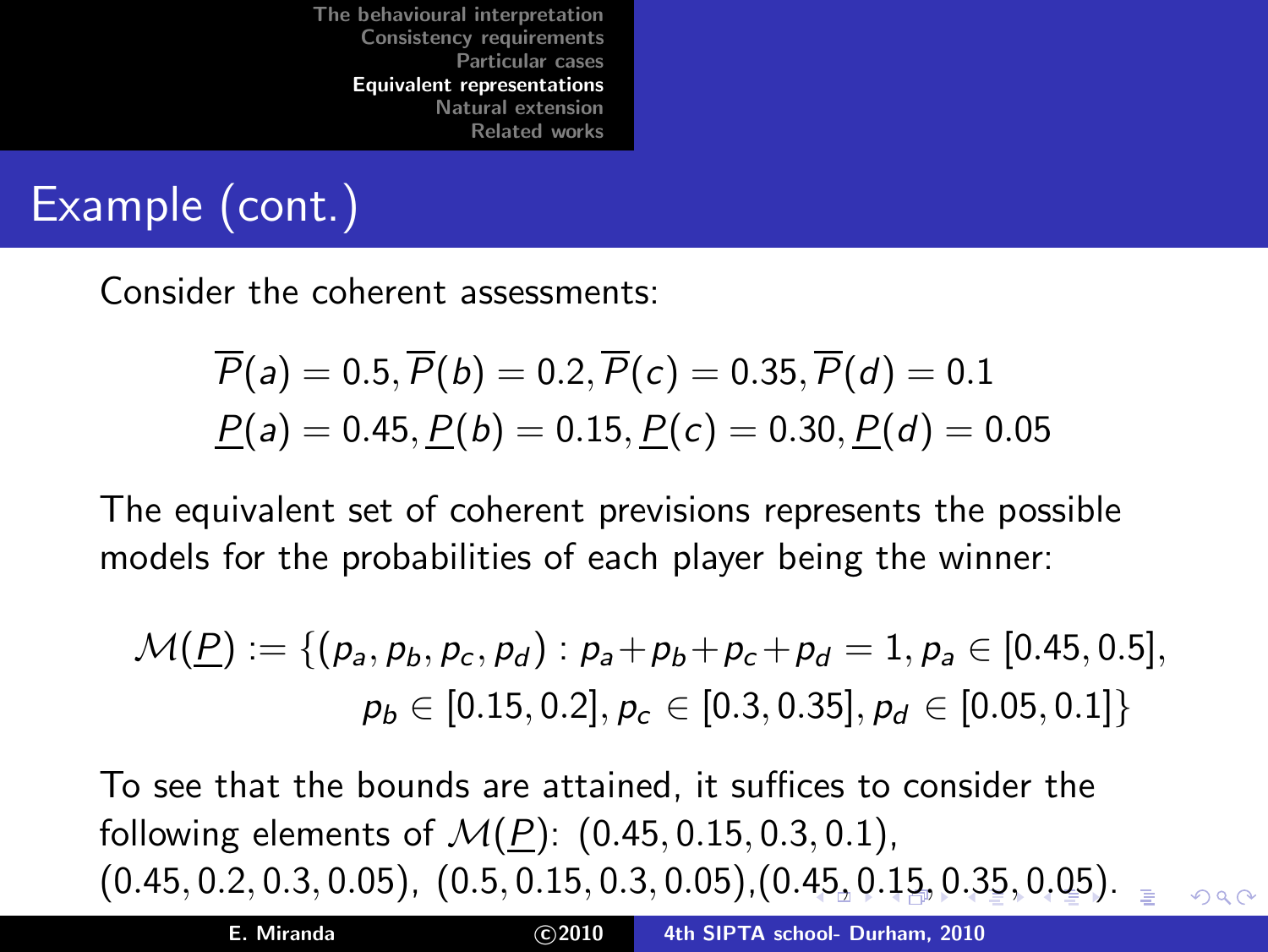## Example (cont.)

Consider the coherent assessments:

$$\overline{P}(a) = 0.5, \overline{P}(b) = 0.2, \overline{P}(c) = 0.35, \overline{P}(d) = 0.1$$
$$\underline{P}(a) = 0.45, \underline{P}(b) = 0.15, \underline{P}(c) = 0.30, \underline{P}(d) = 0.05$$

The equivalent set of coherent previsions represents the possible models for the probabilities of each player being the winner:

$$\mathcal{M}(\underline{P}) := \{(p_a, p_b, p_c, p_d) : p_a + p_b + p_c + p_d = 1, p_a \in [0.45, 0.5], p_b \in [0.15, 0.2], p_c \in [0.3, 0.35], p_d \in [0.05, 0.1]\}$$

To see that the bounds are attained, it suffices to consider the following elements of $\mathcal{M}(\underline{P})$: $(0.45, 0.15, 0.3, 0.1)$, $(0.45, 0.2, 0.3, 0.05)$, $(0.5, 0.15, 0.3, 0.05)$, $(0.45, 0.15, 0.35, 0.05)$.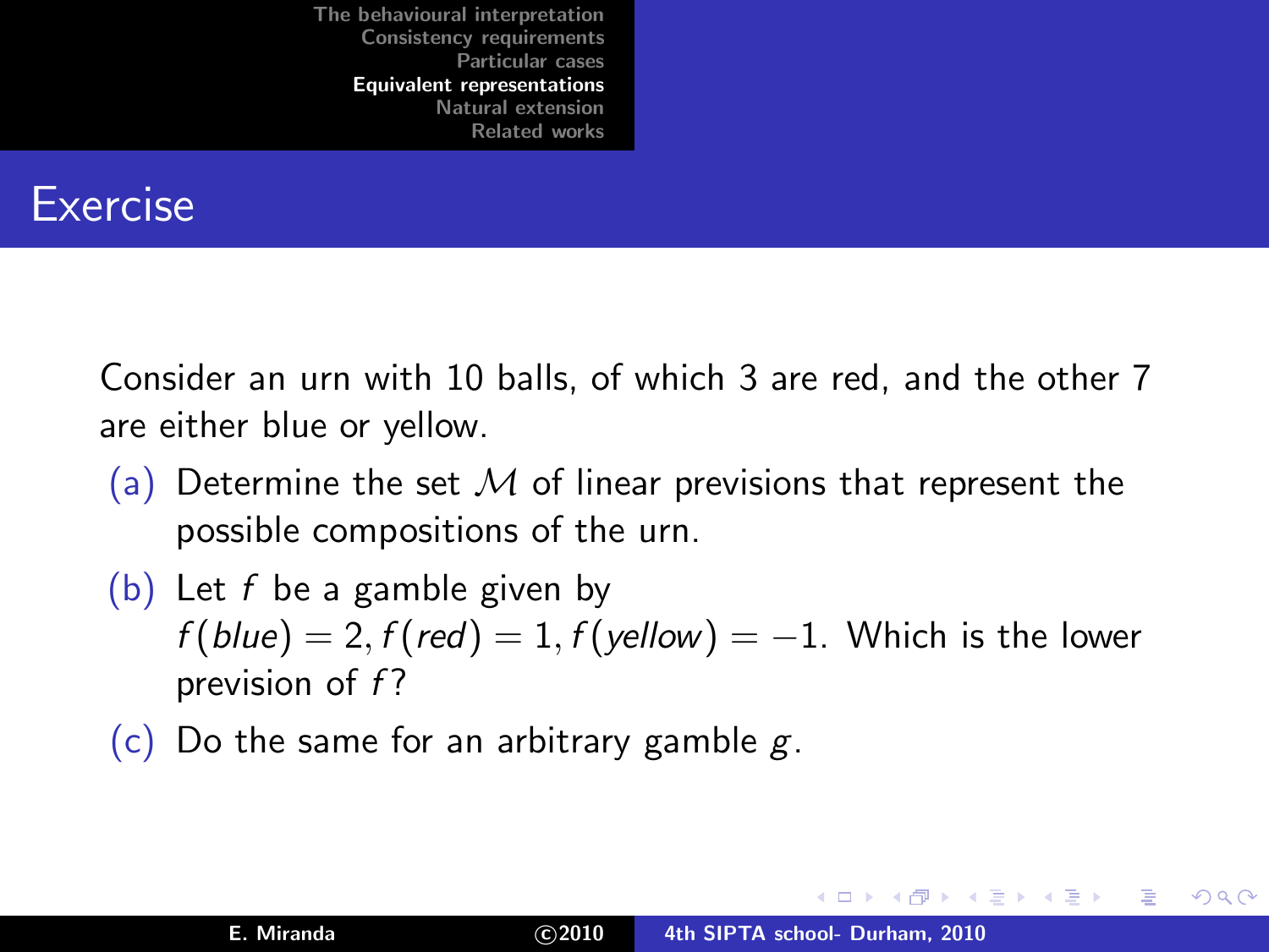## Exercise

Consider an urn with 10 balls, of which 3 are red, and the other 7 are either blue or yellow.

(a) Determine the set $\mathcal{M}$ of linear previsions that represent the possible compositions of the urn.

(b) Let $f$ be a gamble given by $f(blue) = 2, f(red) = 1, f(yellow) = -1$. Which is the lower prevision of $f$?

(c) Do the same for an arbitrary gamble $g$.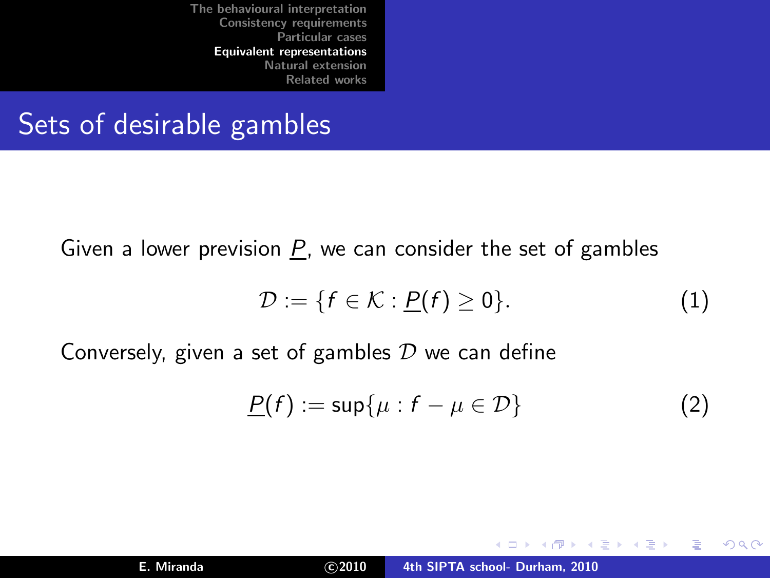## Sets of desirable gambles

Given a lower prevision $\underline{P}$, we can consider the set of gambles

$$\mathcal{D} := \{f \in \mathcal{K} : \underline{P}(f) \geq 0\}. \tag{1}$$

Conversely, given a set of gambles $\mathcal{D}$ we can define

$$\underline{P}(f) := \sup\{\mu : f - \mu \in \mathcal{D}\} \tag{2}$$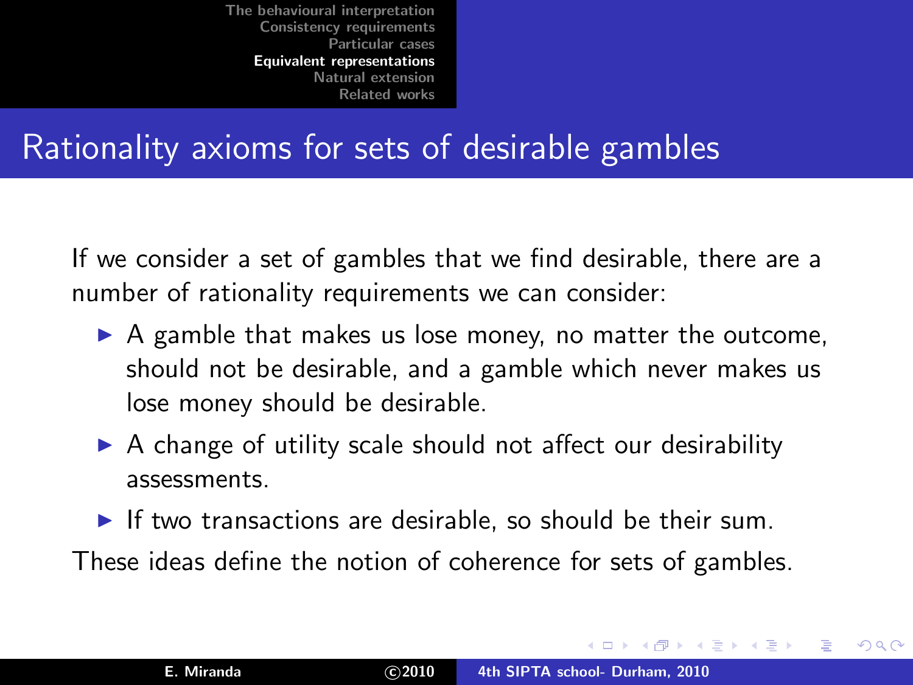## Rationality axioms for sets of desirable gambles

If we consider a set of gambles that we find desirable, there are a number of rationality requirements we can consider:

- A gamble that makes us lose money, no matter the outcome, should not be desirable, and a gamble which never makes us lose money should be desirable.
- A change of utility scale should not affect our desirability assessments.
- If two transactions are desirable, so should be their sum.

These ideas define the notion of coherence for sets of gambles.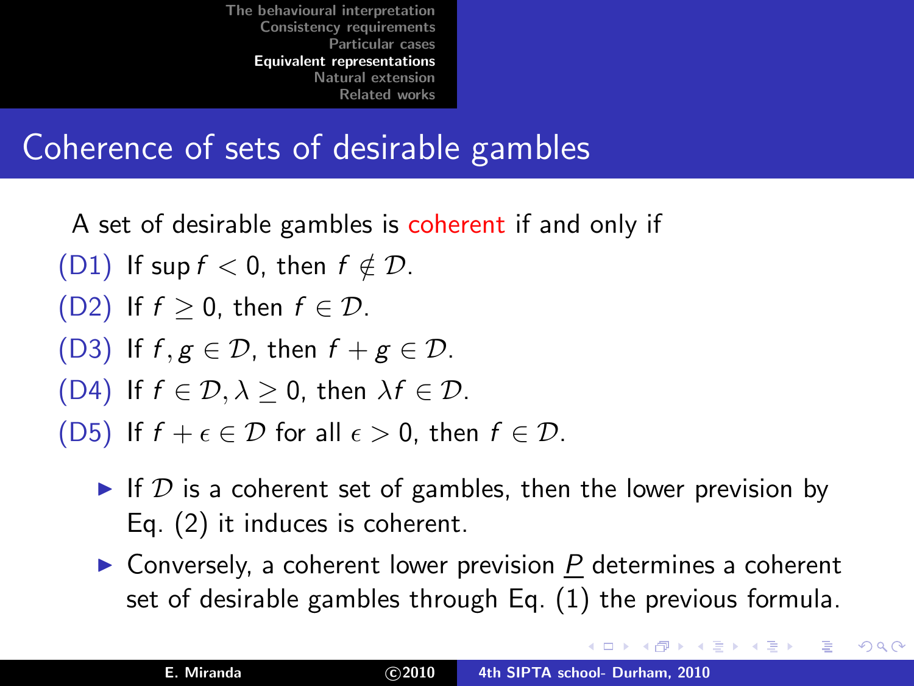# Coherence of sets of desirable gambles

A set of desirable gambles is coherent if and only if

(D1) If $\sup f < 0$, then $f \notin \mathcal{D}$.

(D2) If $f \geq 0$, then $f \in \mathcal{D}$.

(D3) If $f, g \in \mathcal{D}$, then $f + g \in \mathcal{D}$.

(D4) If $f \in \mathcal{D}, \lambda \geq 0$, then $\lambda f \in \mathcal{D}$.

(D5) If $f + \epsilon \in \mathcal{D}$ for all $\epsilon > 0$, then $f \in \mathcal{D}$.

- If $\mathcal{D}$ is a coherent set of gambles, then the lower prevision by Eq. (2) it induces is coherent.
- Conversely, a coherent lower prevision $\underline{P}$ determines a coherent set of desirable gambles through Eq. (1) the previous formula.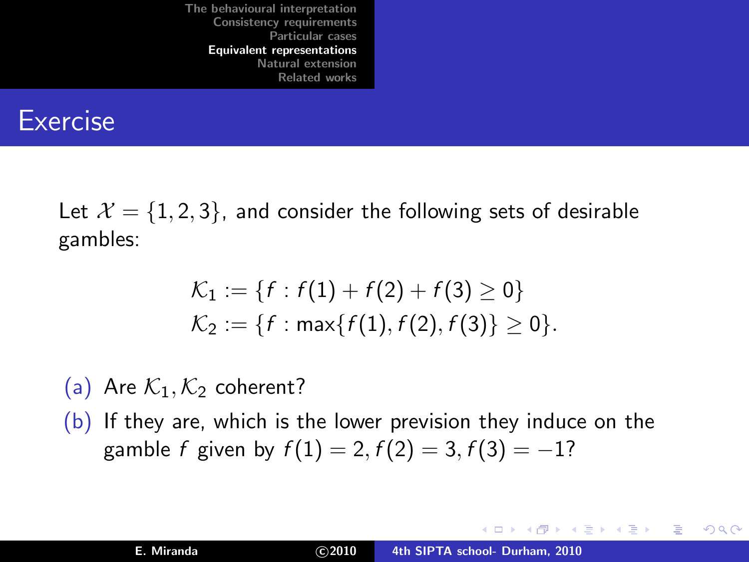# Exercise

Let $\mathcal{X} = \{1, 2, 3\}$, and consider the following sets of desirable gambles:

$$\mathcal{K}_1 := \{f : f(1) + f(2) + f(3) \geq 0\}$$
$$\mathcal{K}_2 := \{f : \max\{f(1), f(2), f(3)\} \geq 0\}.$$

(a) Are $\mathcal{K}_1, \mathcal{K}_2$ coherent?

(b) If they are, which is the lower prevision they induce on the gamble $f$ given by $f(1) = 2, f(2) = 3, f(3) = -1$?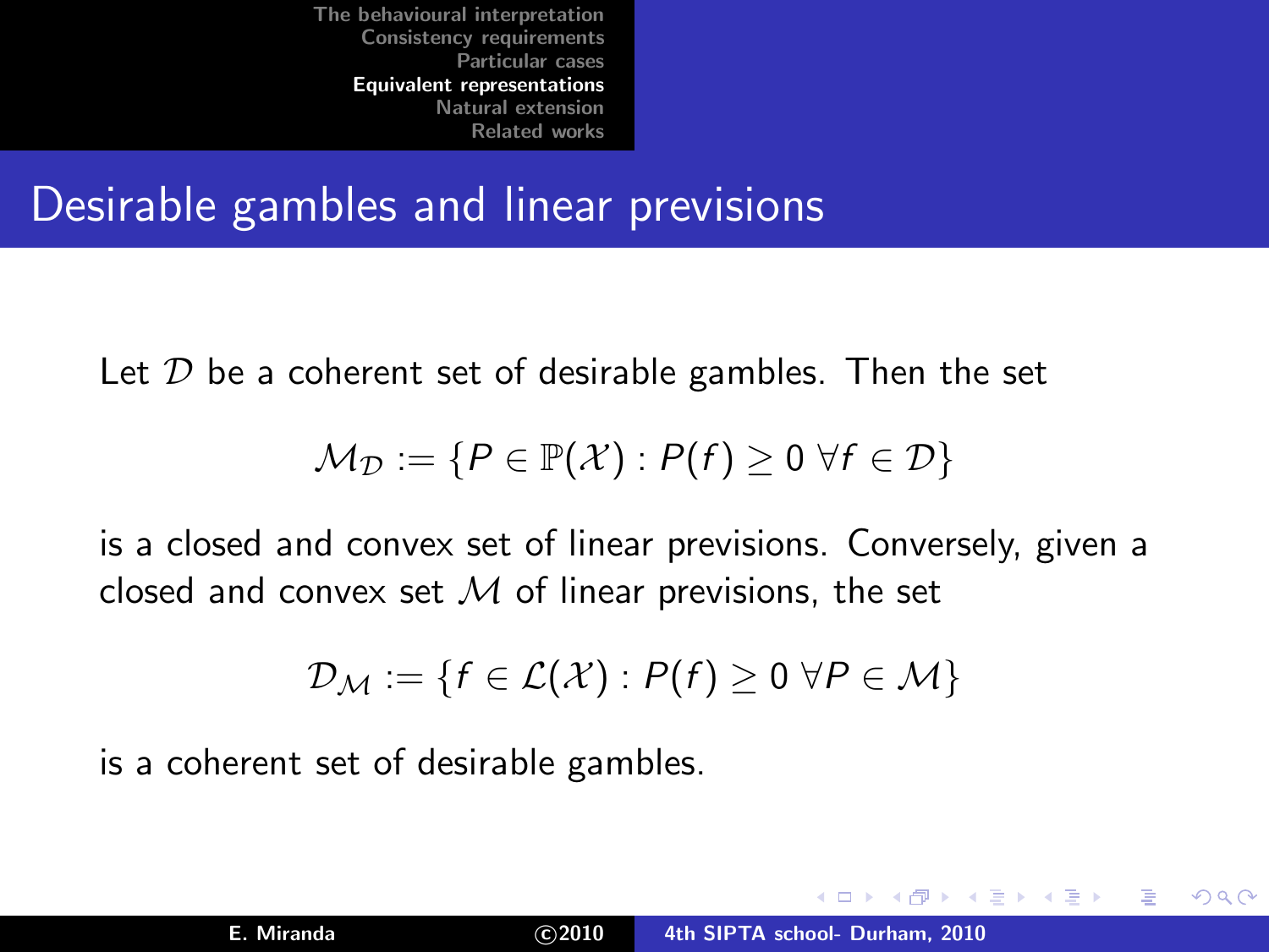# Desirable gambles and linear previsions

Let $\mathcal{D}$ be a coherent set of desirable gambles. Then the set

$$\mathcal{M}_{\mathcal{D}} := \{P \in \mathbb{P}(\mathcal{X}) : P(f) \geq 0 \ \forall f \in \mathcal{D}\}$$

is a closed and convex set of linear previsions. Conversely, given a closed and convex set $\mathcal{M}$ of linear previsions, the set

$$\mathcal{D}_{\mathcal{M}} := \{f \in \mathcal{L}(\mathcal{X}) : P(f) \geq 0 \ \forall P \in \mathcal{M}\}$$

is a coherent set of desirable gambles.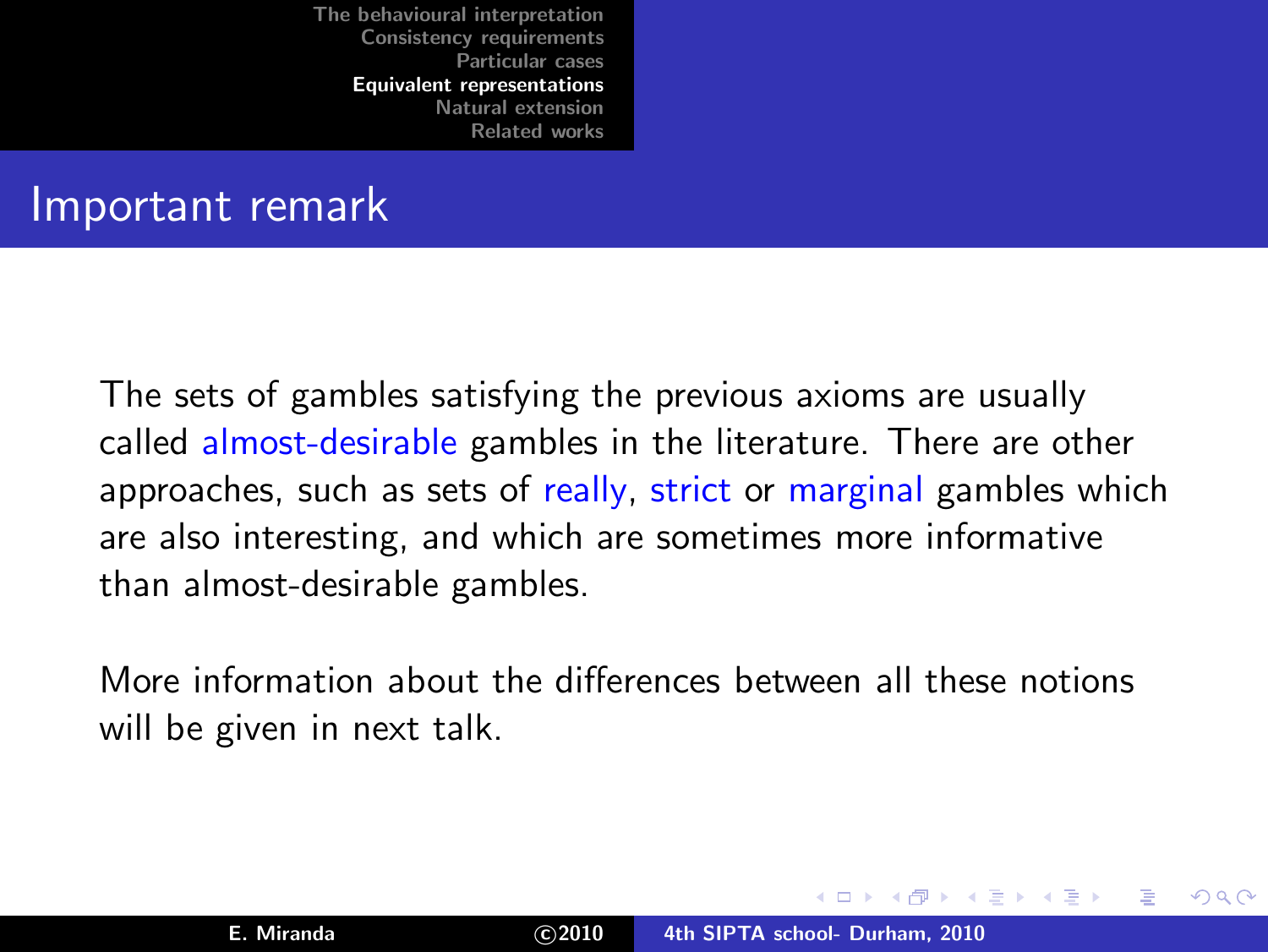## Important remark

The sets of gambles satisfying the previous axioms are usually called almost-desirable gambles in the literature. There are other approaches, such as sets of really, strict or marginal gambles which are also interesting, and which are sometimes more informative than almost-desirable gambles.

More information about the differences between all these notions will be given in next talk.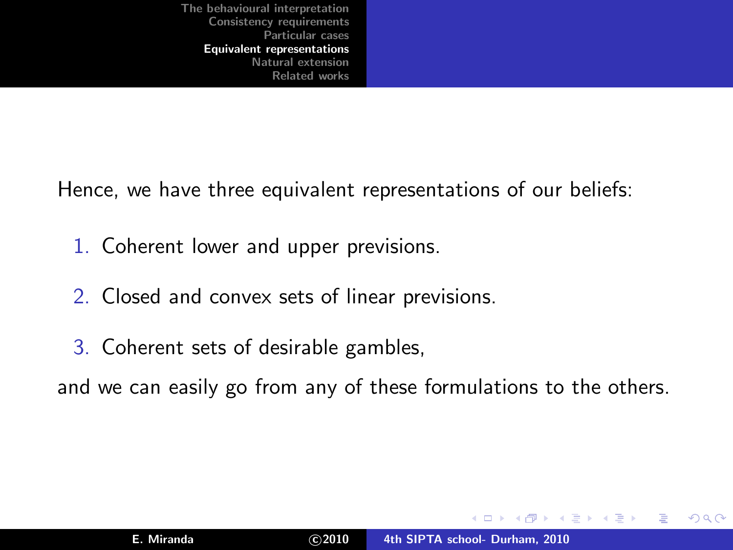Hence, we have three equivalent representations of our beliefs:

1. Coherent lower and upper previsions.
2. Closed and convex sets of linear previsions.
3. Coherent sets of desirable gambles,

and we can easily go from any of these formulations to the others.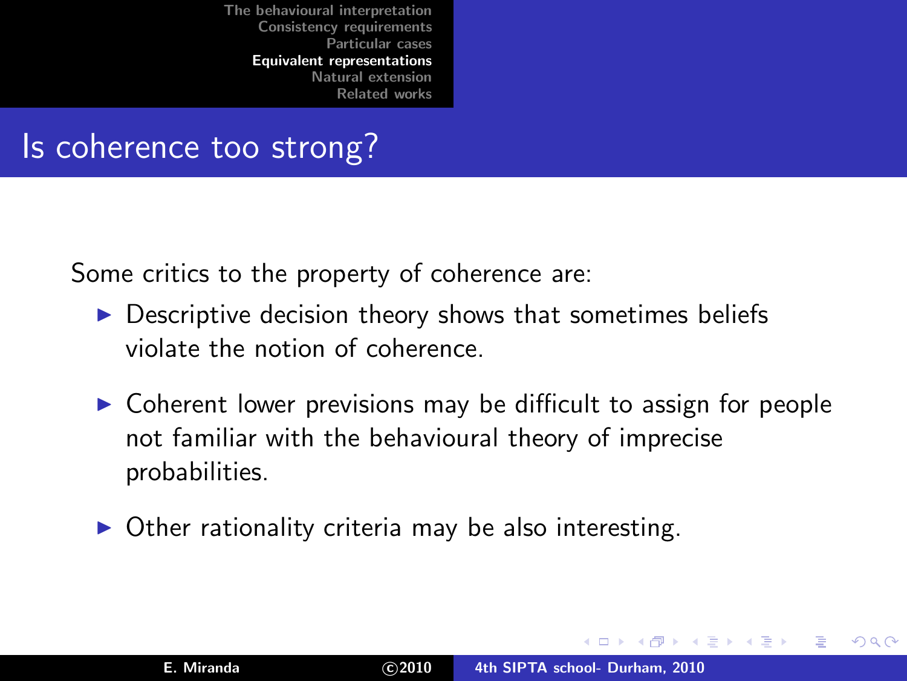# Is coherence too strong?

Some critics to the property of coherence are:

- Descriptive decision theory shows that sometimes beliefs violate the notion of coherence.
- Coherent lower previsions may be difficult to assign for people not familiar with the behavioural theory of imprecise probabilities.
- Other rationality criteria may be also interesting.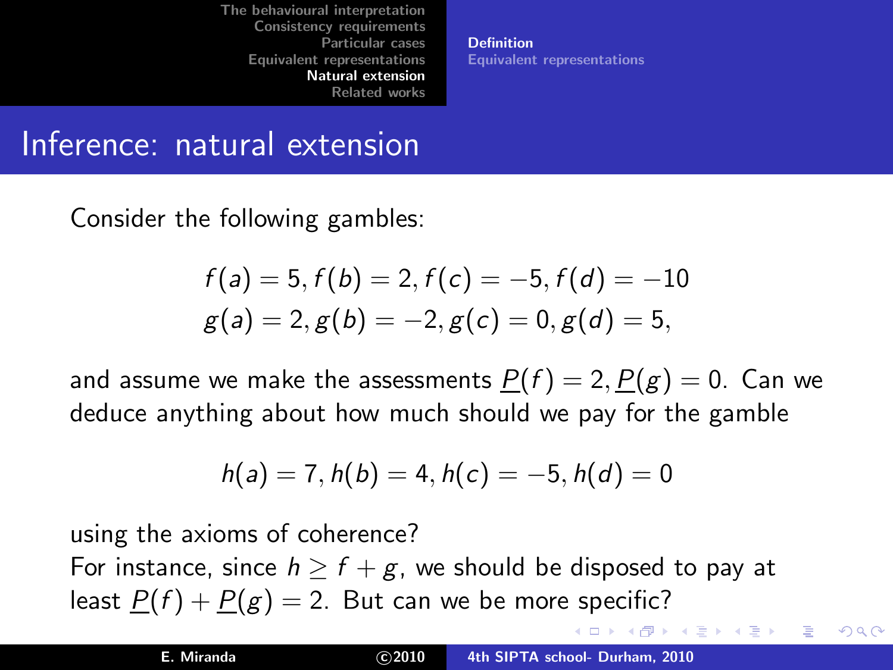# Inference: natural extension

Consider the following gambles:

$$f(a) = 5, f(b) = 2, f(c) = -5, f(d) = -10$$
$$g(a) = 2, g(b) = -2, g(c) = 0, g(d) = 5,$$

and assume we make the assessments $\underline{P}(f) = 2, \underline{P}(g) = 0$. Can we deduce anything about how much should we pay for the gamble

$$h(a) = 7, h(b) = 4, h(c) = -5, h(d) = 0$$

using the axioms of coherence?
For instance, since $h \geq f + g$, we should be disposed to pay at least $\underline{P}(f) + \underline{P}(g) = 2$. But can we be more specific?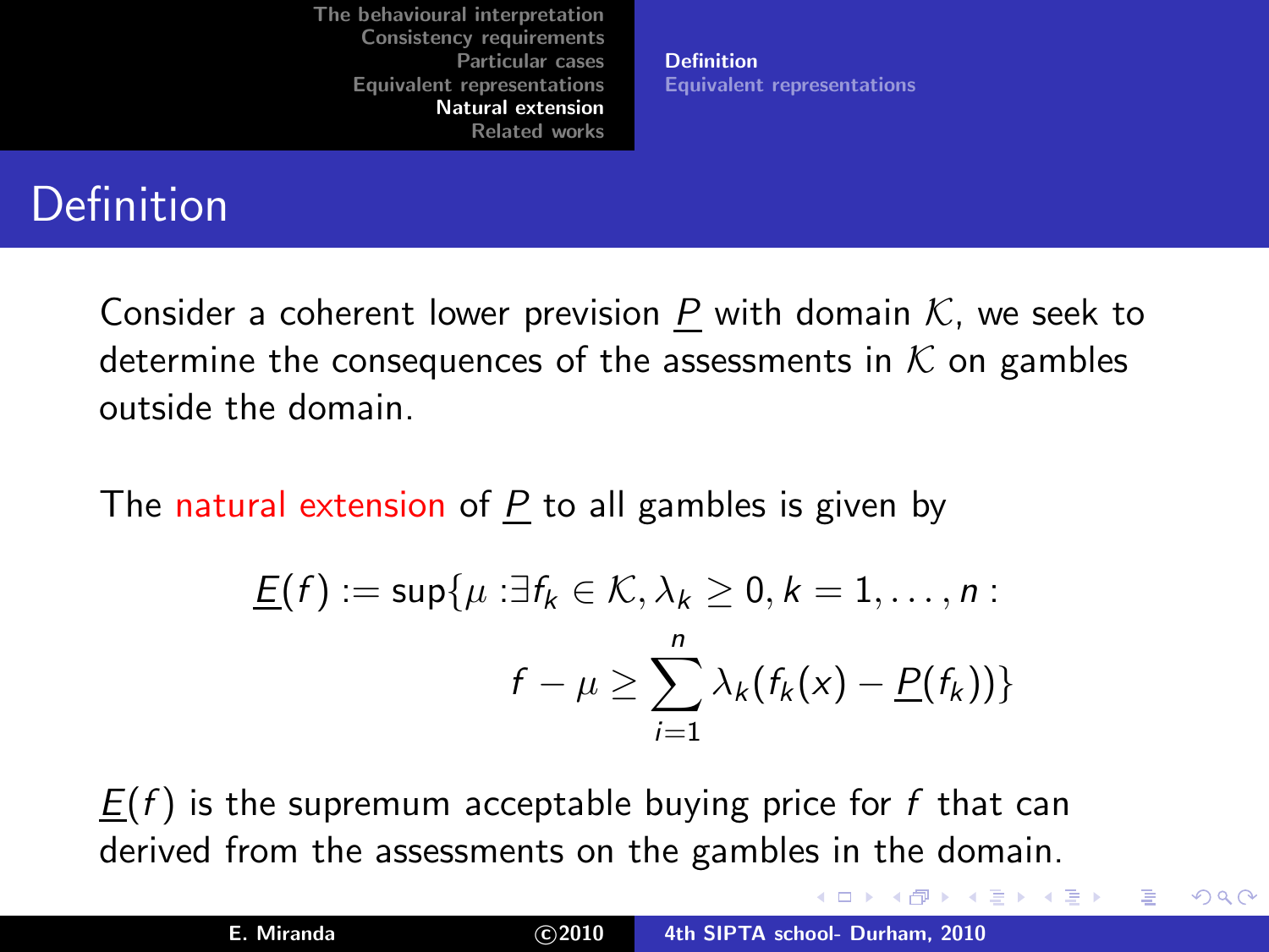# Definition

Consider a coherent lower prevision $\underline{P}$ with domain $\mathcal{K}$, we seek to determine the consequences of the assessments in $\mathcal{K}$ on gambles outside the domain.

The natural extension of $\underline{P}$ to all gambles is given by

$$\underline{E}(f) := \sup\{\mu : \exists f_k \in \mathcal{K}, \lambda_k \geq 0, k = 1, \dots, n : f - \mu \geq \sum_{i=1}^{n} \lambda_k (f_k(x) - \underline{P}(f_k))\}$$

$\underline{E}(f)$ is the supremum acceptable buying price for $f$ that can derived from the assessments on the gambles in the domain.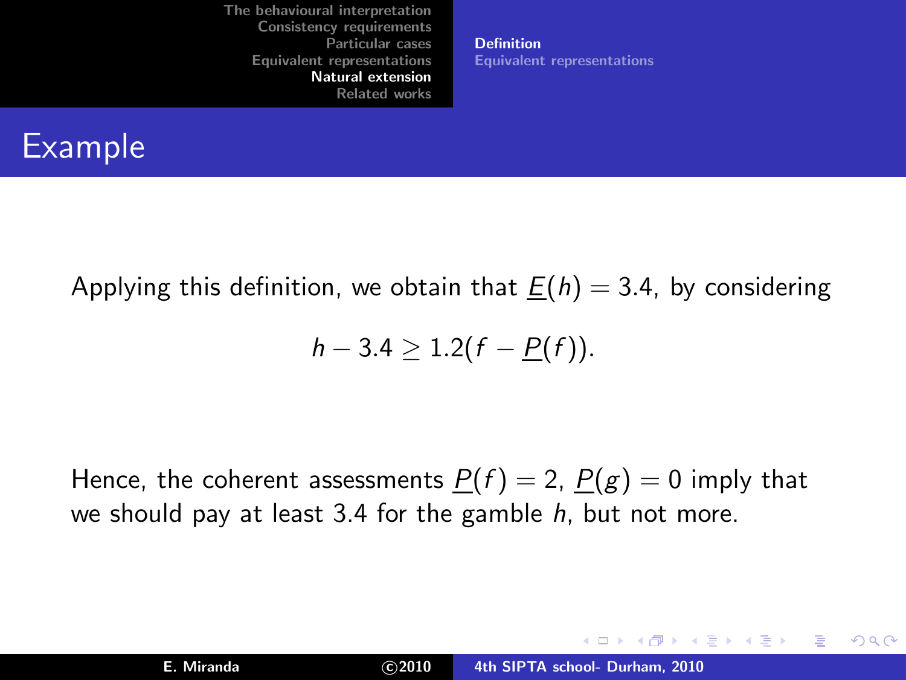# Example

Applying this definition, we obtain that $\underline{E}(h) = 3.4$, by considering

$$h - 3.4 \geq 1.2(f - \underline{P}(f)).$$

Hence, the coherent assessments $\underline{P}(f) = 2$, $\underline{P}(g) = 0$ imply that we should pay at least 3.4 for the gamble $h$, but not more.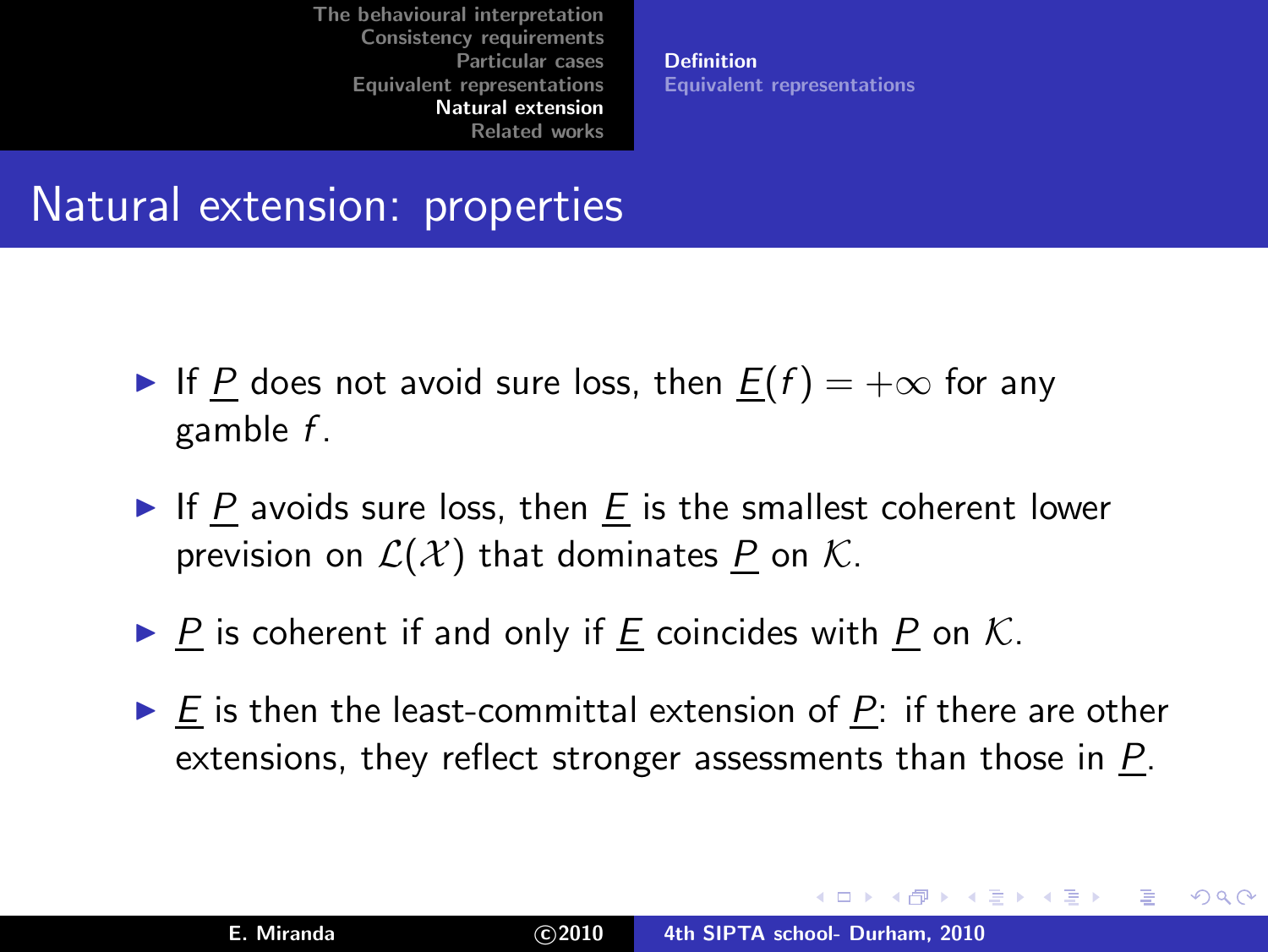## Natural extension: properties

- If $\underline{P}$ does not avoid sure loss, then $\underline{E}(f) = +\infty$ for any gamble $f$.
- If $\underline{P}$ avoids sure loss, then $\underline{E}$ is the smallest coherent lower prevision on $\mathcal{L}(\mathcal{X})$ that dominates $\underline{P}$ on $\mathcal{K}$.
- $\underline{P}$ is coherent if and only if $\underline{E}$ coincides with $\underline{P}$ on $\mathcal{K}$.
- $\underline{E}$ is then the least-committal extension of $\underline{P}$: if there are other extensions, they reflect stronger assessments than those in $\underline{P}$.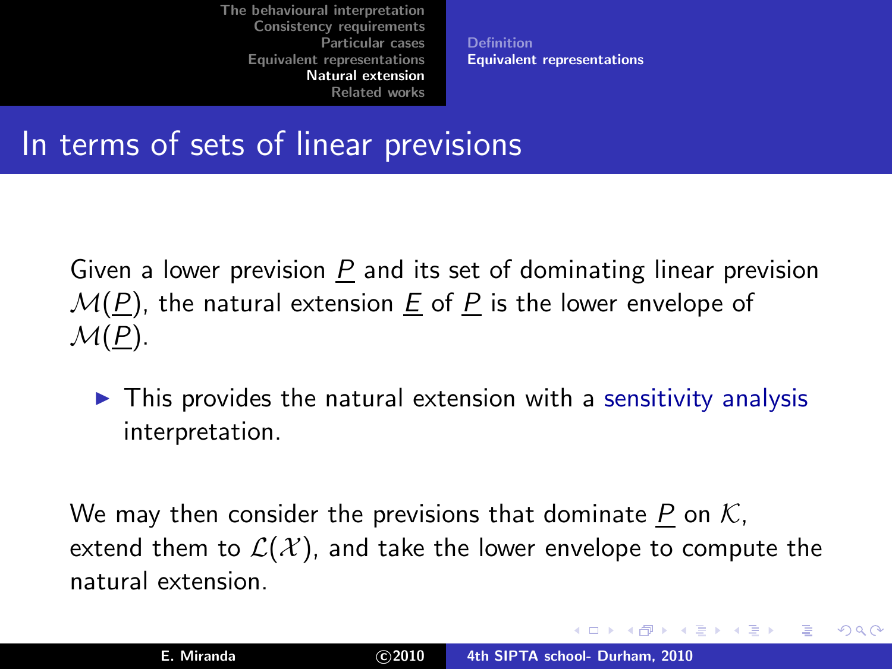# In terms of sets of linear previsions

Given a lower prevision $\underline{P}$ and its set of dominating linear prevision $\mathcal{M}(\underline{P})$, the natural extension $\underline{E}$ of $\underline{P}$ is the lower envelope of $\mathcal{M}(\underline{P})$.

- This provides the natural extension with a sensitivity analysis interpretation.

We may then consider the previsions that dominate $\underline{P}$ on $\mathcal{K}$, extend them to $\mathcal{L}(\mathcal{X})$, and take the lower envelope to compute the natural extension.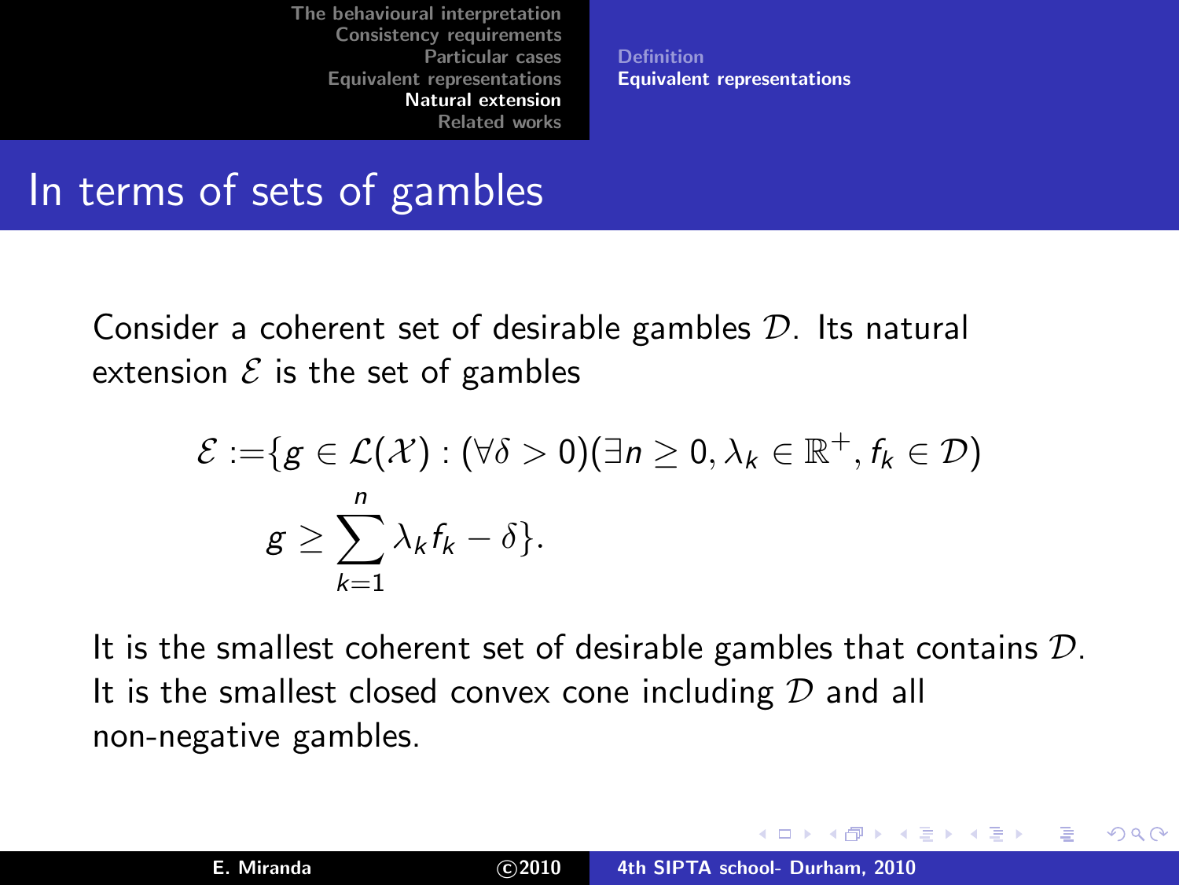# In terms of sets of gambles

Consider a coherent set of desirable gambles $\mathcal{D}$. Its natural extension $\mathcal{E}$ is the set of gambles

$$\mathcal{E} := \{g \in \mathcal{L}(\mathcal{X}) : (\forall \delta > 0)(\exists n \geq 0, \lambda_k \in \mathbb{R}^+, f_k \in \mathcal{D}) \quad g \geq \sum_{k=1}^{n} \lambda_k f_k - \delta\}.$$

It is the smallest coherent set of desirable gambles that contains $\mathcal{D}$. It is the smallest closed convex cone including $\mathcal{D}$ and all non-negative gambles.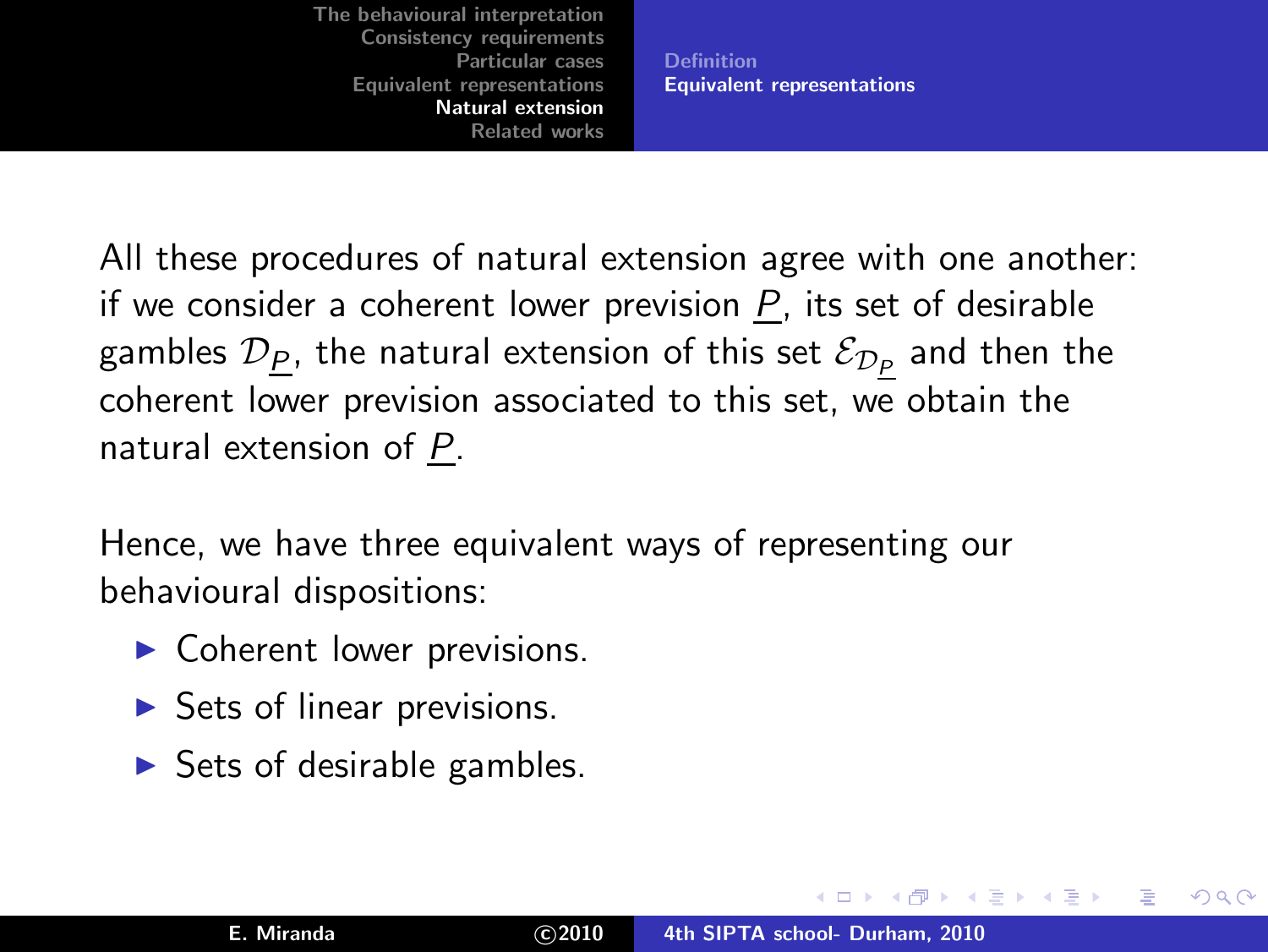All these procedures of natural extension agree with one another: if we consider a coherent lower prevision $\underline{P}$, its set of desirable gambles $\mathcal{D}_{\underline{P}}$, the natural extension of this set $\mathcal{E}_{\mathcal{D}_{\underline{P}}}$ and then the coherent lower prevision associated to this set, we obtain the natural extension of $\underline{P}$.

Hence, we have three equivalent ways of representing our behavioural dispositions:

- Coherent lower previsions.
- Sets of linear previsions.
- Sets of desirable gambles.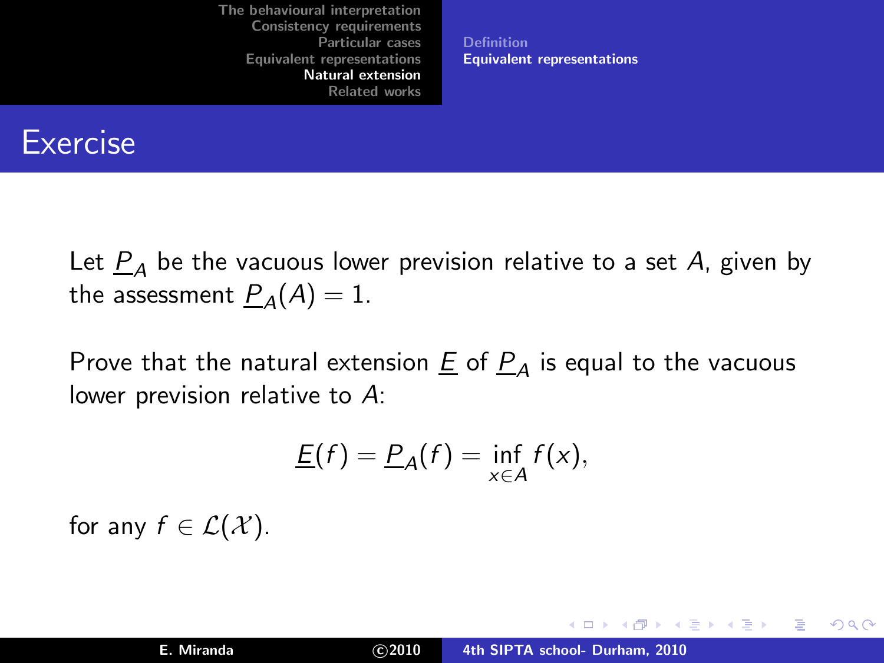# Exercise

Let $\underline{P}_A$ be the vacuous lower prevision relative to a set $A$, given by the assessment $\underline{P}_A(A) = 1$.

Prove that the natural extension $\underline{E}$ of $\underline{P}_A$ is equal to the vacuous lower prevision relative to $A$:

$$\underline{E}(f) = \underline{P}_A(f) = \inf_{x \in A} f(x),$$

for any $f \in \mathcal{L}(\mathcal{X})$.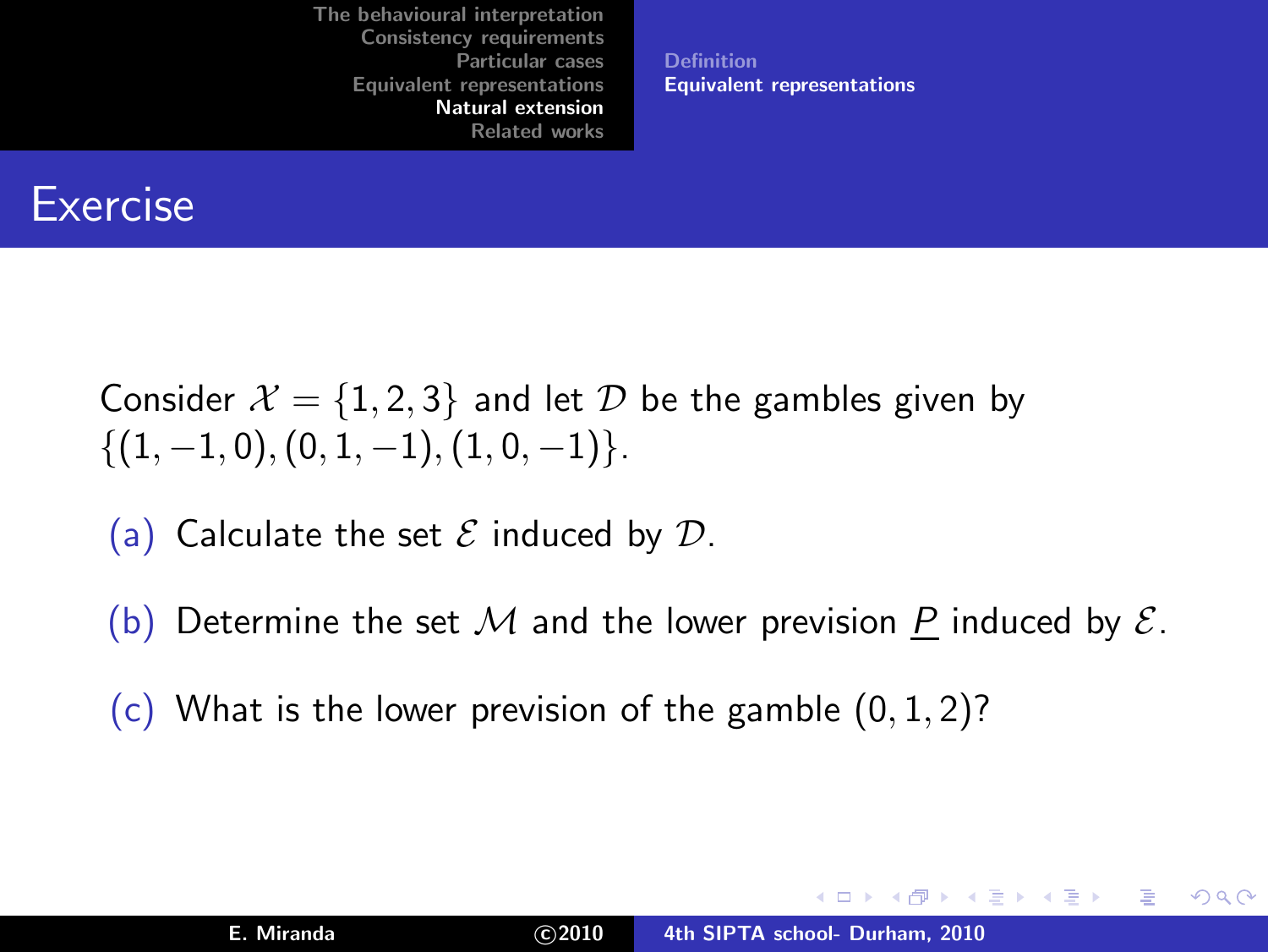# Exercise

Consider $\mathcal{X} = \{1, 2, 3\}$ and let $\mathcal{D}$ be the gambles given by $\{(1, -1, 0), (0, 1, -1), (1, 0, -1)\}$.

(a) Calculate the set $\mathcal{E}$ induced by $\mathcal{D}$.

(b) Determine the set $\mathcal{M}$ and the lower prevision $\underline{P}$ induced by $\mathcal{E}$.

(c) What is the lower prevision of the gamble $(0, 1, 2)$?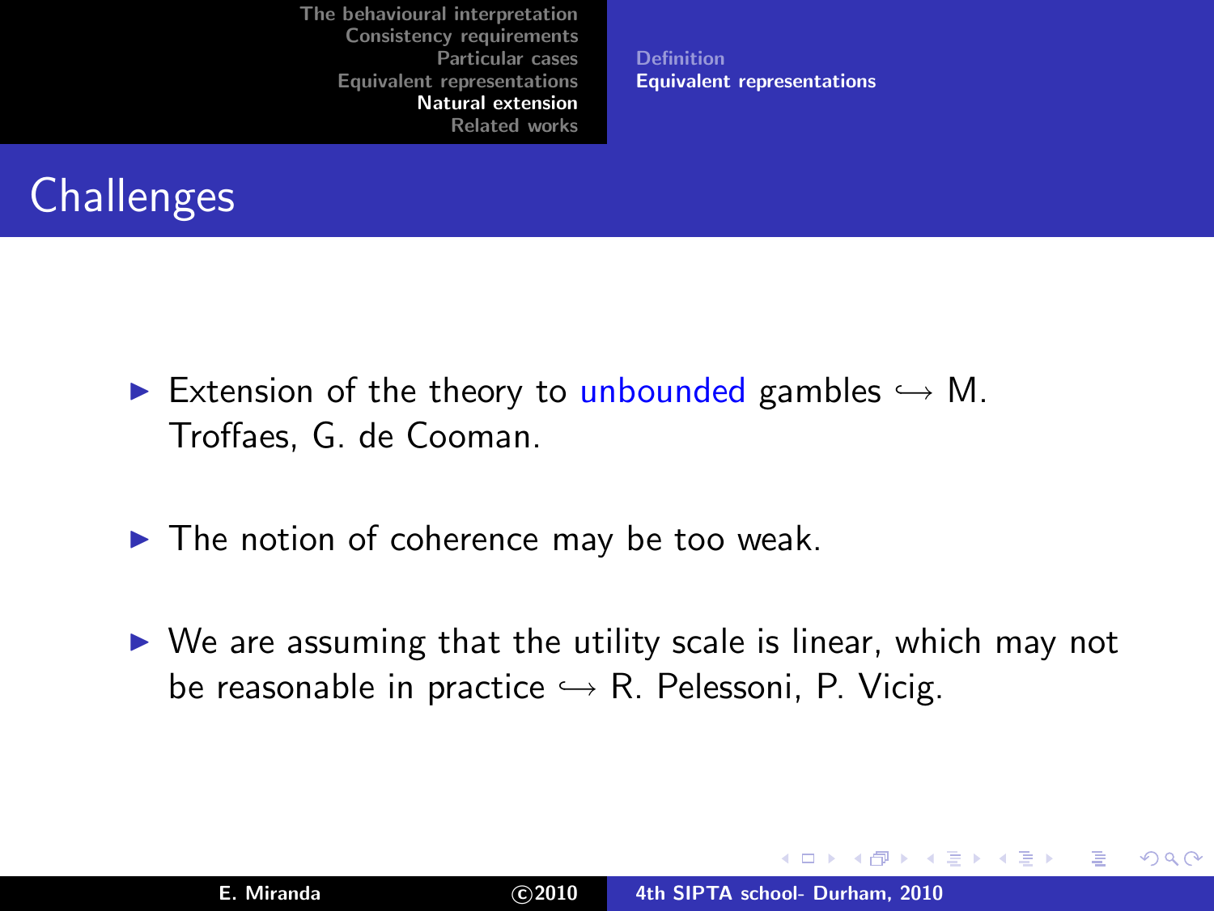# Challenges

- Extension of the theory to unbounded gambles $\hookrightarrow$ M. Troffaes, G. de Cooman.

- The notion of coherence may be too weak.

- We are assuming that the utility scale is linear, which may not be reasonable in practice $\hookrightarrow$ R. Pelessoni, P. Vicig.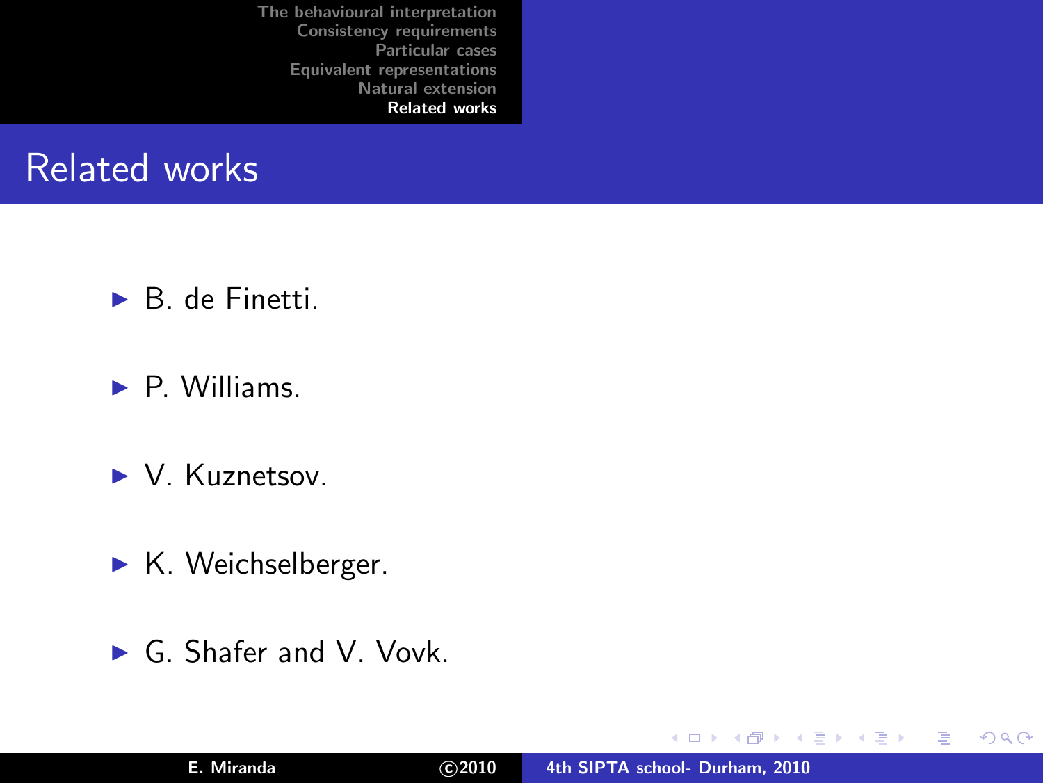# Related works

- B. de Finetti.
- P. Williams.
- V. Kuznetsov.
- K. Weichselberger.
- G. Shafer and V. Vovk.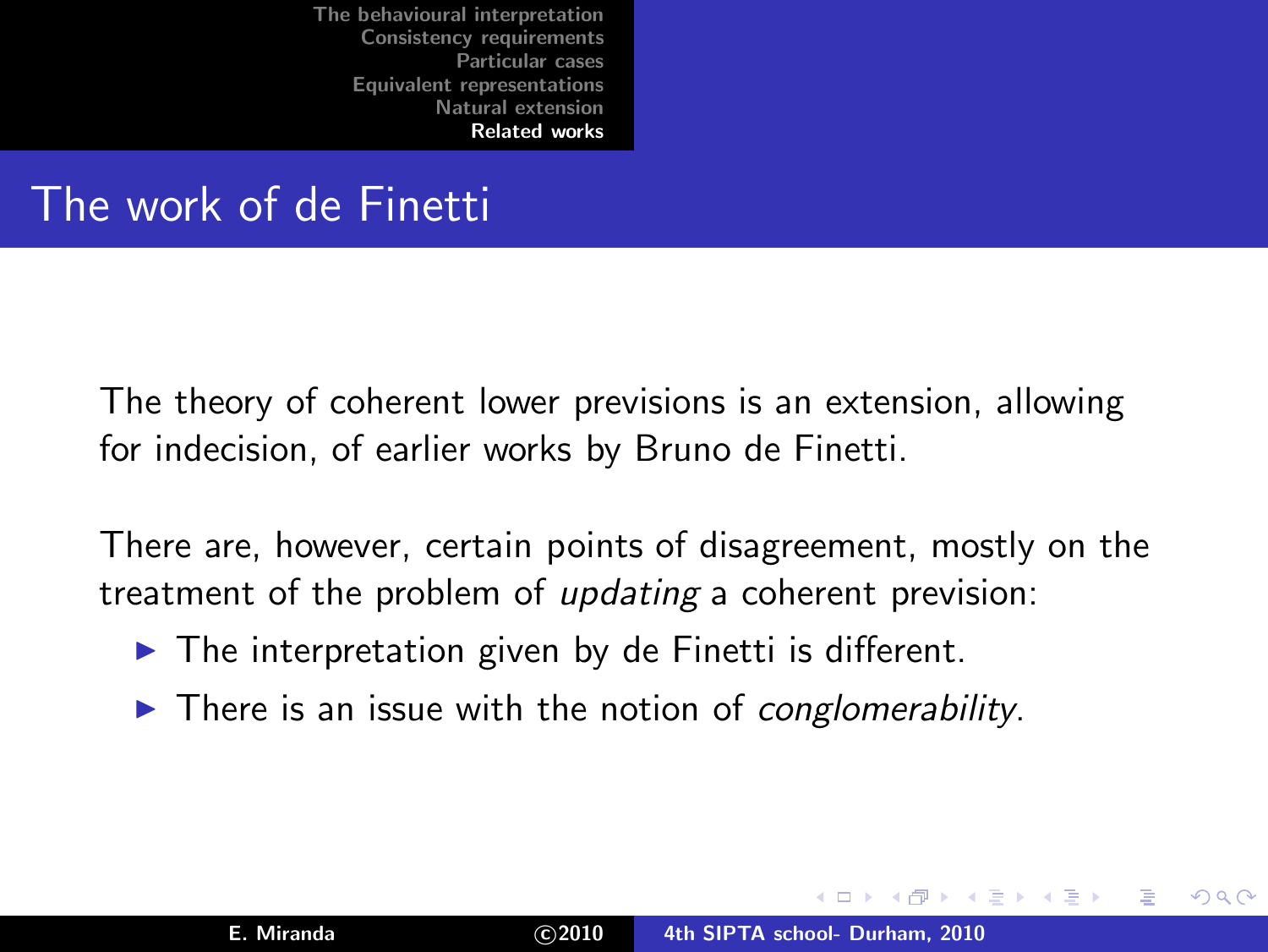## The work of de Finetti

The theory of coherent lower previsions is an extension, allowing for indecision, of earlier works by Bruno de Finetti.

There are, however, certain points of disagreement, mostly on the treatment of the problem of *updating* a coherent prevision:

- The interpretation given by de Finetti is different.
- There is an issue with the notion of *conglomerability*.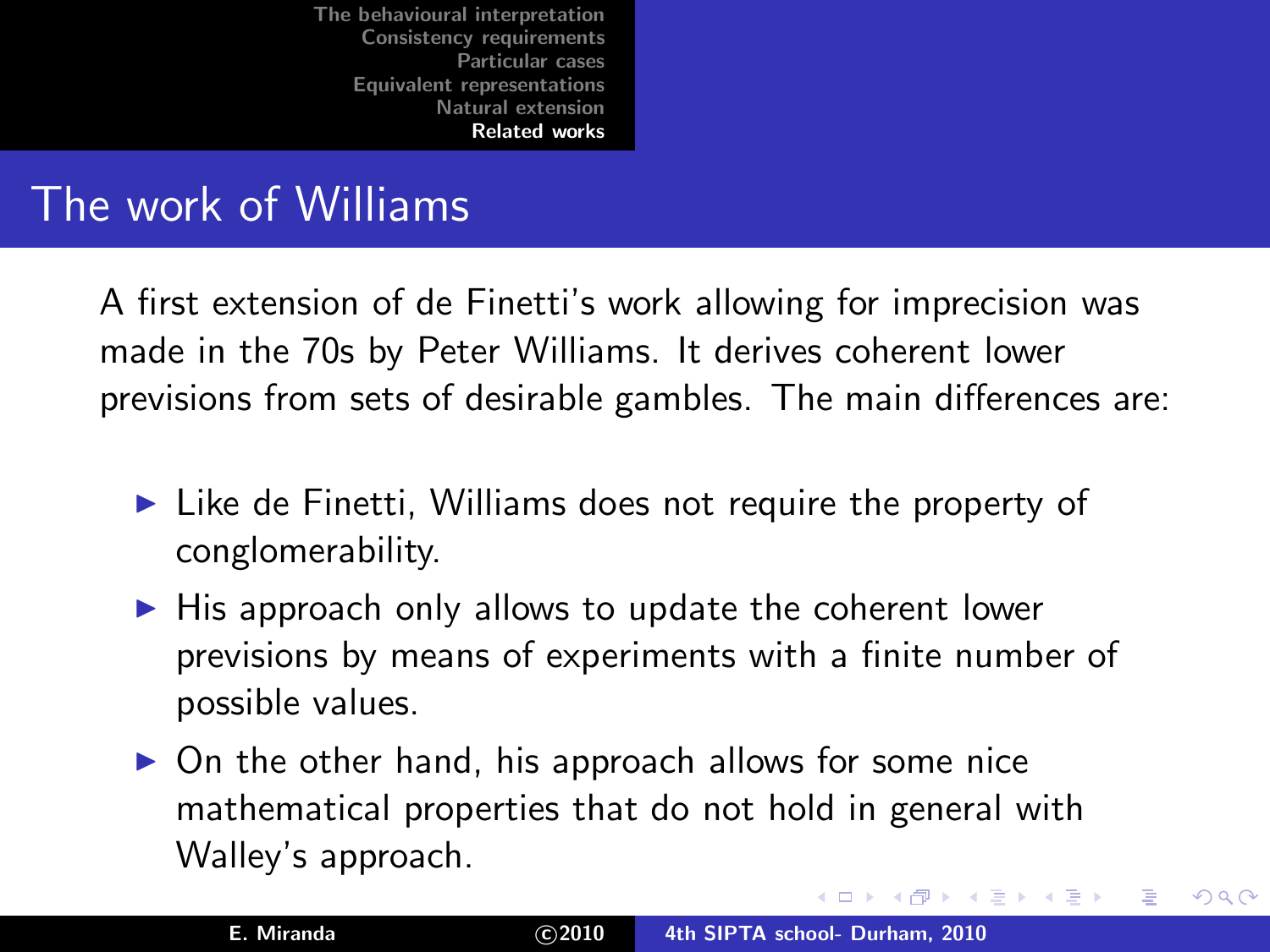# The work of Williams

A first extension of de Finetti's work allowing for imprecision was made in the 70s by Peter Williams. It derives coherent lower previsions from sets of desirable gambles. The main differences are:

- Like de Finetti, Williams does not require the property of conglomerability.
- His approach only allows to update the coherent lower previsions by means of experiments with a finite number of possible values.
- On the other hand, his approach allows for some nice mathematical properties that do not hold in general with Walley's approach.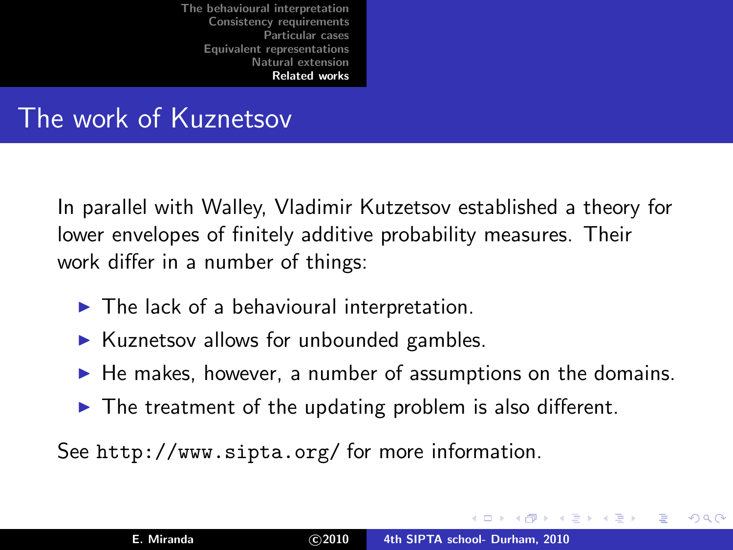## The work of Kuznetsov

In parallel with Walley, Vladimir Kutzetsov established a theory for lower envelopes of finitely additive probability measures. Their work differ in a number of things:

- The lack of a behavioural interpretation.
- Kuznetsov allows for unbounded gambles.
- He makes, however, a number of assumptions on the domains.
- The treatment of the updating problem is also different.

See `http://www.sipta.org/` for more information.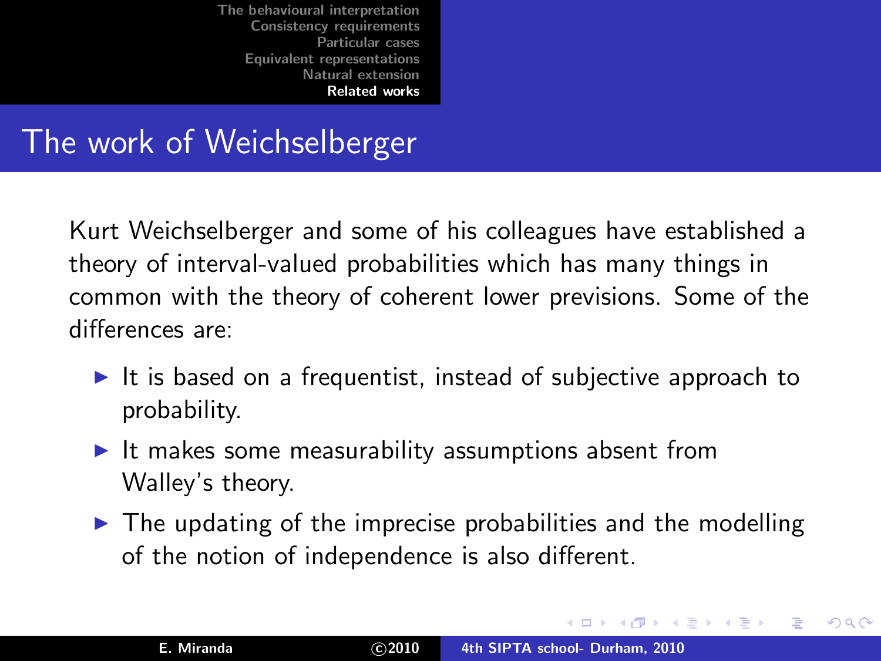## The work of Weichselberger

Kurt Weichselberger and some of his colleagues have established a theory of interval-valued probabilities which has many things in common with the theory of coherent lower previsions. Some of the differences are:

- It is based on a frequentist, instead of subjective approach to probability.
- It makes some measurability assumptions absent from Walley's theory.
- The updating of the imprecise probabilities and the modelling of the notion of independence is also different.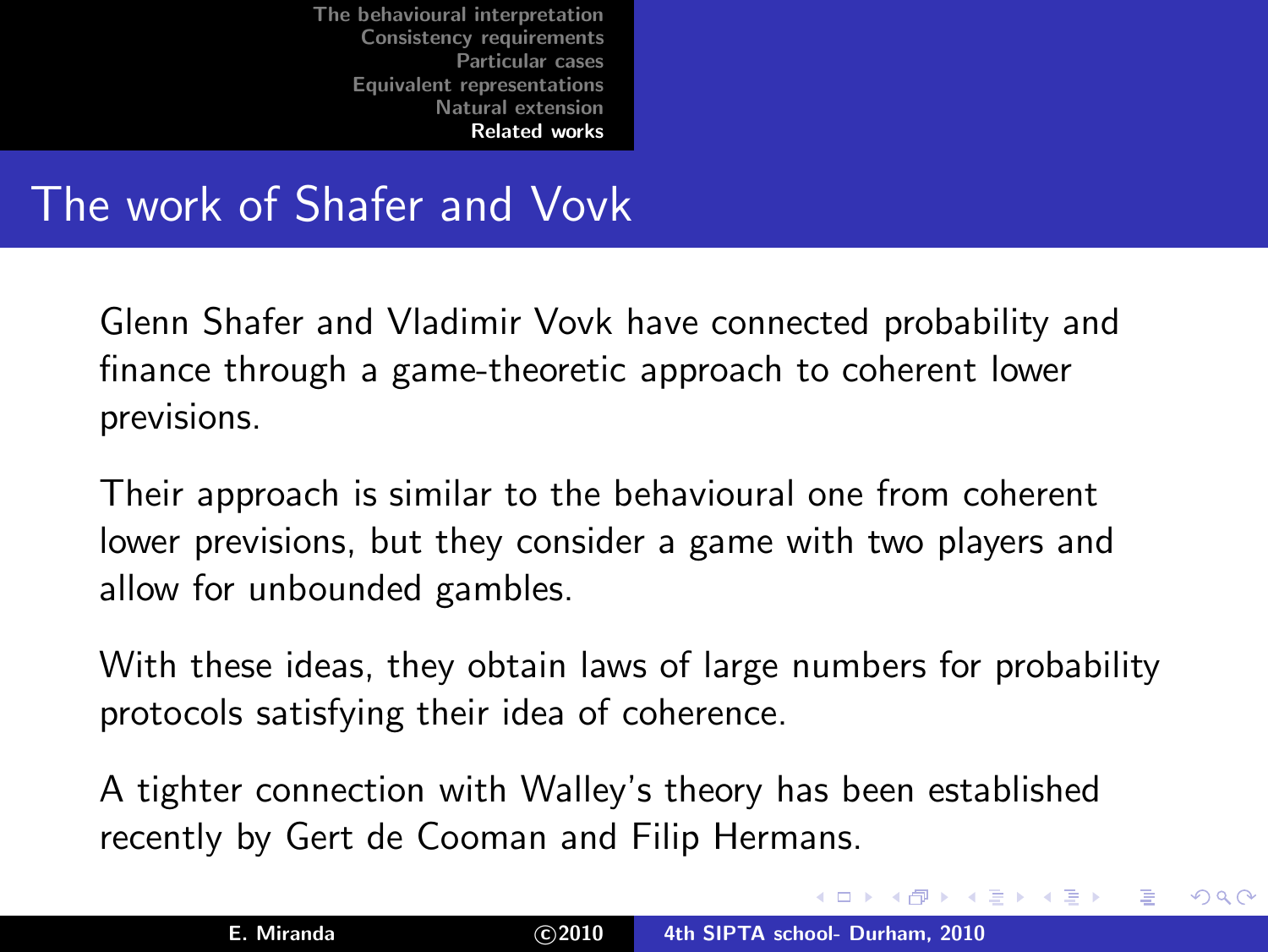# The work of Shafer and Vovk

Glenn Shafer and Vladimir Vovk have connected probability and finance through a game-theoretic approach to coherent lower previsions.

Their approach is similar to the behavioural one from coherent lower previsions, but they consider a game with two players and allow for unbounded gambles.

With these ideas, they obtain laws of large numbers for probability protocols satisfying their idea of coherence.

A tighter connection with Walley's theory has been established recently by Gert de Cooman and Filip Hermans.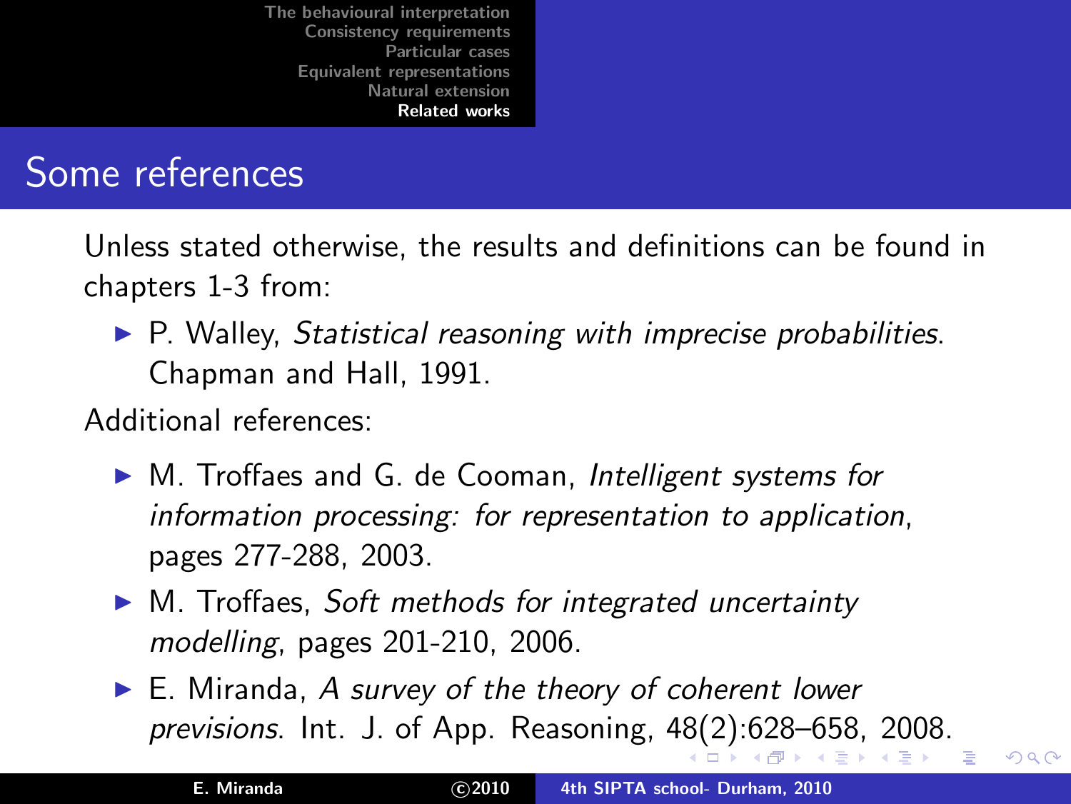## Some references

Unless stated otherwise, the results and definitions can be found in chapters 1-3 from:

- P. Walley, *Statistical reasoning with imprecise probabilities*. Chapman and Hall, 1991.

Additional references:

- M. Troffaes and G. de Cooman, *Intelligent systems for information processing: for representation to application*, pages 277-288, 2003.
- M. Troffaes, *Soft methods for integrated uncertainty modelling*, pages 201-210, 2006.
- E. Miranda, *A survey of the theory of coherent lower previsions*. Int. J. of App. Reasoning, 48(2):628–658, 2008.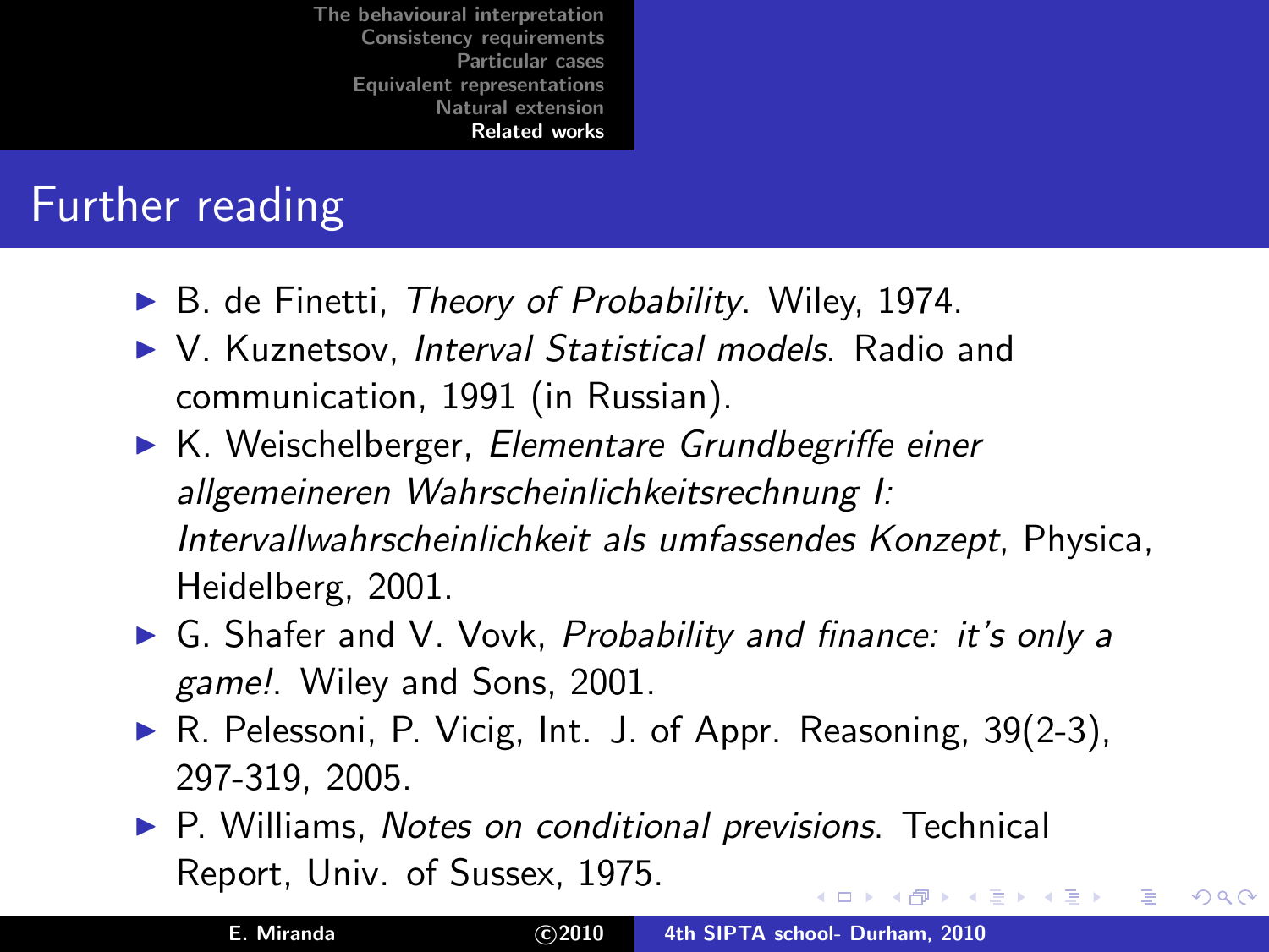## Further reading

- B. de Finetti, *Theory of Probability*. Wiley, 1974.
- V. Kuznetsov, *Interval Statistical models*. Radio and communication, 1991 (in Russian).
- K. Weischelberger, *Elementare Grundbegriffe einer allgemeineren Wahrscheinlichkeitsrechnung I: Intervallwahrscheinlichkeit als umfassendes Konzept*, Physica, Heidelberg, 2001.
- G. Shafer and V. Vovk, *Probability and finance: it's only a game!*. Wiley and Sons, 2001.
- R. Pelessoni, P. Vicig, Int. J. of Appr. Reasoning, 39(2-3), 297-319, 2005.
- P. Williams, *Notes on conditional previsions*. Technical Report, Univ. of Sussex, 1975.